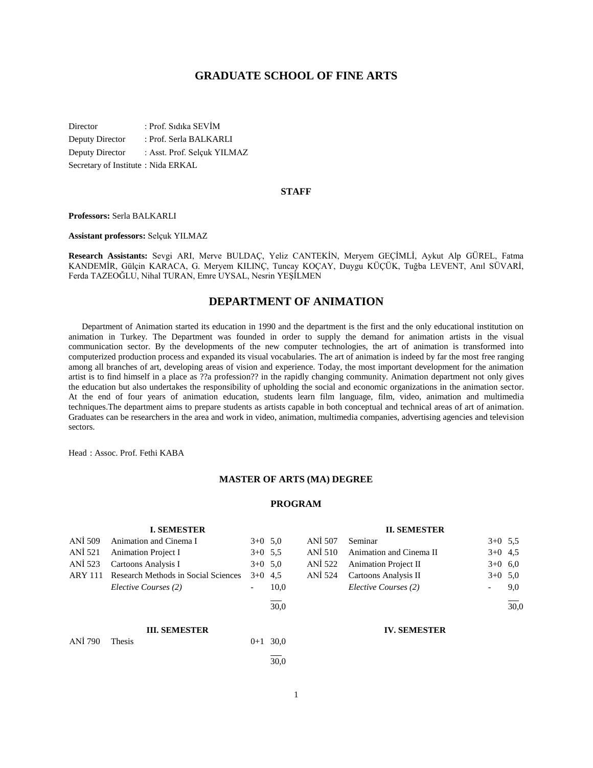# GRADUATE SCHOOL OF FINE ARTS

Director : Prof. Sıdıka SEVİM
Deputy Director : Prof. Serla BALKARLI
Deputy Director : Asst. Prof. Selçuk YILMAZ
Secretary of Institute : Nida ERKAL

### STAFF

**Professors:** Serla BALKARLI

**Assistant professors:** Selçuk YILMAZ

**Research Assistants:** Sevgi ARI, Merve BULDAÇ, Yeliz CANTEKİN, Meryem GEÇİMLİ, Aykut Alp GÜREL, Fatma KANDEMİR, Gülçin KARACA, G. Meryem KILINÇ, Tuncay KOÇAY, Duygu KÜÇÜK, Tuğba LEVENT, Anıl SÜVARİ, Ferda TAZEOĞLU, Nihal TURAN, Emre UYSAL, Nesrin YEŞİLMEN

## DEPARTMENT OF ANIMATION

Department of Animation started its education in 1990 and the department is the first and the only educational institution on animation in Turkey. The Department was founded in order to supply the demand for animation artists in the visual communication sector. By the developments of the new computer technologies, the art of animation is transformed into computerized production process and expanded its visual vocabularies. The art of animation is indeed by far the most free ranging among all branches of art, developing areas of vision and experience. Today, the most important development for the animation artist is to find himself in a place as ??a profession?? in the rapidly changing community. Animation department not only gives the education but also undertakes the responsibility of upholding the social and economic organizations in the animation sector. At the end of four years of animation education, students learn film language, film, video, animation and multimedia techniques.The department aims to prepare students as artists capable in both conceptual and technical areas of art of animation. Graduates can be researchers in the area and work in video, animation, multimedia companies, advertising agencies and television sectors.

Head : Assoc. Prof. Fethi KABA

### MASTER OF ARTS (MA) DEGREE

### PROGRAM

**I. SEMESTER**

| Code | Course | Hours | Credits |
|---|---|---|---|
| ANİ 509 | Animation and Cinema I | 3+0 | 5,0 |
| ANİ 521 | Animation Project I | 3+0 | 5,5 |
| ANİ 523 | Cartoons Analysis I | 3+0 | 5,0 |
| ARY 111 | Research Methods in Social Sciences | 3+0 | 4,5 |
| | *Elective Courses (2)* | - | 10,0 |
| | | | 30,0 |

**II. SEMESTER**

| Code | Course | Hours | Credits |
|---|---|---|---|
| ANİ 507 | Seminar | 3+0 | 5,5 |
| ANİ 510 | Animation and Cinema II | 3+0 | 4,5 |
| ANİ 522 | Animation Project II | 3+0 | 6,0 |
| ANİ 524 | Cartoons Analysis II | 3+0 | 5,0 |
| | *Elective Courses (2)* | - | 9,0 |
| | | | 30,0 |

**III. SEMESTER**

| Code | Course | Hours | Credits |
|---|---|---|---|
| ANİ 790 | Thesis | 0+1 | 30,0 |
| | | | 30,0 |

**IV. SEMESTER**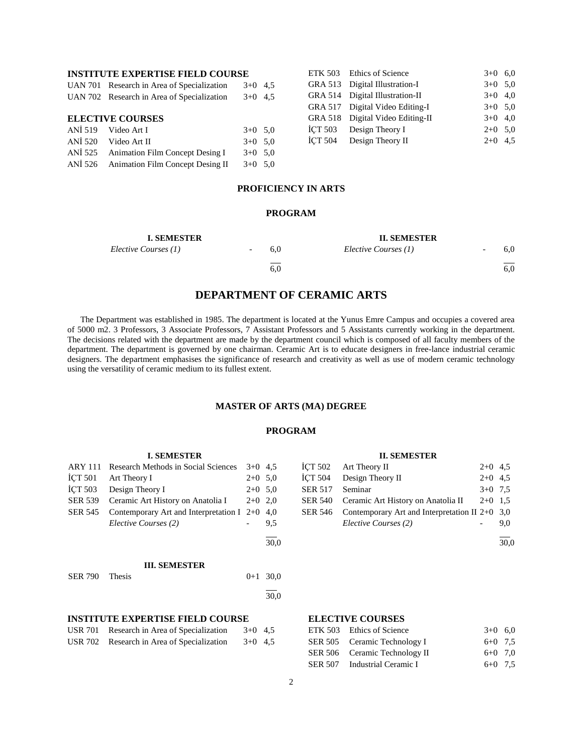### INSTITUTE EXPERTISE FIELD COURSE

| | | | |
|---|---|---|---|
| UAN 701 | Research in Area of Specialization | 3+0 | 4,5 |
| UAN 702 | Research in Area of Specialization | 3+0 | 4,5 |

### ELECTIVE COURSES

| | | | |
|---|---|---|---|
| ANİ 519 | Video Art I | 3+0 | 5,0 |
| ANİ 520 | Video Art II | 3+0 | 5,0 |
| ANİ 525 | Animation Film Concept Desing I | 3+0 | 5,0 |
| ANİ 526 | Animation Film Concept Desing II | 3+0 | 5,0 |
| ETK 503 | Ethics of Science | 3+0 | 6,0 |
| GRA 513 | Digital Illustration-I | 3+0 | 5,0 |
| GRA 514 | Digital Illustration-II | 3+0 | 4,0 |
| GRA 517 | Digital Video Editing-I | 3+0 | 5,0 |
| GRA 518 | Digital Video Editing-II | 3+0 | 4,0 |
| İÇT 503 | Design Theory I | 2+0 | 5,0 |
| İÇT 504 | Design Theory II | 2+0 | 4,5 |

### PROFICIENCY IN ARTS

### PROGRAM

**I. SEMESTER**

| | | |
|---|---|---|
| *Elective Courses (1)* | - | 6,0 |
| | | 6,0 |

**II. SEMESTER**

| | | |
|---|---|---|
| *Elective Courses (1)* | - | 6,0 |
| | | 6,0 |

## DEPARTMENT OF CERAMIC ARTS

The Department was established in 1985. The department is located at the Yunus Emre Campus and occupies a covered area of 5000 m2. 3 Professors, 3 Associate Professors, 7 Assistant Professors and 5 Assistants currently working in the department. The decisions related with the department are made by the department council which is composed of all faculty members of the department. The department is governed by one chairman. Ceramic Art is to educate designers in free-lance industrial ceramic designers. The department emphasises the significance of research and creativity as well as use of modern ceramic technology using the versatility of ceramic medium to its fullest extent.

### MASTER OF ARTS (MA) DEGREE

### PROGRAM

**I. SEMESTER**

| | | | |
|---|---|---|---|
| ARY 111 | Research Methods in Social Sciences | 3+0 | 4,5 |
| İÇT 501 | Art Theory I | 2+0 | 5,0 |
| İÇT 503 | Design Theory I | 2+0 | 5,0 |
| SER 539 | Ceramic Art History on Anatolia I | 2+0 | 2,0 |
| SER 545 | Contemporary Art and Interpretation I | 2+0 | 4,0 |
| | *Elective Courses (2)* | - | 9,5 |
| | | | 30,0 |

**II. SEMESTER**

| | | | |
|---|---|---|---|
| İÇT 502 | Art Theory II | 2+0 | 4,5 |
| İÇT 504 | Design Theory II | 2+0 | 4,5 |
| SER 517 | Seminar | 3+0 | 7,5 |
| SER 540 | Ceramic Art History on Anatolia II | 2+0 | 1,5 |
| SER 546 | Contemporary Art and Interpretation II | 2+0 | 3,0 |
| | *Elective Courses (2)* | - | 9,0 |
| | | | 30,0 |

**III. SEMESTER**

| | | | |
|---|---|---|---|
| SER 790 | Thesis | 0+1 | 30,0 |
| | | | 30,0 |

### INSTITUTE EXPERTISE FIELD COURSE

| | | | |
|---|---|---|---|
| USR 701 | Research in Area of Specialization | 3+0 | 4,5 |
| USR 702 | Research in Area of Specialization | 3+0 | 4,5 |

### ELECTIVE COURSES

| | | | |
|---|---|---|---|
| ETK 503 | Ethics of Science | 3+0 | 6,0 |
| SER 505 | Ceramic Technology I | 6+0 | 7,5 |
| SER 506 | Ceramic Technology II | 6+0 | 7,0 |
| SER 507 | Industrial Ceramic I | 6+0 | 7,5 |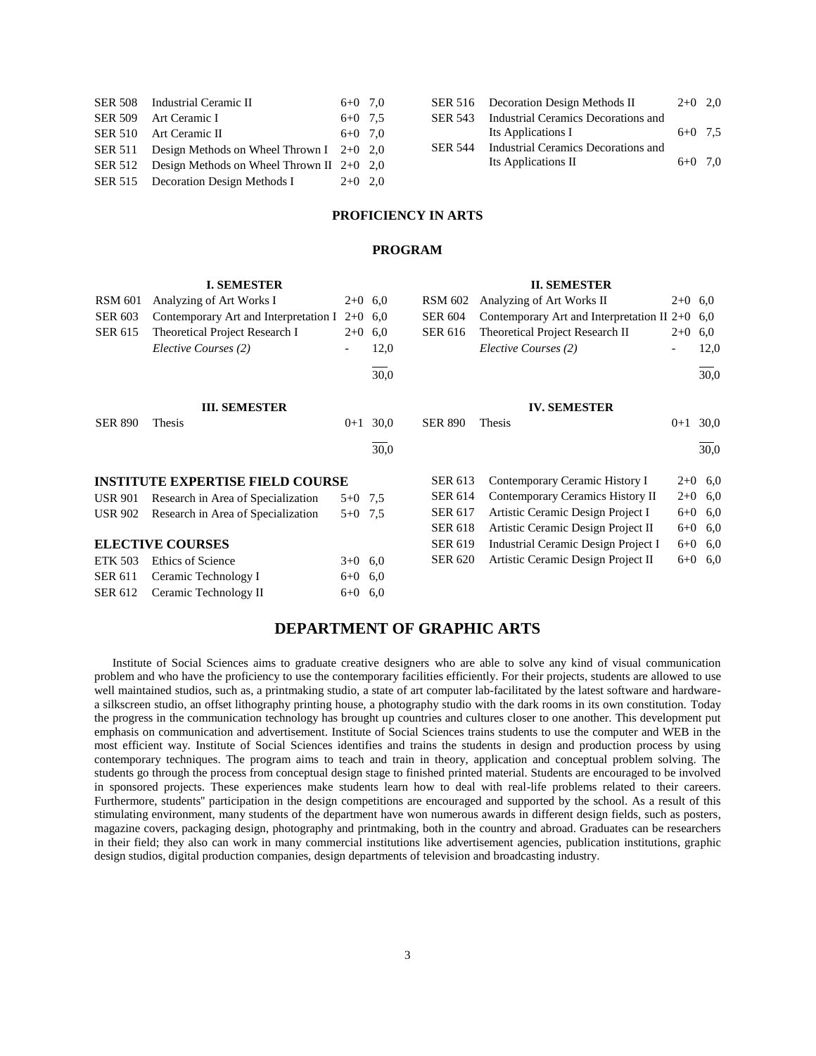| | | | |
|---|---|---|---|
| SER 508 | Industrial Ceramic II | 6+0 | 7,0 |
| SER 509 | Art Ceramic I | 6+0 | 7,5 |
| SER 510 | Art Ceramic II | 6+0 | 7,0 |
| SER 511 | Design Methods on Wheel Thrown I | 2+0 | 2,0 |
| SER 512 | Design Methods on Wheel Thrown II | 2+0 | 2,0 |
| SER 515 | Decoration Design Methods I | 2+0 | 2,0 |
| SER 516 | Decoration Design Methods II | 2+0 | 2,0 |
| SER 543 | Industrial Ceramics Decorations and Its Applications I | 6+0 | 7,5 |
| SER 544 | Industrial Ceramics Decorations and Its Applications II | 6+0 | 7,0 |

## PROFICIENCY IN ARTS

### PROGRAM

**I. SEMESTER**

| | | | |
|---|---|---|---|
| RSM 601 | Analyzing of Art Works I | 2+0 | 6,0 |
| SER 603 | Contemporary Art and Interpretation I | 2+0 | 6,0 |
| SER 615 | Theoretical Project Research I | 2+0 | 6,0 |
| | *Elective Courses (2)* | - | 12,0 |
| | | | 30,0 |

**II. SEMESTER**

| | | | |
|---|---|---|---|
| RSM 602 | Analyzing of Art Works II | 2+0 | 6,0 |
| SER 604 | Contemporary Art and Interpretation II | 2+0 | 6,0 |
| SER 616 | Theoretical Project Research II | 2+0 | 6,0 |
| | *Elective Courses (2)* | - | 12,0 |
| | | | 30,0 |

**III. SEMESTER**

| | | | |
|---|---|---|---|
| SER 890 | Thesis | 0+1 | 30,0 |
| | | | 30,0 |

**IV. SEMESTER**

| | | | |
|---|---|---|---|
| SER 890 | Thesis | 0+1 | 30,0 |
| | | | 30,0 |

**INSTITUTE EXPERTISE FIELD COURSE**

| | | | |
|---|---|---|---|
| USR 901 | Research in Area of Specialization | 5+0 | 7,5 |
| USR 902 | Research in Area of Specialization | 5+0 | 7,5 |

**ELECTIVE COURSES**

| | | | |
|---|---|---|---|
| ETK 503 | Ethics of Science | 3+0 | 6,0 |
| SER 611 | Ceramic Technology I | 6+0 | 6,0 |
| SER 612 | Ceramic Technology II | 6+0 | 6,0 |
| SER 613 | Contemporary Ceramic History I | 2+0 | 6,0 |
| SER 614 | Contemporary Ceramics History II | 2+0 | 6,0 |
| SER 617 | Artistic Ceramic Design Project I | 6+0 | 6,0 |
| SER 618 | Artistic Ceramic Design Project II | 6+0 | 6,0 |
| SER 619 | Industrial Ceramic Design Project I | 6+0 | 6,0 |
| SER 620 | Artistic Ceramic Design Project II | 6+0 | 6,0 |

## DEPARTMENT OF GRAPHIC ARTS

Institute of Social Sciences aims to graduate creative designers who are able to solve any kind of visual communication problem and who have the proficiency to use the contemporary facilities efficiently. For their projects, students are allowed to use well maintained studios, such as, a printmaking studio, a state of art computer lab-facilitated by the latest software and hardware- a silkscreen studio, an offset lithography printing house, a photography studio with the dark rooms in its own constitution. Today the progress in the communication technology has brought up countries and cultures closer to one another. This development put emphasis on communication and advertisement. Institute of Social Sciences trains students to use the computer and WEB in the most efficient way. Institute of Social Sciences identifies and trains the students in design and production process by using contemporary techniques. The program aims to teach and train in theory, application and conceptual problem solving. The students go through the process from conceptual design stage to finished printed material. Students are encouraged to be involved in sponsored projects. These experiences make students learn how to deal with real-life problems related to their careers. Furthermore, students'' participation in the design competitions are encouraged and supported by the school. As a result of this stimulating environment, many students of the department have won numerous awards in different design fields, such as posters, magazine covers, packaging design, photography and printmaking, both in the country and abroad. Graduates can be researchers in their field; they also can work in many commercial institutions like advertisement agencies, publication institutions, graphic design studios, digital production companies, design departments of television and broadcasting industry.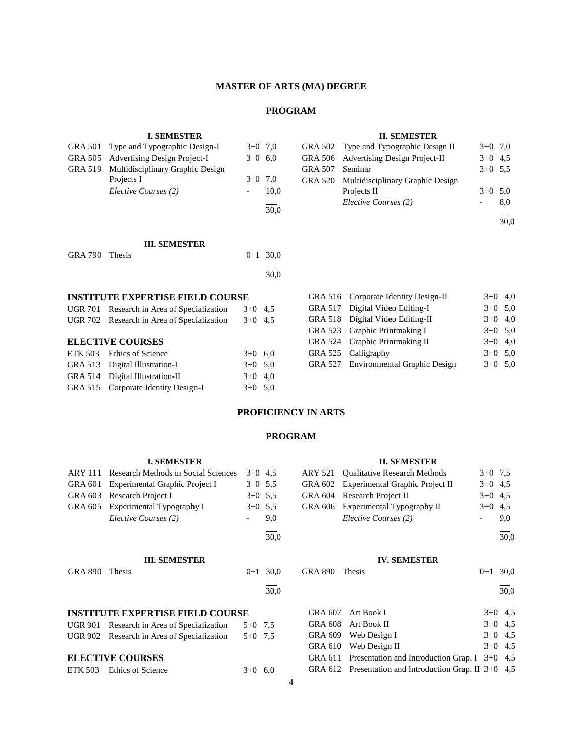# MASTER OF ARTS (MA) DEGREE

## PROGRAM

### I. SEMESTER

| Code | Course | | ECTS |
|---|---|---|---|
| GRA 501 | Type and Typographic Design-I | 3+0 | 7,0 |
| GRA 505 | Advertising Design Project-I | 3+0 | 6,0 |
| GRA 519 | Multidisciplinary Graphic Design Projects I | 3+0 | 7,0 |
| | *Elective Courses (2)* | - | 10,0 |
| | | | 30,0 |

### II. SEMESTER

| Code | Course | | ECTS |
|---|---|---|---|
| GRA 502 | Type and Typographic Design II | 3+0 | 7,0 |
| GRA 506 | Advertising Design Project-II | 3+0 | 4,5 |
| GRA 507 | Seminar | 3+0 | 5,5 |
| GRA 520 | Multidisciplinary Graphic Design Projects II | 3+0 | 5,0 |
| | *Elective Courses (2)* | - | 8,0 |
| | | | 30,0 |

### III. SEMESTER

| Code | Course | | ECTS |
|---|---|---|---|
| GRA 790 | Thesis | 0+1 | 30,0 |
| | | | 30,0 |

### INSTITUTE EXPERTISE FIELD COURSE

| Code | Course | | ECTS |
|---|---|---|---|
| UGR 701 | Research in Area of Specialization | 3+0 | 4,5 |
| UGR 702 | Research in Area of Specialization | 3+0 | 4,5 |

### ELECTIVE COURSES

| Code | Course | | ECTS |
|---|---|---|---|
| ETK 503 | Ethics of Science | 3+0 | 6,0 |
| GRA 513 | Digital Illustration-I | 3+0 | 5,0 |
| GRA 514 | Digital Illustration-II | 3+0 | 4,0 |
| GRA 515 | Corporate Identity Design-I | 3+0 | 5,0 |
| GRA 516 | Corporate Identity Design-II | 3+0 | 4,0 |
| GRA 517 | Digital Video Editing-I | 3+0 | 5,0 |
| GRA 518 | Digital Video Editing-II | 3+0 | 4,0 |
| GRA 523 | Graphic Printmaking I | 3+0 | 5,0 |
| GRA 524 | Graphic Printmaking II | 3+0 | 4,0 |
| GRA 525 | Calligraphy | 3+0 | 5,0 |
| GRA 527 | Environmental Graphic Design | 3+0 | 5,0 |

# PROFICIENCY IN ARTS

## PROGRAM

### I. SEMESTER

| Code | Course | | ECTS |
|---|---|---|---|
| ARY 111 | Research Methods in Social Sciences | 3+0 | 4,5 |
| GRA 601 | Experimental Graphic Project I | 3+0 | 5,5 |
| GRA 603 | Research Project I | 3+0 | 5,5 |
| GRA 605 | Experimental Typography I | 3+0 | 5,5 |
| | *Elective Courses (2)* | - | 9,0 |
| | | | 30,0 |

### II. SEMESTER

| Code | Course | | ECTS |
|---|---|---|---|
| ARY 521 | Qualitative Research Methods | 3+0 | 7,5 |
| GRA 602 | Experimental Graphic Project II | 3+0 | 4,5 |
| GRA 604 | Research Project II | 3+0 | 4,5 |
| GRA 606 | Experimental Typography II | 3+0 | 4,5 |
| | *Elective Courses (2)* | - | 9,0 |
| | | | 30,0 |

### III. SEMESTER

| Code | Course | | ECTS |
|---|---|---|---|
| GRA 890 | Thesis | 0+1 | 30,0 |
| | | | 30,0 |

### IV. SEMESTER

| Code | Course | | ECTS |
|---|---|---|---|
| GRA 890 | Thesis | 0+1 | 30,0 |
| | | | 30,0 |

### INSTITUTE EXPERTISE FIELD COURSE

| Code | Course | | ECTS |
|---|---|---|---|
| UGR 901 | Research in Area of Specialization | 5+0 | 7,5 |
| UGR 902 | Research in Area of Specialization | 5+0 | 7,5 |

### ELECTIVE COURSES

| Code | Course | | ECTS |
|---|---|---|---|
| ETK 503 | Ethics of Science | 3+0 | 6,0 |
| GRA 607 | Art Book I | 3+0 | 4,5 |
| GRA 608 | Art Book II | 3+0 | 4,5 |
| GRA 609 | Web Design I | 3+0 | 4,5 |
| GRA 610 | Web Design II | 3+0 | 4,5 |
| GRA 611 | Presentation and Introduction Grap. I | 3+0 | 4,5 |
| GRA 612 | Presentation and Introduction Grap. II | 3+0 | 4,5 |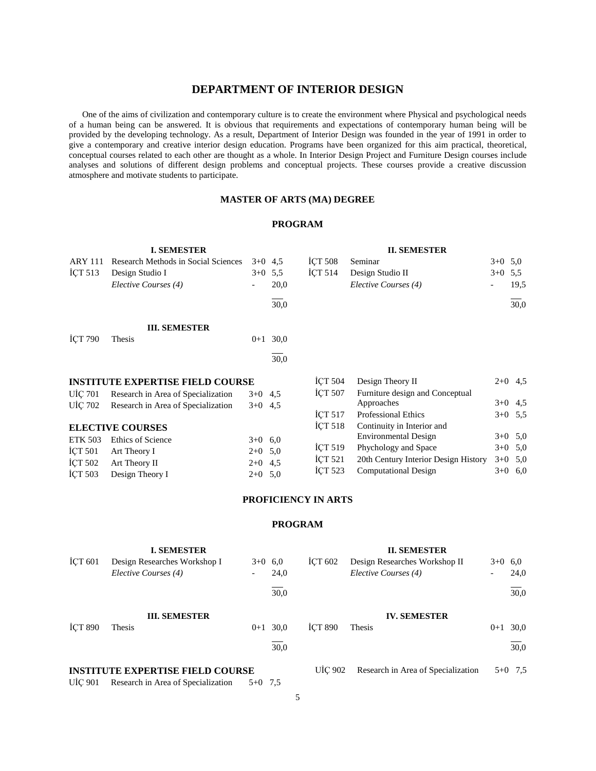# DEPARTMENT OF INTERIOR DESIGN

One of the aims of civilization and contemporary culture is to create the environment where Physical and psychological needs of a human being can be answered. It is obvious that requirements and expectations of contemporary human being will be provided by the developing technology. As a result, Department of Interior Design was founded in the year of 1991 in order to give a contemporary and creative interior design education. Programs have been organized for this aim practical, theoretical, conceptual courses related to each other are thought as a whole. In Interior Design Project and Furniture Design courses include analyses and solutions of different design problems and conceptual projects. These courses provide a creative discussion atmosphere and motivate students to participate.

## MASTER OF ARTS (MA) DEGREE

### PROGRAM

**I. SEMESTER**

| Code | Course | Hours | ECTS |
|---|---|---|---|
| ARY 111 | Research Methods in Social Sciences | 3+0 | 4,5 |
| İÇT 513 | Design Studio I | 3+0 | 5,5 |
| | *Elective Courses (4)* | - | 20,0 |
| | | | 30,0 |

**II. SEMESTER**

| Code | Course | Hours | ECTS |
|---|---|---|---|
| İÇT 508 | Seminar | 3+0 | 5,0 |
| İÇT 514 | Design Studio II | 3+0 | 5,5 |
| | *Elective Courses (4)* | - | 19,5 |
| | | | 30,0 |

**III. SEMESTER**

| Code | Course | Hours | ECTS |
|---|---|---|---|
| İÇT 790 | Thesis | 0+1 | 30,0 |
| | | | 30,0 |

**INSTITUTE EXPERTISE FIELD COURSE**

| Code | Course | Hours | ECTS |
|---|---|---|---|
| UİÇ 701 | Research in Area of Specialization | 3+0 | 4,5 |
| UİÇ 702 | Research in Area of Specialization | 3+0 | 4,5 |

**ELECTIVE COURSES**

| Code | Course | Hours | ECTS |
|---|---|---|---|
| ETK 503 | Ethics of Science | 3+0 | 6,0 |
| İÇT 501 | Art Theory I | 2+0 | 5,0 |
| İÇT 502 | Art Theory II | 2+0 | 4,5 |
| İÇT 503 | Design Theory I | 2+0 | 5,0 |
| İÇT 504 | Design Theory II | 2+0 | 4,5 |
| İÇT 507 | Furniture design and Conceptual Approaches | 3+0 | 4,5 |
| İÇT 517 | Professional Ethics | 3+0 | 5,5 |
| İÇT 518 | Continuity in Interior and Environmental Design | 3+0 | 5,0 |
| İÇT 519 | Phychology and Space | 3+0 | 5,0 |
| İÇT 521 | 20th Century Interior Design History | 3+0 | 5,0 |
| İÇT 523 | Computational Design | 3+0 | 6,0 |

## PROFICIENCY IN ARTS

### PROGRAM

**I. SEMESTER**

| Code | Course | Hours | ECTS |
|---|---|---|---|
| İÇT 601 | Design Researches Workshop I | 3+0 | 6,0 |
| | *Elective Courses (4)* | - | 24,0 |
| | | | 30,0 |

**II. SEMESTER**

| Code | Course | Hours | ECTS |
|---|---|---|---|
| İÇT 602 | Design Researches Workshop II | 3+0 | 6,0 |
| | *Elective Courses (4)* | - | 24,0 |
| | | | 30,0 |

**III. SEMESTER**

| Code | Course | Hours | ECTS |
|---|---|---|---|
| İÇT 890 | Thesis | 0+1 | 30,0 |
| | | | 30,0 |

**IV. SEMESTER**

| Code | Course | Hours | ECTS |
|---|---|---|---|
| İÇT 890 | Thesis | 0+1 | 30,0 |
| | | | 30,0 |

**INSTITUTE EXPERTISE FIELD COURSE**

| Code | Course | Hours | ECTS |
|---|---|---|---|
| UİÇ 901 | Research in Area of Specialization | 5+0 | 7,5 |
| UİÇ 902 | Research in Area of Specialization | 5+0 | 7,5 |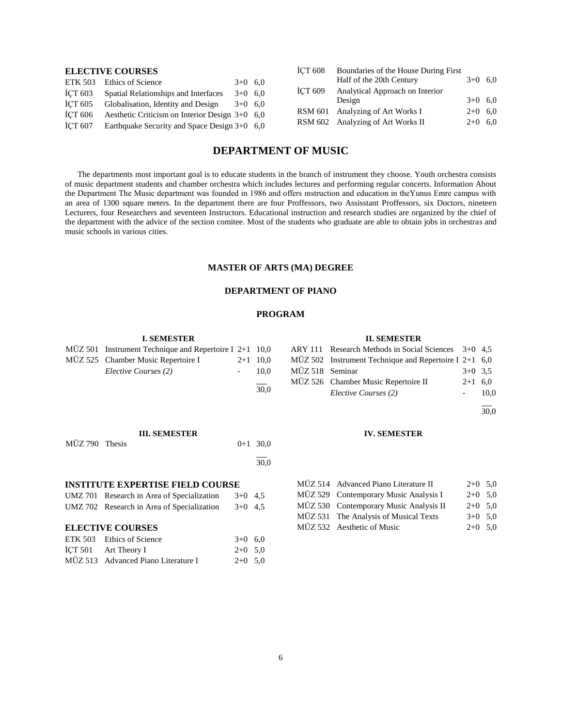## ELECTIVE COURSES

| | | | |
|---|---|---|---|
| ETK 503 | Ethics of Science | 3+0 | 6,0 |
| İÇT 603 | Spatial Relationships and Interfaces | 3+0 | 6,0 |
| İÇT 605 | Globalisation, Identity and Design | 3+0 | 6,0 |
| İÇT 606 | Aesthetic Criticism on Interior Design | 3+0 | 6,0 |
| İÇT 607 | Earthquake Security and Space Design | 3+0 | 6,0 |
| İÇT 608 | Boundaries of the House During First Half of the 20th Century | 3+0 | 6,0 |
| İÇT 609 | Analytical Approach on Interior Design | 3+0 | 6,0 |
| RSM 601 | Analyzing of Art Works I | 2+0 | 6,0 |
| RSM 602 | Analyzing of Art Works II | 2+0 | 6,0 |

# DEPARTMENT OF MUSIC

The departments most important goal is to educate students in the branch of instrument they choose. Youth orchestra consists of music department students and chamber orchestra which includes lectures and performing regular concerts. Information About the Department The Music department was founded in 1986 and offers ınstruction and education in theYunus Emre campus with an area of 1300 square meters. In the department there are four Proffessors, two Assisstant Proffessors, six Doctors, nineteen Lecturers, four Researchers and seventeen Instructors. Educational instruction and research studies are organized by the chief of the department with the advice of the section comitee. Most of the students who graduate are able to obtain jobs in orchestras and music schools in various cities.

## MASTER OF ARTS (MA) DEGREE

## DEPARTMENT OF PIANO

## PROGRAM

### I. SEMESTER

| | | | |
|---|---|---|---|
| MÜZ 501 | Instrument Technique and Repertoire I | 2+1 | 10,0 |
| MÜZ 525 | Chamber Music Repertoire I | 2+1 | 10,0 |
| | *Elective Courses (2)* | - | 10,0 |
| | | | 30,0 |

### II. SEMESTER

| | | | |
|---|---|---|---|
| ARY 111 | Research Methods in Social Sciences | 3+0 | 4,5 |
| MÜZ 502 | Instrument Technique and Repertoire I | 2+1 | 6,0 |
| MÜZ 518 | Seminar | 3+0 | 3,5 |
| MÜZ 526 | Chamber Music Repertoire II | 2+1 | 6,0 |
| | *Elective Courses (2)* | - | 10,0 |
| | | | 30,0 |

### III. SEMESTER

| | | | |
|---|---|---|---|
| MÜZ 790 | Thesis | 0+1 | 30,0 |
| | | | 30,0 |

### IV. SEMESTER

## INSTITUTE EXPERTISE FIELD COURSE

| | | | |
|---|---|---|---|
| UMZ 701 | Research in Area of Specialization | 3+0 | 4,5 |
| UMZ 702 | Research in Area of Specialization | 3+0 | 4,5 |

## ELECTIVE COURSES

| | | | |
|---|---|---|---|
| ETK 503 | Ethics of Science | 3+0 | 6,0 |
| İÇT 501 | Art Theory I | 2+0 | 5,0 |
| MÜZ 513 | Advanced Piano Literature I | 2+0 | 5,0 |
| MÜZ 514 | Advanced Piano Literature II | 2+0 | 5,0 |
| MÜZ 529 | Contemporary Music Analysis I | 2+0 | 5,0 |
| MÜZ 530 | Contemporary Music Analysis II | 2+0 | 5,0 |
| MÜZ 531 | The Analysis of Musical Texts | 3+0 | 5,0 |
| MÜZ 532 | Aesthetic of Music | 2+0 | 5,0 |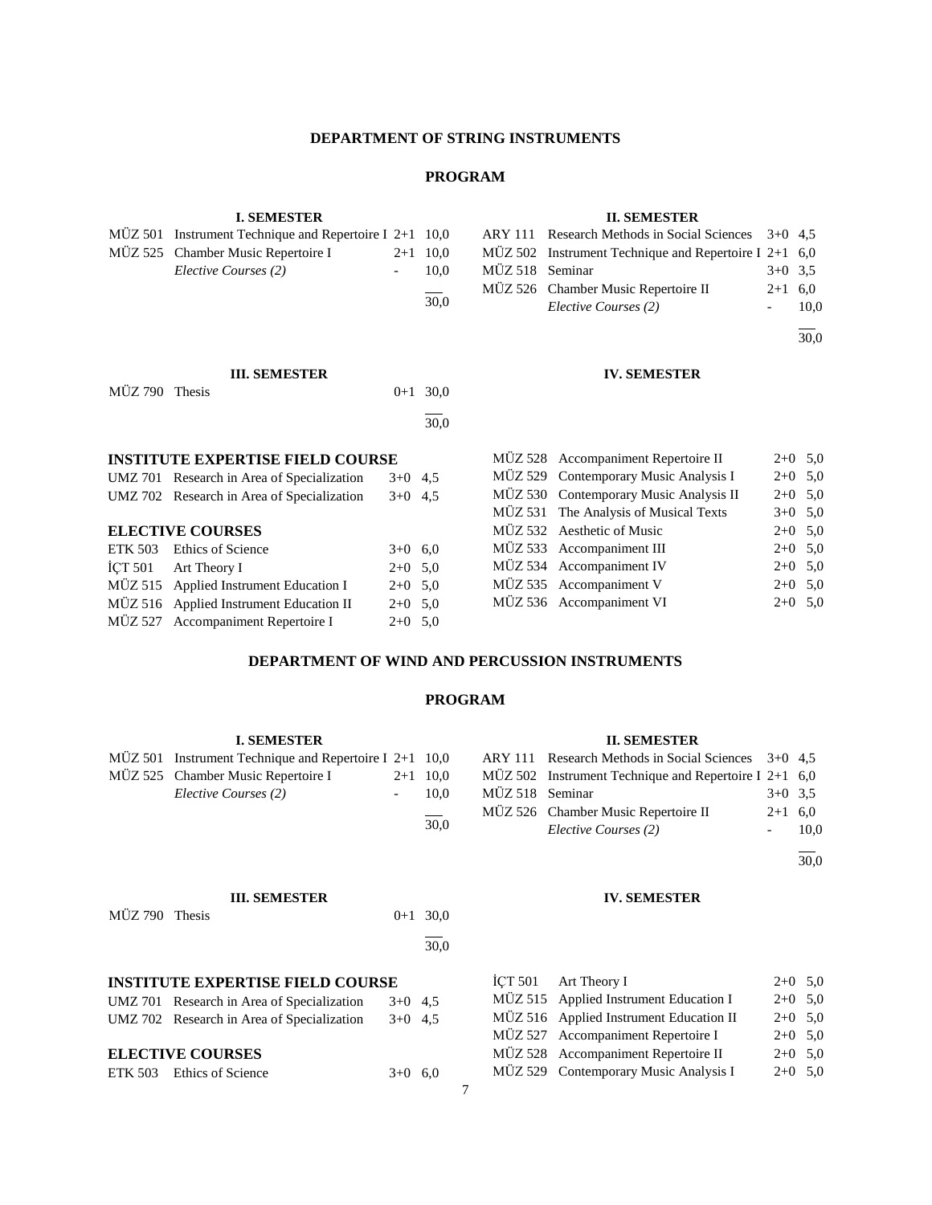## DEPARTMENT OF STRING INSTRUMENTS

### PROGRAM

**I. SEMESTER**

| | | | |
|---|---|---|---|
| MÜZ 501 | Instrument Technique and Repertoire I | 2+1 | 10,0 |
| MÜZ 525 | Chamber Music Repertoire I | 2+1 | 10,0 |
| | *Elective Courses (2)* | - | 10,0 |
| | | | 30,0 |

**II. SEMESTER**

| | | | |
|---|---|---|---|
| ARY 111 | Research Methods in Social Sciences | 3+0 | 4,5 |
| MÜZ 502 | Instrument Technique and Repertoire I | 2+1 | 6,0 |
| MÜZ 518 | Seminar | 3+0 | 3,5 |
| MÜZ 526 | Chamber Music Repertoire II | 2+1 | 6,0 |
| | *Elective Courses (2)* | - | 10,0 |
| | | | 30,0 |

**III. SEMESTER**

| | | | |
|---|---|---|---|
| MÜZ 790 | Thesis | 0+1 | 30,0 |
| | | | 30,0 |

**IV. SEMESTER**

**INSTITUTE EXPERTISE FIELD COURSE**

| | | | |
|---|---|---|---|
| UMZ 701 | Research in Area of Specialization | 3+0 | 4,5 |
| UMZ 702 | Research in Area of Specialization | 3+0 | 4,5 |

**ELECTIVE COURSES**

| | | | |
|---|---|---|---|
| ETK 503 | Ethics of Science | 3+0 | 6,0 |
| İÇT 501 | Art Theory I | 2+0 | 5,0 |
| MÜZ 515 | Applied Instrument Education I | 2+0 | 5,0 |
| MÜZ 516 | Applied Instrument Education II | 2+0 | 5,0 |
| MÜZ 527 | Accompaniment Repertoire I | 2+0 | 5,0 |
| MÜZ 528 | Accompaniment Repertoire II | 2+0 | 5,0 |
| MÜZ 529 | Contemporary Music Analysis I | 2+0 | 5,0 |
| MÜZ 530 | Contemporary Music Analysis II | 2+0 | 5,0 |
| MÜZ 531 | The Analysis of Musical Texts | 3+0 | 5,0 |
| MÜZ 532 | Aesthetic of Music | 2+0 | 5,0 |
| MÜZ 533 | Accompaniment III | 2+0 | 5,0 |
| MÜZ 534 | Accompaniment IV | 2+0 | 5,0 |
| MÜZ 535 | Accompaniment V | 2+0 | 5,0 |
| MÜZ 536 | Accompaniment VI | 2+0 | 5,0 |

## DEPARTMENT OF WIND AND PERCUSSION INSTRUMENTS

### PROGRAM

**I. SEMESTER**

| | | | |
|---|---|---|---|
| MÜZ 501 | Instrument Technique and Repertoire I | 2+1 | 10,0 |
| MÜZ 525 | Chamber Music Repertoire I | 2+1 | 10,0 |
| | *Elective Courses (2)* | - | 10,0 |
| | | | 30,0 |

**II. SEMESTER**

| | | | |
|---|---|---|---|
| ARY 111 | Research Methods in Social Sciences | 3+0 | 4,5 |
| MÜZ 502 | Instrument Technique and Repertoire I | 2+1 | 6,0 |
| MÜZ 518 | Seminar | 3+0 | 3,5 |
| MÜZ 526 | Chamber Music Repertoire II | 2+1 | 6,0 |
| | *Elective Courses (2)* | - | 10,0 |
| | | | 30,0 |

**III. SEMESTER**

| | | | |
|---|---|---|---|
| MÜZ 790 | Thesis | 0+1 | 30,0 |
| | | | 30,0 |

**IV. SEMESTER**

**INSTITUTE EXPERTISE FIELD COURSE**

| | | | |
|---|---|---|---|
| UMZ 701 | Research in Area of Specialization | 3+0 | 4,5 |
| UMZ 702 | Research in Area of Specialization | 3+0 | 4,5 |

**ELECTIVE COURSES**

| | | | |
|---|---|---|---|
| ETK 503 | Ethics of Science | 3+0 | 6,0 |
| İÇT 501 | Art Theory I | 2+0 | 5,0 |
| MÜZ 515 | Applied Instrument Education I | 2+0 | 5,0 |
| MÜZ 516 | Applied Instrument Education II | 2+0 | 5,0 |
| MÜZ 527 | Accompaniment Repertoire I | 2+0 | 5,0 |
| MÜZ 528 | Accompaniment Repertoire II | 2+0 | 5,0 |
| MÜZ 529 | Contemporary Music Analysis I | 2+0 | 5,0 |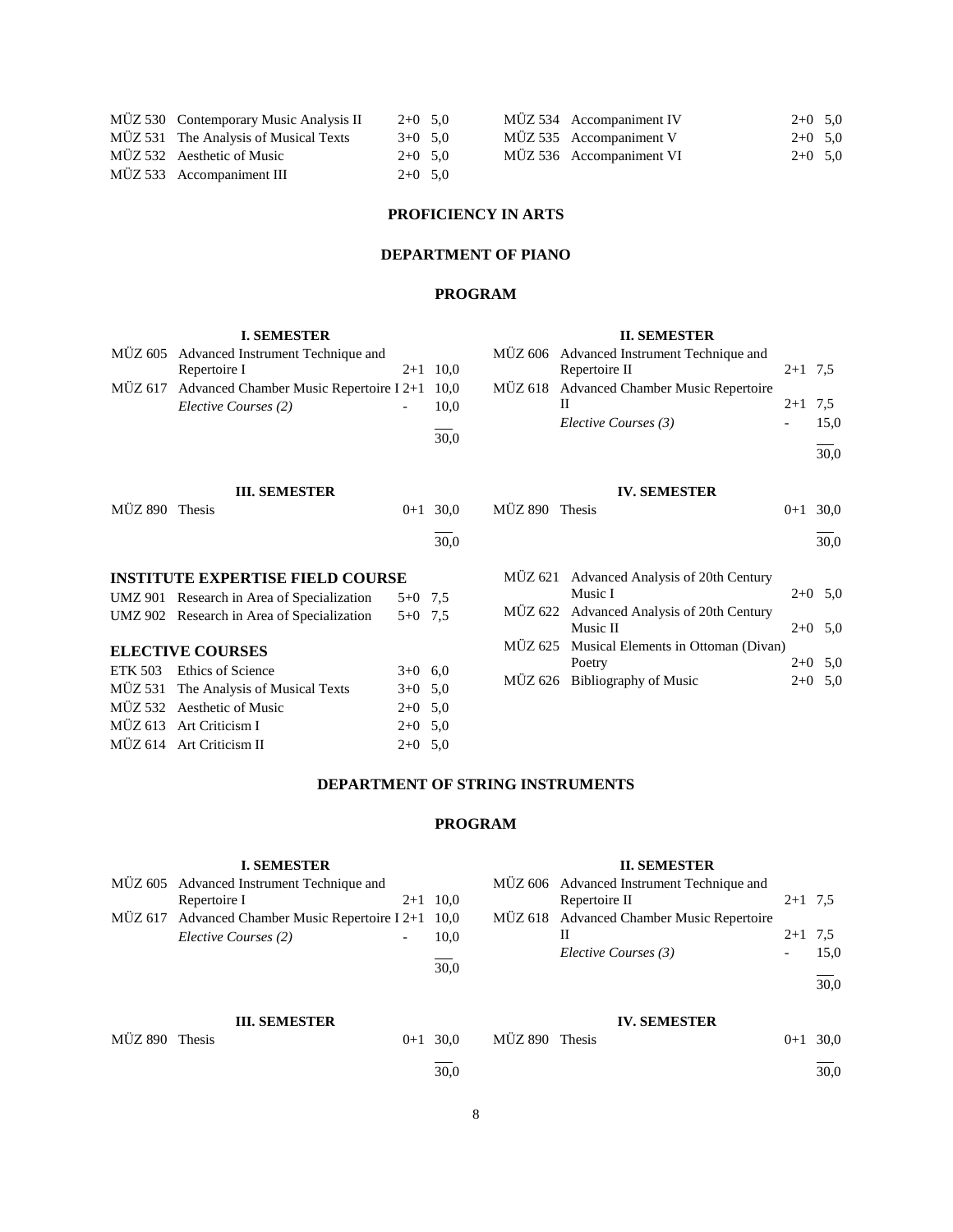| | | | |
|---|---|---|---|
| MÜZ 530 | Contemporary Music Analysis II | 2+0 | 5,0 |
| MÜZ 531 | The Analysis of Musical Texts | 3+0 | 5,0 |
| MÜZ 532 | Aesthetic of Music | 2+0 | 5,0 |
| MÜZ 533 | Accompaniment III | 2+0 | 5,0 |
| MÜZ 534 | Accompaniment IV | 2+0 | 5,0 |
| MÜZ 535 | Accompaniment V | 2+0 | 5,0 |
| MÜZ 536 | Accompaniment VI | 2+0 | 5,0 |

## PROFICIENCY IN ARTS

## DEPARTMENT OF PIANO

### PROGRAM

**I. SEMESTER**

| | | | |
|---|---|---|---|
| MÜZ 605 | Advanced Instrument Technique and Repertoire I | 2+1 | 10,0 |
| MÜZ 617 | Advanced Chamber Music Repertoire I | 2+1 | 10,0 |
| | *Elective Courses (2)* | - | 10,0 |
| | | | 30,0 |

**II. SEMESTER**

| | | | |
|---|---|---|---|
| MÜZ 606 | Advanced Instrument Technique and Repertoire II | 2+1 | 7,5 |
| MÜZ 618 | Advanced Chamber Music Repertoire II | 2+1 | 7,5 |
| | *Elective Courses (3)* | - | 15,0 |
| | | | 30,0 |

**III. SEMESTER**

| | | | |
|---|---|---|---|
| MÜZ 890 | Thesis | 0+1 | 30,0 |
| | | | 30,0 |

**IV. SEMESTER**

| | | | |
|---|---|---|---|
| MÜZ 890 | Thesis | 0+1 | 30,0 |
| | | | 30,0 |

### INSTITUTE EXPERTISE FIELD COURSE

| | | | |
|---|---|---|---|
| UMZ 901 | Research in Area of Specialization | 5+0 | 7,5 |
| UMZ 902 | Research in Area of Specialization | 5+0 | 7,5 |

### ELECTIVE COURSES

| | | | |
|---|---|---|---|
| ETK 503 | Ethics of Science | 3+0 | 6,0 |
| MÜZ 531 | The Analysis of Musical Texts | 3+0 | 5,0 |
| MÜZ 532 | Aesthetic of Music | 2+0 | 5,0 |
| MÜZ 613 | Art Criticism I | 2+0 | 5,0 |
| MÜZ 614 | Art Criticism II | 2+0 | 5,0 |
| MÜZ 621 | Advanced Analysis of 20th Century Music I | 2+0 | 5,0 |
| MÜZ 622 | Advanced Analysis of 20th Century Music II | 2+0 | 5,0 |
| MÜZ 625 | Musical Elements in Ottoman (Divan) Poetry | 2+0 | 5,0 |
| MÜZ 626 | Bibliography of Music | 2+0 | 5,0 |

## DEPARTMENT OF STRING INSTRUMENTS

### PROGRAM

**I. SEMESTER**

| | | | |
|---|---|---|---|
| MÜZ 605 | Advanced Instrument Technique and Repertoire I | 2+1 | 10,0 |
| MÜZ 617 | Advanced Chamber Music Repertoire I | 2+1 | 10,0 |
| | *Elective Courses (2)* | - | 10,0 |
| | | | 30,0 |

**II. SEMESTER**

| | | | |
|---|---|---|---|
| MÜZ 606 | Advanced Instrument Technique and Repertoire II | 2+1 | 7,5 |
| MÜZ 618 | Advanced Chamber Music Repertoire II | 2+1 | 7,5 |
| | *Elective Courses (3)* | - | 15,0 |
| | | | 30,0 |

**III. SEMESTER**

| | | | |
|---|---|---|---|
| MÜZ 890 | Thesis | 0+1 | 30,0 |
| | | | 30,0 |

**IV. SEMESTER**

| | | | |
|---|---|---|---|
| MÜZ 890 | Thesis | 0+1 | 30,0 |
| | | | 30,0 |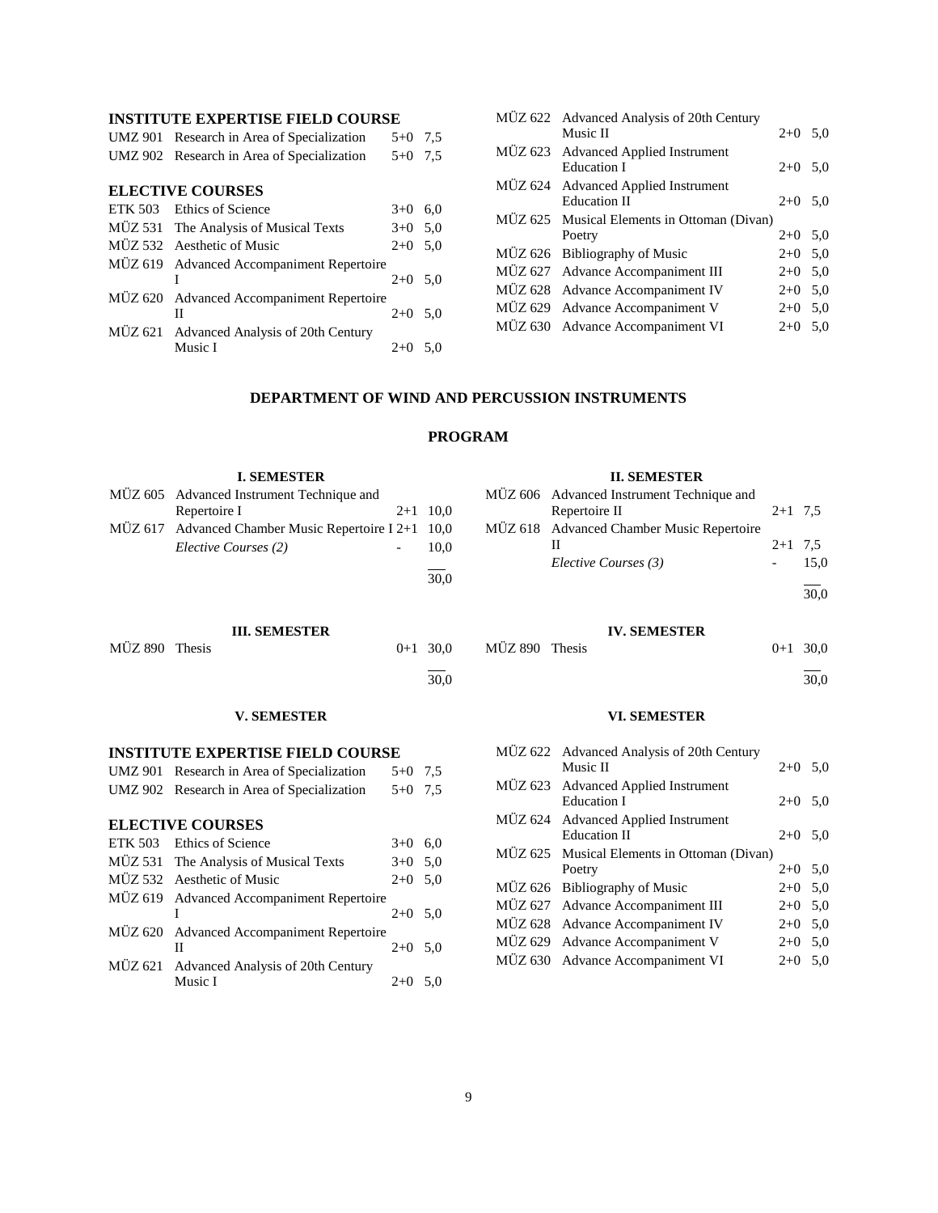### INSTITUTE EXPERTISE FIELD COURSE

| | | | |
|---|---|---|---|
| UMZ 901 | Research in Area of Specialization | 5+0 | 7,5 |
| UMZ 902 | Research in Area of Specialization | 5+0 | 7,5 |

### ELECTIVE COURSES

| | | | |
|---|---|---|---|
| ETK 503 | Ethics of Science | 3+0 | 6,0 |
| MÜZ 531 | The Analysis of Musical Texts | 3+0 | 5,0 |
| MÜZ 532 | Aesthetic of Music | 2+0 | 5,0 |
| MÜZ 619 | Advanced Accompaniment Repertoire I | 2+0 | 5,0 |
| MÜZ 620 | Advanced Accompaniment Repertoire II | 2+0 | 5,0 |
| MÜZ 621 | Advanced Analysis of 20th Century Music I | 2+0 | 5,0 |
| MÜZ 622 | Advanced Analysis of 20th Century Music II | 2+0 | 5,0 |
| MÜZ 623 | Advanced Applied Instrument Education I | 2+0 | 5,0 |
| MÜZ 624 | Advanced Applied Instrument Education II | 2+0 | 5,0 |
| MÜZ 625 | Musical Elements in Ottoman (Divan) Poetry | 2+0 | 5,0 |
| MÜZ 626 | Bibliography of Music | 2+0 | 5,0 |
| MÜZ 627 | Advance Accompaniment III | 2+0 | 5,0 |
| MÜZ 628 | Advance Accompaniment IV | 2+0 | 5,0 |
| MÜZ 629 | Advance Accompaniment V | 2+0 | 5,0 |
| MÜZ 630 | Advance Accompaniment VI | 2+0 | 5,0 |

## DEPARTMENT OF WIND AND PERCUSSION INSTRUMENTS

## PROGRAM

### I. SEMESTER

| | | | |
|---|---|---|---|
| MÜZ 605 | Advanced Instrument Technique and Repertoire I | 2+1 | 10,0 |
| MÜZ 617 | Advanced Chamber Music Repertoire I | 2+1 | 10,0 |
| | *Elective Courses (2)* | - | 10,0 |
| | | | 30,0 |

### II. SEMESTER

| | | | |
|---|---|---|---|
| MÜZ 606 | Advanced Instrument Technique and Repertoire II | 2+1 | 7,5 |
| MÜZ 618 | Advanced Chamber Music Repertoire II | 2+1 | 7,5 |
| | *Elective Courses (3)* | - | 15,0 |
| | | | 30,0 |

### III. SEMESTER

| | | | |
|---|---|---|---|
| MÜZ 890 | Thesis | 0+1 | 30,0 |
| | | | 30,0 |

### IV. SEMESTER

| | | | |
|---|---|---|---|
| MÜZ 890 | Thesis | 0+1 | 30,0 |
| | | | 30,0 |

### V. SEMESTER

### VI. SEMESTER

### INSTITUTE EXPERTISE FIELD COURSE

| | | | |
|---|---|---|---|
| UMZ 901 | Research in Area of Specialization | 5+0 | 7,5 |
| UMZ 902 | Research in Area of Specialization | 5+0 | 7,5 |

### ELECTIVE COURSES

| | | | |
|---|---|---|---|
| ETK 503 | Ethics of Science | 3+0 | 6,0 |
| MÜZ 531 | The Analysis of Musical Texts | 3+0 | 5,0 |
| MÜZ 532 | Aesthetic of Music | 2+0 | 5,0 |
| MÜZ 619 | Advanced Accompaniment Repertoire I | 2+0 | 5,0 |
| MÜZ 620 | Advanced Accompaniment Repertoire II | 2+0 | 5,0 |
| MÜZ 621 | Advanced Analysis of 20th Century Music I | 2+0 | 5,0 |
| MÜZ 622 | Advanced Analysis of 20th Century Music II | 2+0 | 5,0 |
| MÜZ 623 | Advanced Applied Instrument Education I | 2+0 | 5,0 |
| MÜZ 624 | Advanced Applied Instrument Education II | 2+0 | 5,0 |
| MÜZ 625 | Musical Elements in Ottoman (Divan) Poetry | 2+0 | 5,0 |
| MÜZ 626 | Bibliography of Music | 2+0 | 5,0 |
| MÜZ 627 | Advance Accompaniment III | 2+0 | 5,0 |
| MÜZ 628 | Advance Accompaniment IV | 2+0 | 5,0 |
| MÜZ 629 | Advance Accompaniment V | 2+0 | 5,0 |
| MÜZ 630 | Advance Accompaniment VI | 2+0 | 5,0 |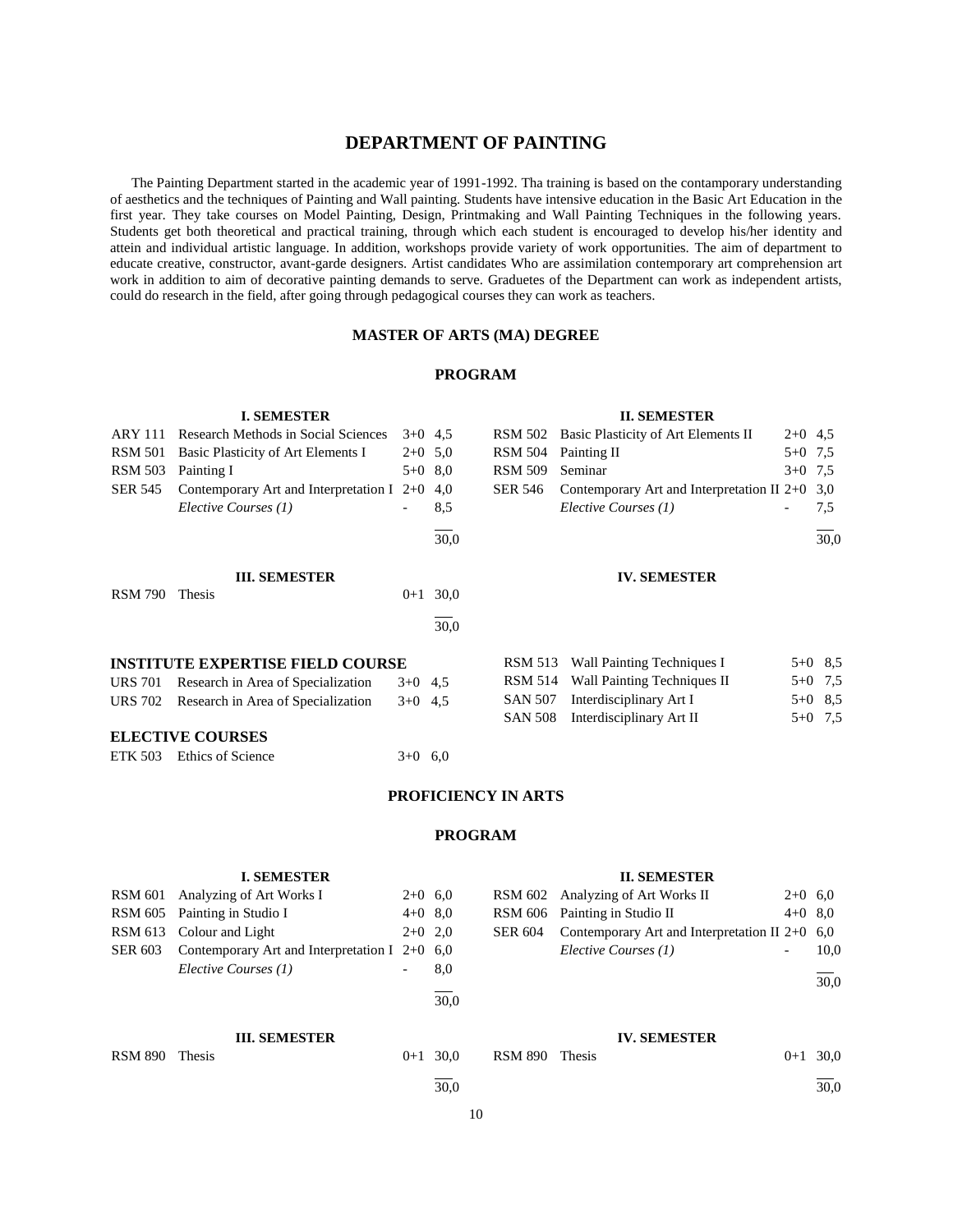# DEPARTMENT OF PAINTING

The Painting Department started in the academic year of 1991-1992. Tha training is based on the contamporary understanding of aesthetics and the techniques of Painting and Wall painting. Students have intensive education in the Basic Art Education in the first year. They take courses on Model Painting, Design, Printmaking and Wall Painting Techniques in the following years. Students get both theoretical and practical training, through which each student is encouraged to develop his/her identity and attein and individual artistic language. In addition, workshops provide variety of work opportunities. The aim of department to educate creative, constructor, avant-garde designers. Artist candidates Who are assimilation contemporary art comprehension art work in addition to aim of decorative painting demands to serve. Graduetes of the Department can work as independent artists, could do research in the field, after going through pedagogical courses they can work as teachers.

## MASTER OF ARTS (MA) DEGREE

### PROGRAM

**I. SEMESTER**

| | | | |
|---|---|---|---|
| ARY 111 | Research Methods in Social Sciences | 3+0 | 4,5 |
| RSM 501 | Basic Plasticity of Art Elements I | 2+0 | 5,0 |
| RSM 503 | Painting I | 5+0 | 8,0 |
| SER 545 | Contemporary Art and Interpretation I | 2+0 | 4,0 |
| | *Elective Courses (1)* | - | 8,5 |
| | | | 30,0 |

**II. SEMESTER**

| | | | |
|---|---|---|---|
| RSM 502 | Basic Plasticity of Art Elements II | 2+0 | 4,5 |
| RSM 504 | Painting II | 5+0 | 7,5 |
| RSM 509 | Seminar | 3+0 | 7,5 |
| SER 546 | Contemporary Art and Interpretation II | 2+0 | 3,0 |
| | *Elective Courses (1)* | - | 7,5 |
| | | | 30,0 |

**III. SEMESTER**

| | | | |
|---|---|---|---|
| RSM 790 | Thesis | 0+1 | 30,0 |
| | | | 30,0 |

**IV. SEMESTER**

**INSTITUTE EXPERTISE FIELD COURSE**

| | | | |
|---|---|---|---|
| URS 701 | Research in Area of Specialization | 3+0 | 4,5 |
| URS 702 | Research in Area of Specialization | 3+0 | 4,5 |

**ELECTIVE COURSES**

| | | | |
|---|---|---|---|
| ETK 503 | Ethics of Science | 3+0 | 6,0 |
| RSM 513 | Wall Painting Techniques I | 5+0 | 8,5 |
| RSM 514 | Wall Painting Techniques II | 5+0 | 7,5 |
| SAN 507 | Interdisciplinary Art I | 5+0 | 8,5 |
| SAN 508 | Interdisciplinary Art II | 5+0 | 7,5 |

## PROFICIENCY IN ARTS

### PROGRAM

**I. SEMESTER**

| | | | |
|---|---|---|---|
| RSM 601 | Analyzing of Art Works I | 2+0 | 6,0 |
| RSM 605 | Painting in Studio I | 4+0 | 8,0 |
| RSM 613 | Colour and Light | 2+0 | 2,0 |
| SER 603 | Contemporary Art and Interpretation I | 2+0 | 6,0 |
| | *Elective Courses (1)* | - | 8,0 |
| | | | 30,0 |

**II. SEMESTER**

| | | | |
|---|---|---|---|
| RSM 602 | Analyzing of Art Works II | 2+0 | 6,0 |
| RSM 606 | Painting in Studio II | 4+0 | 8,0 |
| SER 604 | Contemporary Art and Interpretation II | 2+0 | 6,0 |
| | *Elective Courses (1)* | - | 10,0 |
| | | | 30,0 |

**III. SEMESTER**

| | | | |
|---|---|---|---|
| RSM 890 | Thesis | 0+1 | 30,0 |
| | | | 30,0 |

**IV. SEMESTER**

| | | | |
|---|---|---|---|
| RSM 890 | Thesis | 0+1 | 30,0 |
| | | | 30,0 |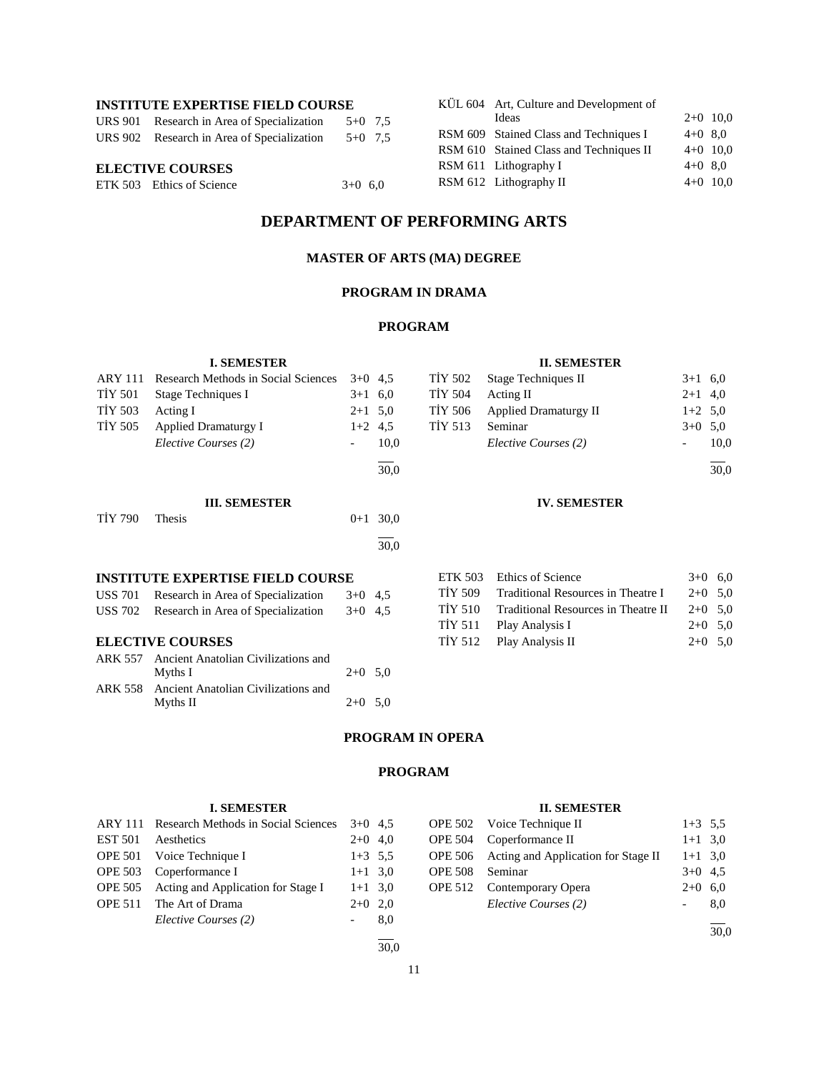**INSTITUTE EXPERTISE FIELD COURSE**

| | | | |
|---|---|---|---|
| URS 901 | Research in Area of Specialization | 5+0 | 7,5 |
| URS 902 | Research in Area of Specialization | 5+0 | 7,5 |

**ELECTIVE COURSES**

| | | | |
|---|---|---|---|
| ETK 503 | Ethics of Science | 3+0 | 6,0 |
| KÜL 604 | Art, Culture and Development of Ideas | 2+0 | 10,0 |
| RSM 609 | Stained Class and Techniques I | 4+0 | 8,0 |
| RSM 610 | Stained Class and Techniques II | 4+0 | 10,0 |
| RSM 611 | Lithography I | 4+0 | 8,0 |
| RSM 612 | Lithography II | 4+0 | 10,0 |

# DEPARTMENT OF PERFORMING ARTS

## MASTER OF ARTS (MA) DEGREE

### PROGRAM IN DRAMA

### PROGRAM

**I. SEMESTER**

| | | | |
|---|---|---|---|
| ARY 111 | Research Methods in Social Sciences | 3+0 | 4,5 |
| TİY 501 | Stage Techniques I | 3+1 | 6,0 |
| TİY 503 | Acting I | 2+1 | 5,0 |
| TİY 505 | Applied Dramaturgy I | 1+2 | 4,5 |
| | *Elective Courses (2)* | - | 10,0 |
| | | | 30,0 |

**II. SEMESTER**

| | | | |
|---|---|---|---|
| TİY 502 | Stage Techniques II | 3+1 | 6,0 |
| TİY 504 | Acting II | 2+1 | 4,0 |
| TİY 506 | Applied Dramaturgy II | 1+2 | 5,0 |
| TİY 513 | Seminar | 3+0 | 5,0 |
| | *Elective Courses (2)* | - | 10,0 |
| | | | 30,0 |

**III. SEMESTER**

| | | | |
|---|---|---|---|
| TİY 790 | Thesis | 0+1 | 30,0 |
| | | | 30,0 |

**IV. SEMESTER**

**INSTITUTE EXPERTISE FIELD COURSE**

| | | | |
|---|---|---|---|
| USS 701 | Research in Area of Specialization | 3+0 | 4,5 |
| USS 702 | Research in Area of Specialization | 3+0 | 4,5 |

**ELECTIVE COURSES**

| | | | |
|---|---|---|---|
| ARK 557 | Ancient Anatolian Civilizations and Myths I | 2+0 | 5,0 |
| ARK 558 | Ancient Anatolian Civilizations and Myths II | 2+0 | 5,0 |
| ETK 503 | Ethics of Science | 3+0 | 6,0 |
| TİY 509 | Traditional Resources in Theatre I | 2+0 | 5,0 |
| TİY 510 | Traditional Resources in Theatre II | 2+0 | 5,0 |
| TİY 511 | Play Analysis I | 2+0 | 5,0 |
| TİY 512 | Play Analysis II | 2+0 | 5,0 |

### PROGRAM IN OPERA

### PROGRAM

**I. SEMESTER**

| | | | |
|---|---|---|---|
| ARY 111 | Research Methods in Social Sciences | 3+0 | 4,5 |
| EST 501 | Aesthetics | 2+0 | 4,0 |
| OPE 501 | Voice Technique I | 1+3 | 5,5 |
| OPE 503 | Coperformance I | 1+1 | 3,0 |
| OPE 505 | Acting and Application for Stage I | 1+1 | 3,0 |
| OPE 511 | The Art of Drama | 2+0 | 2,0 |
| | *Elective Courses (2)* | - | 8,0 |
| | | | 30,0 |

**II. SEMESTER**

| | | | |
|---|---|---|---|
| OPE 502 | Voice Technique II | 1+3 | 5,5 |
| OPE 504 | Coperformance II | 1+1 | 3,0 |
| OPE 506 | Acting and Application for Stage II | 1+1 | 3,0 |
| OPE 508 | Seminar | 3+0 | 4,5 |
| OPE 512 | Contemporary Opera | 2+0 | 6,0 |
| | *Elective Courses (2)* | - | 8,0 |
| | | | 30,0 |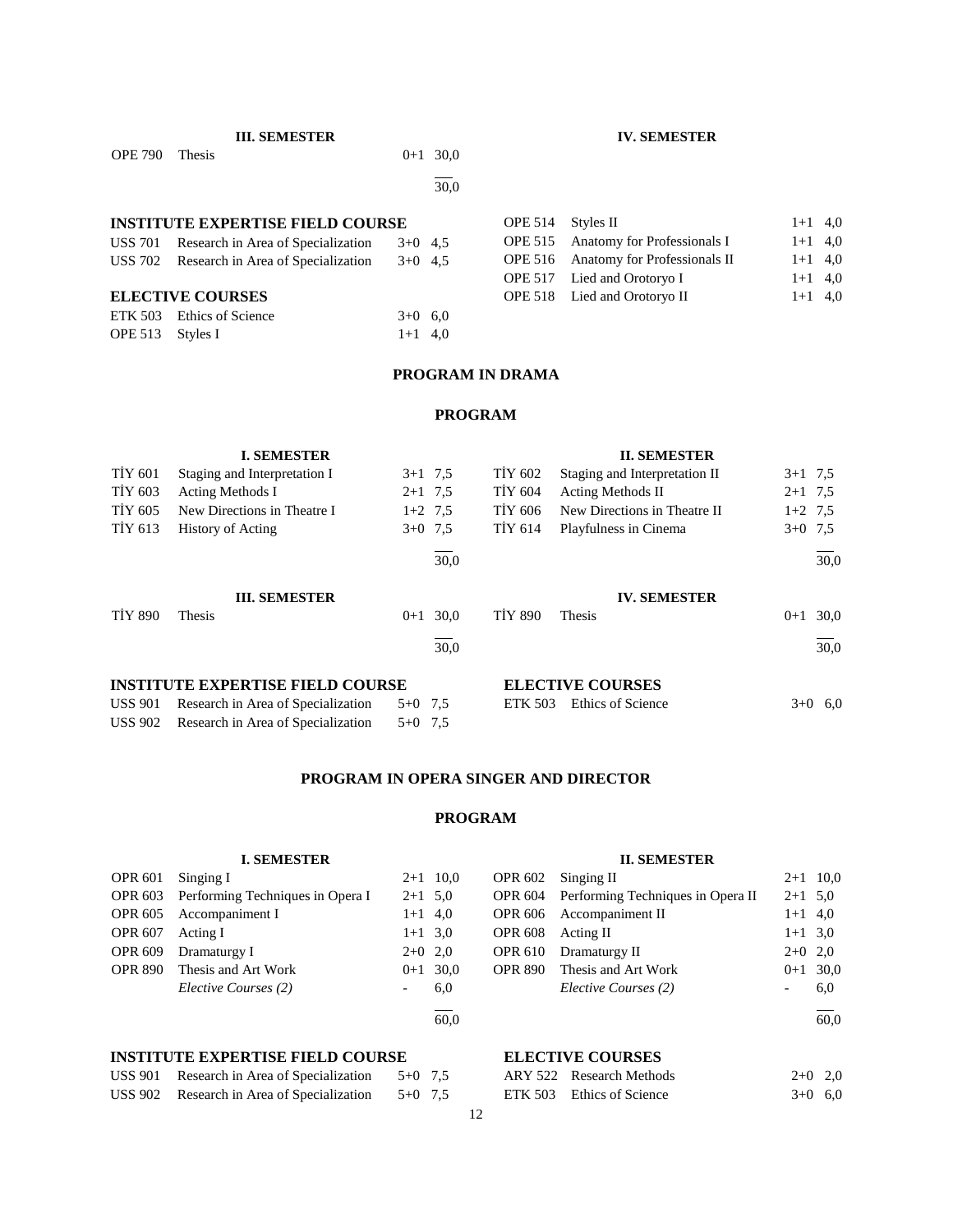**III. SEMESTER**

| Code | Course | Hours | ECTS |
|---|---|---|---|
| OPE 790 | Thesis | 0+1 | 30,0 |
| | | | 30,0 |

**IV. SEMESTER**

**INSTITUTE EXPERTISE FIELD COURSE**

| Code | Course | Hours | ECTS |
|---|---|---|---|
| USS 701 | Research in Area of Specialization | 3+0 | 4,5 |
| USS 702 | Research in Area of Specialization | 3+0 | 4,5 |

**ELECTIVE COURSES**

| Code | Course | Hours | ECTS |
|---|---|---|---|
| ETK 503 | Ethics of Science | 3+0 | 6,0 |
| OPE 513 | Styles I | 1+1 | 4,0 |
| OPE 514 | Styles II | 1+1 | 4,0 |
| OPE 515 | Anatomy for Professionals I | 1+1 | 4,0 |
| OPE 516 | Anatomy for Professionals II | 1+1 | 4,0 |
| OPE 517 | Lied and Orotoryo I | 1+1 | 4,0 |
| OPE 518 | Lied and Orotoryo II | 1+1 | 4,0 |

## PROGRAM IN DRAMA

### PROGRAM

**I. SEMESTER**

| Code | Course | Hours | ECTS |
|---|---|---|---|
| TİY 601 | Staging and Interpretation I | 3+1 | 7,5 |
| TİY 603 | Acting Methods I | 2+1 | 7,5 |
| TİY 605 | New Directions in Theatre I | 1+2 | 7,5 |
| TİY 613 | History of Acting | 3+0 | 7,5 |
| | | | 30,0 |

**II. SEMESTER**

| Code | Course | Hours | ECTS |
|---|---|---|---|
| TİY 602 | Staging and Interpretation II | 3+1 | 7,5 |
| TİY 604 | Acting Methods II | 2+1 | 7,5 |
| TİY 606 | New Directions in Theatre II | 1+2 | 7,5 |
| TİY 614 | Playfulness in Cinema | 3+0 | 7,5 |
| | | | 30,0 |

**III. SEMESTER**

| Code | Course | Hours | ECTS |
|---|---|---|---|
| TİY 890 | Thesis | 0+1 | 30,0 |
| | | | 30,0 |

**IV. SEMESTER**

| Code | Course | Hours | ECTS |
|---|---|---|---|
| TİY 890 | Thesis | 0+1 | 30,0 |
| | | | 30,0 |

**INSTITUTE EXPERTISE FIELD COURSE**

| Code | Course | Hours | ECTS |
|---|---|---|---|
| USS 901 | Research in Area of Specialization | 5+0 | 7,5 |
| USS 902 | Research in Area of Specialization | 5+0 | 7,5 |

**ELECTIVE COURSES**

| Code | Course | Hours | ECTS |
|---|---|---|---|
| ETK 503 | Ethics of Science | 3+0 | 6,0 |

## PROGRAM IN OPERA SINGER AND DIRECTOR

### PROGRAM

**I. SEMESTER**

| Code | Course | Hours | ECTS |
|---|---|---|---|
| OPR 601 | Singing I | 2+1 | 10,0 |
| OPR 603 | Performing Techniques in Opera I | 2+1 | 5,0 |
| OPR 605 | Accompaniment I | 1+1 | 4,0 |
| OPR 607 | Acting I | 1+1 | 3,0 |
| OPR 609 | Dramaturgy I | 2+0 | 2,0 |
| OPR 890 | Thesis and Art Work | 0+1 | 30,0 |
| | *Elective Courses (2)* | - | 6,0 |
| | | | 60,0 |

**II. SEMESTER**

| Code | Course | Hours | ECTS |
|---|---|---|---|
| OPR 602 | Singing II | 2+1 | 10,0 |
| OPR 604 | Performing Techniques in Opera II | 2+1 | 5,0 |
| OPR 606 | Accompaniment II | 1+1 | 4,0 |
| OPR 608 | Acting II | 1+1 | 3,0 |
| OPR 610 | Dramaturgy II | 2+0 | 2,0 |
| OPR 890 | Thesis and Art Work | 0+1 | 30,0 |
| | *Elective Courses (2)* | - | 6,0 |
| | | | 60,0 |

**INSTITUTE EXPERTISE FIELD COURSE**

| Code | Course | Hours | ECTS |
|---|---|---|---|
| USS 901 | Research in Area of Specialization | 5+0 | 7,5 |
| USS 902 | Research in Area of Specialization | 5+0 | 7,5 |

**ELECTIVE COURSES**

| Code | Course | Hours | ECTS |
|---|---|---|---|
| ARY 522 | Research Methods | 2+0 | 2,0 |
| ETK 503 | Ethics of Science | 3+0 | 6,0 |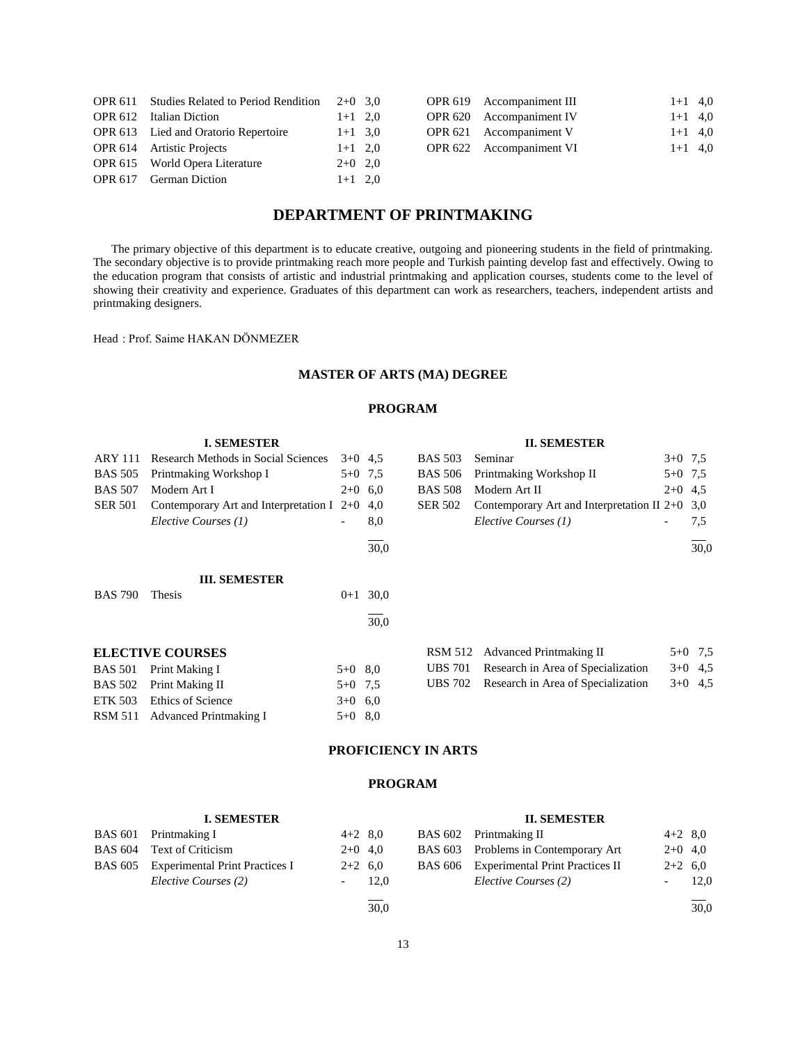| | | | |
|---|---|---|---|
| OPR 611 | Studies Related to Period Rendition | 2+0 | 3,0 |
| OPR 612 | Italian Diction | 1+1 | 2,0 |
| OPR 613 | Lied and Oratorio Repertoire | 1+1 | 3,0 |
| OPR 614 | Artistic Projects | 1+1 | 2,0 |
| OPR 615 | World Opera Literature | 2+0 | 2,0 |
| OPR 617 | German Diction | 1+1 | 2,0 |
| OPR 619 | Accompaniment III | 1+1 | 4,0 |
| OPR 620 | Accompaniment IV | 1+1 | 4,0 |
| OPR 621 | Accompaniment V | 1+1 | 4,0 |
| OPR 622 | Accompaniment VI | 1+1 | 4,0 |

# DEPARTMENT OF PRINTMAKING

The primary objective of this department is to educate creative, outgoing and pioneering students in the field of printmaking. The secondary objective is to provide printmaking reach more people and Turkish painting develop fast and effectively. Owing to the education program that consists of artistic and industrial printmaking and application courses, students come to the level of showing their creativity and experience. Graduates of this department can work as researchers, teachers, independent artists and printmaking designers.

Head : Prof. Saime HAKAN DÖNMEZER

## MASTER OF ARTS (MA) DEGREE

### PROGRAM

**I. SEMESTER**

| | | | |
|---|---|---|---|
| ARY 111 | Research Methods in Social Sciences | 3+0 | 4,5 |
| BAS 505 | Printmaking Workshop I | 5+0 | 7,5 |
| BAS 507 | Modern Art I | 2+0 | 6,0 |
| SER 501 | Contemporary Art and Interpretation I | 2+0 | 4,0 |
| | *Elective Courses (1)* | - | 8,0 |
| | | | 30,0 |

**II. SEMESTER**

| | | | |
|---|---|---|---|
| BAS 503 | Seminar | 3+0 | 7,5 |
| BAS 506 | Printmaking Workshop II | 5+0 | 7,5 |
| BAS 508 | Modern Art II | 2+0 | 4,5 |
| SER 502 | Contemporary Art and Interpretation II | 2+0 | 3,0 |
| | *Elective Courses (1)* | - | 7,5 |
| | | | 30,0 |

**III. SEMESTER**

| | | | |
|---|---|---|---|
| BAS 790 | Thesis | 0+1 | 30,0 |
| | | | 30,0 |

**ELECTIVE COURSES**

| | | | |
|---|---|---|---|
| BAS 501 | Print Making I | 5+0 | 8,0 |
| BAS 502 | Print Making II | 5+0 | 7,5 |
| ETK 503 | Ethics of Science | 3+0 | 6,0 |
| RSM 511 | Advanced Printmaking I | 5+0 | 8,0 |
| RSM 512 | Advanced Printmaking II | 5+0 | 7,5 |
| UBS 701 | Research in Area of Specialization | 3+0 | 4,5 |
| UBS 702 | Research in Area of Specialization | 3+0 | 4,5 |

## PROFICIENCY IN ARTS

### PROGRAM

**I. SEMESTER**

| | | | |
|---|---|---|---|
| BAS 601 | Printmaking I | 4+2 | 8,0 |
| BAS 604 | Text of Criticism | 2+0 | 4,0 |
| BAS 605 | Experimental Print Practices I | 2+2 | 6,0 |
| | *Elective Courses (2)* | - | 12,0 |
| | | | 30,0 |

**II. SEMESTER**

| | | | |
|---|---|---|---|
| BAS 602 | Printmaking II | 4+2 | 8,0 |
| BAS 603 | Problems in Contemporary Art | 2+0 | 4,0 |
| BAS 606 | Experimental Print Practices II | 2+2 | 6,0 |
| | *Elective Courses (2)* | - | 12,0 |
| | | | 30,0 |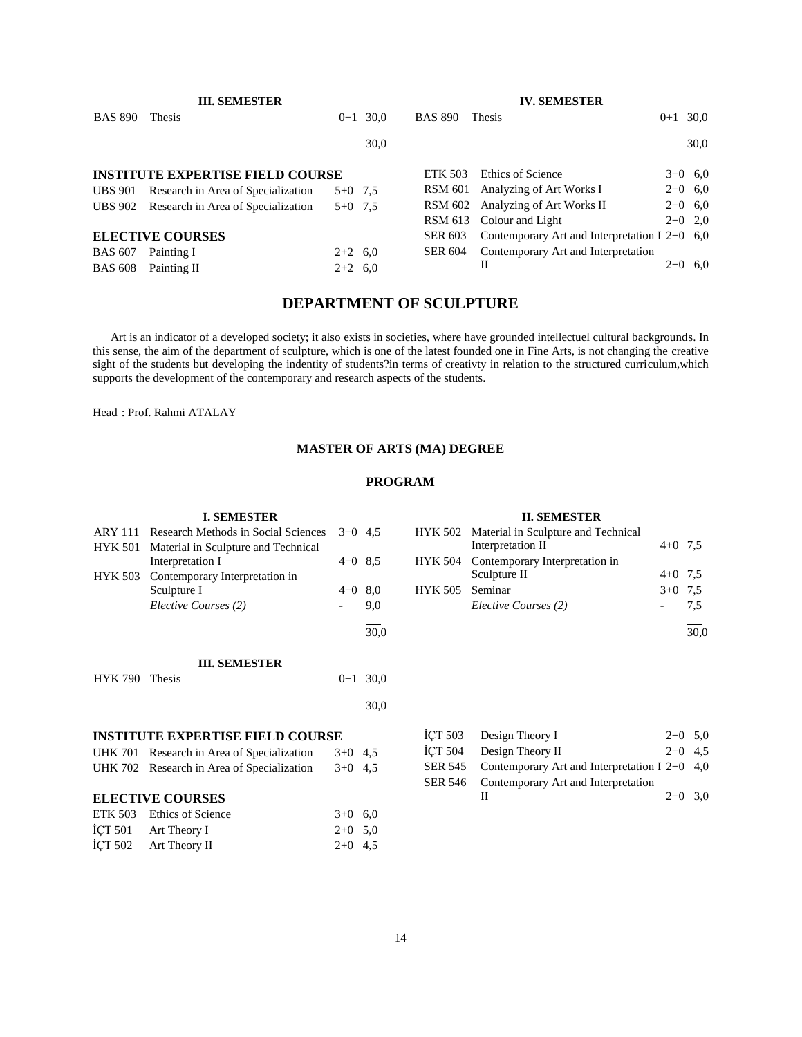**III. SEMESTER**

| | | | |
|---|---|---|---|
| BAS 890 | Thesis | 0+1 | 30,0 |
| | | | 30,0 |

**IV. SEMESTER**

| | | | |
|---|---|---|---|
| BAS 890 | Thesis | 0+1 | 30,0 |
| | | | 30,0 |

**INSTITUTE EXPERTISE FIELD COURSE**

| | | | |
|---|---|---|---|
| UBS 901 | Research in Area of Specialization | 5+0 | 7,5 |
| UBS 902 | Research in Area of Specialization | 5+0 | 7,5 |

**ELECTIVE COURSES**

| | | | |
|---|---|---|---|
| BAS 607 | Painting I | 2+2 | 6,0 |
| BAS 608 | Painting II | 2+2 | 6,0 |
| ETK 503 | Ethics of Science | 3+0 | 6,0 |
| RSM 601 | Analyzing of Art Works I | 2+0 | 6,0 |
| RSM 602 | Analyzing of Art Works II | 2+0 | 6,0 |
| RSM 613 | Colour and Light | 2+0 | 2,0 |
| SER 603 | Contemporary Art and Interpretation I | 2+0 | 6,0 |
| SER 604 | Contemporary Art and Interpretation II | 2+0 | 6,0 |

## DEPARTMENT OF SCULPTURE

Art is an indicator of a developed society; it also exists in societies, where have grounded intellectuel cultural backgrounds. In this sense, the aim of the department of sculpture, which is one of the latest founded one in Fine Arts, is not changing the creative sight of the students but developing the indentity of students?in terms of creativty in relation to the structured curriculum,which supports the development of the contemporary and research aspects of the students.

Head : Prof. Rahmi ATALAY

### MASTER OF ARTS (MA) DEGREE

### PROGRAM

**I. SEMESTER**

| | | | |
|---|---|---|---|
| ARY 111 | Research Methods in Social Sciences | 3+0 | 4,5 |
| HYK 501 | Material in Sculpture and Technical Interpretation I | 4+0 | 8,5 |
| HYK 503 | Contemporary Interpretation in Sculpture I | 4+0 | 8,0 |
| | *Elective Courses (2)* | - | 9,0 |
| | | | 30,0 |

**II. SEMESTER**

| | | | |
|---|---|---|---|
| HYK 502 | Material in Sculpture and Technical Interpretation II | 4+0 | 7,5 |
| HYK 504 | Contemporary Interpretation in Sculpture II | 4+0 | 7,5 |
| HYK 505 | Seminar | 3+0 | 7,5 |
| | *Elective Courses (2)* | - | 7,5 |
| | | | 30,0 |

**III. SEMESTER**

| | | | |
|---|---|---|---|
| HYK 790 | Thesis | 0+1 | 30,0 |
| | | | 30,0 |

**INSTITUTE EXPERTISE FIELD COURSE**

| | | | |
|---|---|---|---|
| UHK 701 | Research in Area of Specialization | 3+0 | 4,5 |
| UHK 702 | Research in Area of Specialization | 3+0 | 4,5 |

**ELECTIVE COURSES**

| | | | |
|---|---|---|---|
| ETK 503 | Ethics of Science | 3+0 | 6,0 |
| İÇT 501 | Art Theory I | 2+0 | 5,0 |
| İÇT 502 | Art Theory II | 2+0 | 4,5 |
| İÇT 503 | Design Theory I | 2+0 | 5,0 |
| İÇT 504 | Design Theory II | 2+0 | 4,5 |
| SER 545 | Contemporary Art and Interpretation I | 2+0 | 4,0 |
| SER 546 | Contemporary Art and Interpretation II | 2+0 | 3,0 |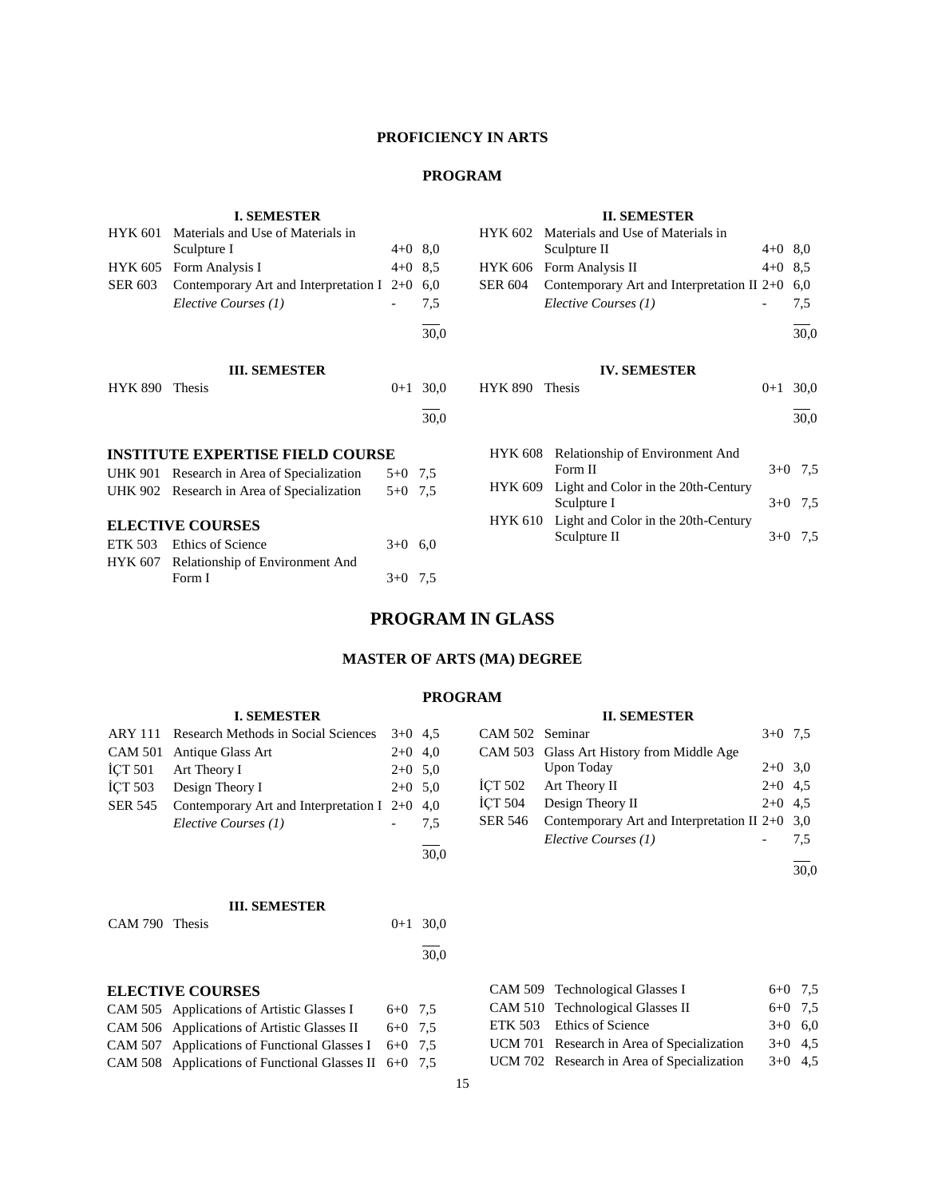## PROFICIENCY IN ARTS

### PROGRAM

**I. SEMESTER**

| | | | |
|---|---|---|---|
| HYK 601 | Materials and Use of Materials in Sculpture I | 4+0 | 8,0 |
| HYK 605 | Form Analysis I | 4+0 | 8,5 |
| SER 603 | Contemporary Art and Interpretation I | 2+0 | 6,0 |
| | *Elective Courses (1)* | - | 7,5 |
| | | | 30,0 |

**II. SEMESTER**

| | | | |
|---|---|---|---|
| HYK 602 | Materials and Use of Materials in Sculpture II | 4+0 | 8,0 |
| HYK 606 | Form Analysis II | 4+0 | 8,5 |
| SER 604 | Contemporary Art and Interpretation II | 2+0 | 6,0 |
| | *Elective Courses (1)* | - | 7,5 |
| | | | 30,0 |

**III. SEMESTER**

| | | | |
|---|---|---|---|
| HYK 890 | Thesis | 0+1 | 30,0 |
| | | | 30,0 |

**IV. SEMESTER**

| | | | |
|---|---|---|---|
| HYK 890 | Thesis | 0+1 | 30,0 |
| | | | 30,0 |

### INSTITUTE EXPERTISE FIELD COURSE

| | | | |
|---|---|---|---|
| UHK 901 | Research in Area of Specialization | 5+0 | 7,5 |
| UHK 902 | Research in Area of Specialization | 5+0 | 7,5 |

### ELECTIVE COURSES

| | | | |
|---|---|---|---|
| ETK 503 | Ethics of Science | 3+0 | 6,0 |
| HYK 607 | Relationship of Environment And Form I | 3+0 | 7,5 |
| HYK 608 | Relationship of Environment And Form II | 3+0 | 7,5 |
| HYK 609 | Light and Color in the 20th-Century Sculpture I | 3+0 | 7,5 |
| HYK 610 | Light and Color in the 20th-Century Sculpture II | 3+0 | 7,5 |

## PROGRAM IN GLASS

### MASTER OF ARTS (MA) DEGREE

### PROGRAM

**I. SEMESTER**

| | | | |
|---|---|---|---|
| ARY 111 | Research Methods in Social Sciences | 3+0 | 4,5 |
| CAM 501 | Antique Glass Art | 2+0 | 4,0 |
| İÇT 501 | Art Theory I | 2+0 | 5,0 |
| İÇT 503 | Design Theory I | 2+0 | 5,0 |
| SER 545 | Contemporary Art and Interpretation I | 2+0 | 4,0 |
| | *Elective Courses (1)* | - | 7,5 |
| | | | 30,0 |

**II. SEMESTER**

| | | | |
|---|---|---|---|
| CAM 502 | Seminar | 3+0 | 7,5 |
| CAM 503 | Glass Art History from Middle Age Upon Today | 2+0 | 3,0 |
| İÇT 502 | Art Theory II | 2+0 | 4,5 |
| İÇT 504 | Design Theory II | 2+0 | 4,5 |
| SER 546 | Contemporary Art and Interpretation II | 2+0 | 3,0 |
| | *Elective Courses (1)* | - | 7,5 |
| | | | 30,0 |

**III. SEMESTER**

| | | | |
|---|---|---|---|
| CAM 790 | Thesis | 0+1 | 30,0 |
| | | | 30,0 |

### ELECTIVE COURSES

| | | | |
|---|---|---|---|
| CAM 505 | Applications of Artistic Glasses I | 6+0 | 7,5 |
| CAM 506 | Applications of Artistic Glasses II | 6+0 | 7,5 |
| CAM 507 | Applications of Functional Glasses I | 6+0 | 7,5 |
| CAM 508 | Applications of Functional Glasses II | 6+0 | 7,5 |
| CAM 509 | Technological Glasses I | 6+0 | 7,5 |
| CAM 510 | Technological Glasses II | 6+0 | 7,5 |
| ETK 503 | Ethics of Science | 3+0 | 6,0 |
| UCM 701 | Research in Area of Specialization | 3+0 | 4,5 |
| UCM 702 | Research in Area of Specialization | 3+0 | 4,5 |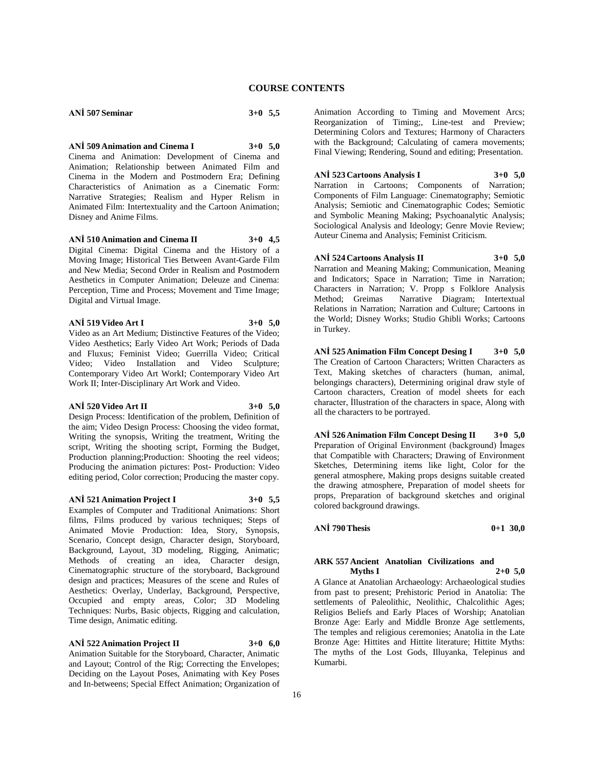# COURSE CONTENTS

**ANİ 507 Seminar 3+0 5,5**

**ANİ 509 Animation and Cinema I 3+0 5,0**

Cinema and Animation: Development of Cinema and Animation; Relationship between Animated Film and Cinema in the Modern and Postmodern Era; Defining Characteristics of Animation as a Cinematic Form: Narrative Strategies; Realism and Hyper Relism in Animated Film: Intertextuality and the Cartoon Animation; Disney and Anime Films.

**ANİ 510 Animation and Cinema II 3+0 4,5**

Digital Cinema: Digital Cinema and the History of a Moving Image; Historical Ties Between Avant-Garde Film and New Media; Second Order in Realism and Postmodern Aesthetics in Computer Animation; Deleuze and Cinema: Perception, Time and Process; Movement and Time Image; Digital and Virtual Image.

**ANİ 519 Video Art I 3+0 5,0**

Video as an Art Medium; Distinctive Features of the Video; Video Aesthetics; Early Video Art Work; Periods of Dada and Fluxus; Feminist Video; Guerrilla Video; Critical Video; Video Installation and Video Sculpture; Contemporary Video Art WorkI; Contemporary Video Art Work II; Inter-Disciplinary Art Work and Video.

**ANİ 520 Video Art II 3+0 5,0**

Design Process: Identification of the problem, Definition of the aim; Video Design Process: Choosing the video format, Writing the synopsis, Writing the treatment, Writing the script, Writing the shooting script, Forming the Budget, Production planning;Production: Shooting the reel videos; Producing the animation pictures: Post- Production: Video editing period, Color correction; Producing the master copy.

**ANİ 521 Animation Project I 3+0 5,5**

Examples of Computer and Traditional Animations: Short films, Films produced by various techniques; Steps of Animated Movie Production: Idea, Story, Synopsis, Scenario, Concept design, Character design, Storyboard, Background, Layout, 3D modeling, Rigging, Animatic; Methods of creating an idea, Character design, Cinematographic structure of the storyboard, Background design and practices; Measures of the scene and Rules of Aesthetics: Overlay, Underlay, Background, Perspective, Occupied and empty areas, Color; 3D Modeling Techniques: Nurbs, Basic objects, Rigging and calculation, Time design, Animatic editing.

**ANİ 522 Animation Project II 3+0 6,0**

Animation Suitable for the Storyboard, Character, Animatic and Layout; Control of the Rig; Correcting the Envelopes; Deciding on the Layout Poses, Animating with Key Poses and In-betweens; Special Effect Animation; Organization of Animation According to Timing and Movement Arcs; Reorganization of Timing;, Line-test and Preview; Determining Colors and Textures; Harmony of Characters with the Background; Calculating of camera movements; Final Viewing; Rendering, Sound and editing; Presentation.

**ANİ 523 Cartoons Analysis I 3+0 5,0**

Narration in Cartoons; Components of Narration; Components of Film Language: Cinematography; Semiotic Analysis; Semiotic and Cinematographic Codes; Semiotic and Symbolic Meaning Making; Psychoanalytic Analysis; Sociological Analysis and Ideology; Genre Movie Review; Auteur Cinema and Analysis; Feminist Criticism.

**ANİ 524 Cartoons Analysis II 3+0 5,0**

Narration and Meaning Making; Communication, Meaning and Indicators; Space in Narration; Time in Narration; Characters in Narration; V. Propp s Folklore Analysis Method; Greimas Narrative Diagram; Intertextual Relations in Narration; Narration and Culture; Cartoons in the World; Disney Works; Studio Ghibli Works; Cartoons in Turkey.

**ANİ 525 Animation Film Concept Desing I 3+0 5,0**

The Creation of Cartoon Characters; Written Characters as Text, Making sketches of characters (human, animal, belongings characters), Determining original draw style of Cartoon characters, Creation of model sheets for each character, İllustration of the characters in space, Along with all the characters to be portrayed.

**ANİ 526 Animation Film Concept Desing II 3+0 5,0**

Preparation of Original Environment (background) İmages that Compatible with Characters; Drawing of Environment Sketches, Determining items like light, Color for the general atmosphere, Making props designs suitable created the drawing atmosphere, Preparation of model sheets for props, Preparation of background sketches and original colored background drawings.

**ANİ 790 Thesis 0+1 30,0**

**ARK 557 Ancient Anatolian Civilizations and Myths I 2+0 5,0**

A Glance at Anatolian Archaeology: Archaeological studies from past to present; Prehistoric Period in Anatolia: The settlements of Paleolithic, Neolithic, Chalcolithic Ages; Religios Beliefs and Early Places of Worship; Anatolian Bronze Age: Early and Middle Bronze Age settlements, The temples and religious ceremonies; Anatolia in the Late Bronze Age: Hittites and Hittite literature; Hittite Myths: The myths of the Lost Gods, Illuyanka, Telepinus and Kumarbi.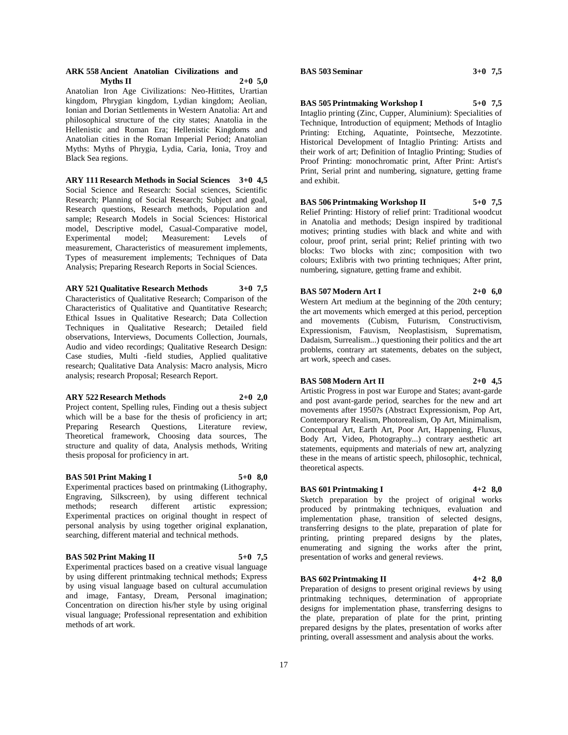**ARK 558 Ancient Anatolian Civilizations and Myths II 2+0 5,0**

Anatolian Iron Age Civilizations: Neo-Hittites, Urartian kingdom, Phrygian kingdom, Lydian kingdom; Aeolian, Ionian and Dorian Settlements in Western Anatolia: Art and philosophical structure of the city states; Anatolia in the Hellenistic and Roman Era; Hellenistic Kingdoms and Anatolian cities in the Roman Imperial Period; Anatolian Myths: Myths of Phrygia, Lydia, Caria, Ionia, Troy and Black Sea regions.

**ARY 111 Research Methods in Social Sciences 3+0 4,5**

Social Science and Research: Social sciences, Scientific Research; Planning of Social Research; Subject and goal, Research questions, Research methods, Population and sample; Research Models in Social Sciences: Historical model, Descriptive model, Casual-Comparative model, Experimental model; Measurement: Levels of measurement, Characteristics of measurement implements, Types of measurement implements; Techniques of Data Analysis; Preparing Research Reports in Social Sciences.

**ARY 521 Qualitative Research Methods 3+0 7,5**

Characteristics of Qualitative Research; Comparison of the Characteristics of Qualitative and Quantitative Research; Ethical Issues in Qualitative Research; Data Collection Techniques in Qualitative Research; Detailed field observations, Interviews, Documents Collection, Journals, Audio and video recordings; Qualitative Research Design: Case studies, Multi -field studies, Applied qualitative research; Qualitative Data Analysis: Macro analysis, Micro analysis; research Proposal; Research Report.

**ARY 522 Research Methods 2+0 2,0**

Project content, Spelling rules, Finding out a thesis subject which will be a base for the thesis of proficiency in art; Preparing Research Questions, Literature review, Theoretical framework, Choosing data sources, The structure and quality of data, Analysis methods, Writing thesis proposal for proficiency in art.

**BAS 501 Print Making I 5+0 8,0**

Experimental practices based on printmaking (Lithography, Engraving, Silkscreen), by using different technical methods; research different artistic expression; Experimental practices on original thought in respect of personal analysis by using together original explanation, searching, different material and technical methods.

**BAS 502 Print Making II 5+0 7,5**

Experimental practices based on a creative visual language by using different printmaking technical methods; Express by using visual language based on cultural accumulation and image, Fantasy, Dream, Personal imagination; Concentration on direction his/her style by using original visual language; Professional representation and exhibition methods of art work.

**BAS 503 Seminar 3+0 7,5**

**BAS 505 Printmaking Workshop I 5+0 7,5**

Intaglio printing (Zinc, Cupper, Aluminium): Specialities of Technique, Introduction of equipment; Methods of Intaglio Printing: Etching, Aquatinte, Pointseche, Mezzotinte. Historical Development of Intaglio Printing: Artists and their work of art; Definition of Intaglio Printing; Studies of Proof Printing: monochromatic print, After Print: Artist's Print, Serial print and numbering, signature, getting frame and exhibit.

**BAS 506 Printmaking Workshop II 5+0 7,5**

Relief Printing: History of relief print: Traditional woodcut in Anatolia and methods; Design inspired by traditional motives; printing studies with black and white and with colour, proof print, serial print; Relief printing with two blocks: Two blocks with zinc; composition with two colours; Exlibris with two printing techniques; After print, numbering, signature, getting frame and exhibit.

**BAS 507 Modern Art I 2+0 6,0**

Western Art medium at the beginning of the 20th century; the art movements which emerged at this period, perception and movements (Cubism, Futurism, Constructivism, Expressionism, Fauvism, Neoplastisism, Suprematism, Dadaism, Surrealism...) questioning their politics and the art problems, contrary art statements, debates on the subject, art work, speech and cases.

**BAS 508 Modern Art II 2+0 4,5**

Artistic Progress in post war Europe and States; avant-garde and post avant-garde period, searches for the new and art movements after 1950?s (Abstract Expressionism, Pop Art, Contemporary Realism, Photorealism, Op Art, Minimalism, Conceptual Art, Earth Art, Poor Art, Happening, Fluxus, Body Art, Video, Photography...) contrary aesthetic art statements, equipments and materials of new art, analyzing these in the means of artistic speech, philosophic, technical, theoretical aspects.

**BAS 601 Printmaking I 4+2 8,0**

Sketch preparation by the project of original works produced by printmaking techniques, evaluation and implementation phase, transition of selected designs, transferring designs to the plate, preparation of plate for printing, printing prepared designs by the plates, enumerating and signing the works after the print, presentation of works and general reviews.

**BAS 602 Printmaking II 4+2 8,0**

Preparation of designs to present original reviews by using printmaking techniques, determination of appropriate designs for implementation phase, transferring designs to the plate, preparation of plate for the print, printing prepared designs by the plates, presentation of works after printing, overall assessment and analysis about the works.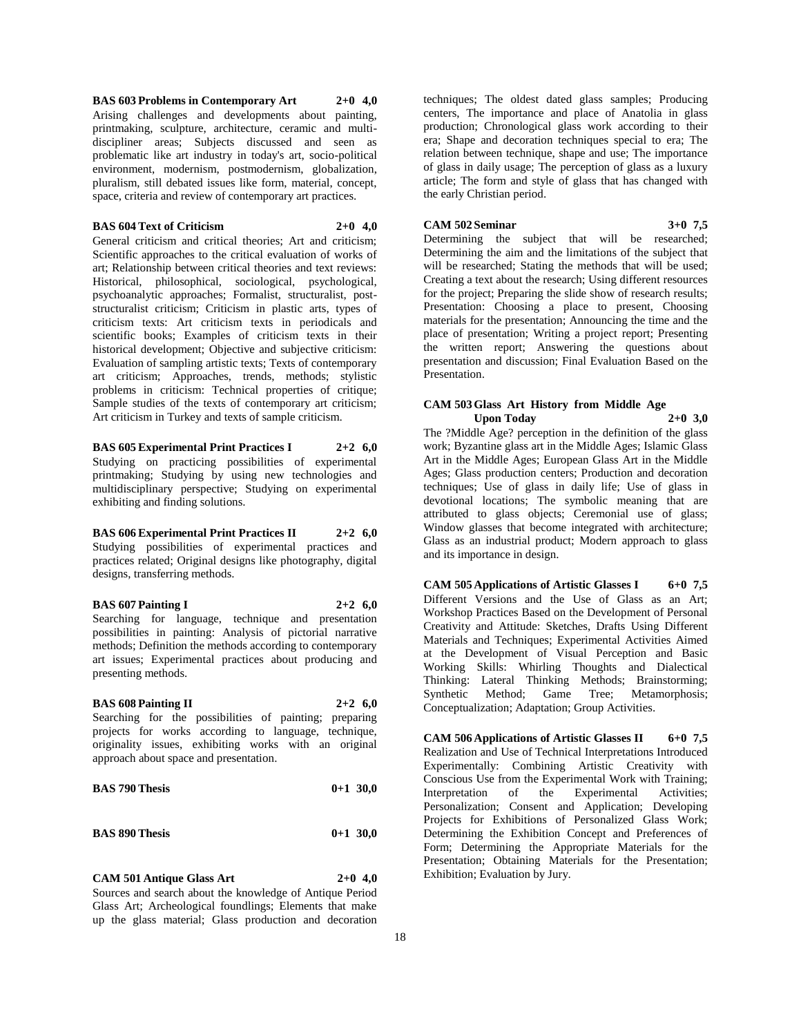**BAS 603 Problems in Contemporary Art 2+0 4,0**
Arising challenges and developments about painting, printmaking, sculpture, architecture, ceramic and multi-discipliner areas; Subjects discussed and seen as problematic like art industry in today's art, socio-political environment, modernism, postmodernism, globalization, pluralism, still debated issues like form, material, concept, space, criteria and review of contemporary art practices.

**BAS 604 Text of Criticism 2+0 4,0**
General criticism and critical theories; Art and criticism; Scientific approaches to the critical evaluation of works of art; Relationship between critical theories and text reviews: Historical, philosophical, sociological, psychological, psychoanalytic approaches; Formalist, structuralist, post-structuralist criticism; Criticism in plastic arts, types of criticism texts: Art criticism texts in periodicals and scientific books; Examples of criticism texts in their historical development; Objective and subjective criticism: Evaluation of sampling artistic texts; Texts of contemporary art criticism; Approaches, trends, methods; stylistic problems in criticism: Technical properties of critique; Sample studies of the texts of contemporary art criticism; Art criticism in Turkey and texts of sample criticism.

**BAS 605 Experimental Print Practices I 2+2 6,0**
Studying on practicing possibilities of experimental printmaking; Studying by using new technologies and multidisciplinary perspective; Studying on experimental exhibiting and finding solutions.

**BAS 606 Experimental Print Practices II 2+2 6,0**
Studying possibilities of experimental practices and practices related; Original designs like photography, digital designs, transferring methods.

**BAS 607 Painting I 2+2 6,0**
Searching for language, technique and presentation possibilities in painting: Analysis of pictorial narrative methods; Definition the methods according to contemporary art issues; Experimental practices about producing and presenting methods.

**BAS 608 Painting II 2+2 6,0**
Searching for the possibilities of painting; preparing projects for works according to language, technique, originality issues, exhibiting works with an original approach about space and presentation.

**BAS 790 Thesis 0+1 30,0**

**BAS 890 Thesis 0+1 30,0**

**CAM 501 Antique Glass Art 2+0 4,0**
Sources and search about the knowledge of Antique Period Glass Art; Archeological foundlings; Elements that make up the glass material; Glass production and decoration techniques; The oldest dated glass samples; Producing centers, The importance and place of Anatolia in glass production; Chronological glass work according to their era; Shape and decoration techniques special to era; The relation between technique, shape and use; The importance of glass in daily usage; The perception of glass as a luxury article; The form and style of glass that has changed with the early Christian period.

**CAM 502 Seminar 3+0 7,5**
Determining the subject that will be researched; Determining the aim and the limitations of the subject that will be researched; Stating the methods that will be used; Creating a text about the research; Using different resources for the project; Preparing the slide show of research results; Presentation: Choosing a place to present, Choosing materials for the presentation; Announcing the time and the place of presentation; Writing a project report; Presenting the written report; Answering the questions about presentation and discussion; Final Evaluation Based on the Presentation.

**CAM 503 Glass Art History from Middle Age Upon Today 2+0 3,0**
The ?Middle Age? perception in the definition of the glass work; Byzantine glass art in the Middle Ages; Islamic Glass Art in the Middle Ages; European Glass Art in the Middle Ages; Glass production centers; Production and decoration techniques; Use of glass in daily life; Use of glass in devotional locations; The symbolic meaning that are attributed to glass objects; Ceremonial use of glass; Window glasses that become integrated with architecture; Glass as an industrial product; Modern approach to glass and its importance in design.

**CAM 505 Applications of Artistic Glasses I 6+0 7,5**
Different Versions and the Use of Glass as an Art; Workshop Practices Based on the Development of Personal Creativity and Attitude: Sketches, Drafts Using Different Materials and Techniques; Experimental Activities Aimed at the Development of Visual Perception and Basic Working Skills: Whirling Thoughts and Dialectical Thinking: Lateral Thinking Methods; Brainstorming; Synthetic Method; Game Tree; Metamorphosis; Conceptualization; Adaptation; Group Activities.

**CAM 506 Applications of Artistic Glasses II 6+0 7,5**
Realization and Use of Technical Interpretations Introduced Experimentally: Combining Artistic Creativity with Conscious Use from the Experimental Work with Training; Interpretation of the Experimental Activities; Personalization; Consent and Application; Developing Projects for Exhibitions of Personalized Glass Work; Determining the Exhibition Concept and Preferences of Form; Determining the Appropriate Materials for the Presentation; Obtaining Materials for the Presentation; Exhibition; Evaluation by Jury.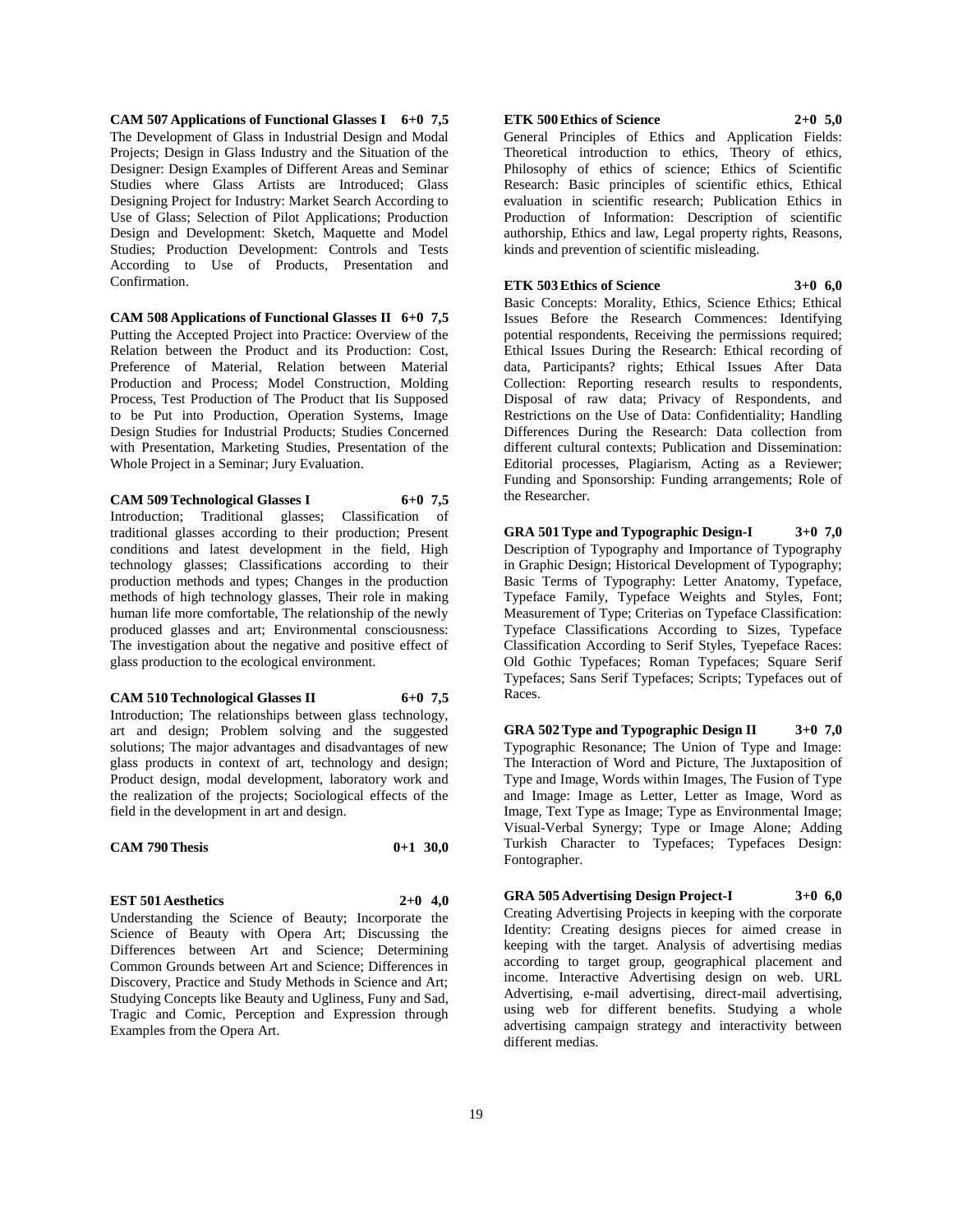**CAM 507 Applications of Functional Glasses I 6+0 7,5**
The Development of Glass in Industrial Design and Modal Projects; Design in Glass Industry and the Situation of the Designer: Design Examples of Different Areas and Seminar Studies where Glass Artists are Introduced; Glass Designing Project for Industry: Market Search According to Use of Glass; Selection of Pilot Applications; Production Design and Development: Sketch, Maquette and Model Studies; Production Development: Controls and Tests According to Use of Products, Presentation and Confirmation.

**CAM 508 Applications of Functional Glasses II 6+0 7,5**
Putting the Accepted Project into Practice: Overview of the Relation between the Product and its Production: Cost, Preference of Material, Relation between Material Production and Process; Model Construction, Molding Process, Test Production of The Product that Iis Supposed to be Put into Production, Operation Systems, Image Design Studies for Industrial Products; Studies Concerned with Presentation, Marketing Studies, Presentation of the Whole Project in a Seminar; Jury Evaluation.

**CAM 509 Technological Glasses I 6+0 7,5**
Introduction; Traditional glasses; Classification of traditional glasses according to their production; Present conditions and latest development in the field, High technology glasses; Classifications according to their production methods and types; Changes in the production methods of high technology glasses, Their role in making human life more comfortable, The relationship of the newly produced glasses and art; Environmental consciousness: The investigation about the negative and positive effect of glass production to the ecological environment.

**CAM 510 Technological Glasses II 6+0 7,5**
Introduction; The relationships between glass technology, art and design; Problem solving and the suggested solutions; The major advantages and disadvantages of new glass products in context of art, technology and design; Product design, modal development, laboratory work and the realization of the projects; Sociological effects of the field in the development in art and design.

**CAM 790 Thesis 0+1 30,0**

**EST 501 Aesthetics 2+0 4,0**
Understanding the Science of Beauty; Incorporate the Science of Beauty with Opera Art; Discussing the Differences between Art and Science; Determining Common Grounds between Art and Science; Differences in Discovery, Practice and Study Methods in Science and Art; Studying Concepts like Beauty and Ugliness, Funy and Sad, Tragic and Comic, Perception and Expression through Examples from the Opera Art.

**ETK 500 Ethics of Science 2+0 5,0**
General Principles of Ethics and Application Fields: Theoretical introduction to ethics, Theory of ethics, Philosophy of ethics of science; Ethics of Scientific Research: Basic principles of scientific ethics, Ethical evaluation in scientific research; Publication Ethics in Production of Information: Description of scientific authorship, Ethics and law, Legal property rights, Reasons, kinds and prevention of scientific misleading.

**ETK 503 Ethics of Science 3+0 6,0**
Basic Concepts: Morality, Ethics, Science Ethics; Ethical Issues Before the Research Commences: Identifying potential respondents, Receiving the permissions required; Ethical Issues During the Research: Ethical recording of data, Participants? rights; Ethical Issues After Data Collection: Reporting research results to respondents, Disposal of raw data; Privacy of Respondents, and Restrictions on the Use of Data: Confidentiality; Handling Differences During the Research: Data collection from different cultural contexts; Publication and Dissemination: Editorial processes, Plagiarism, Acting as a Reviewer; Funding and Sponsorship: Funding arrangements; Role of the Researcher.

**GRA 501 Type and Typographic Design-I 3+0 7,0**
Description of Typography and Importance of Typography in Graphic Design; Historical Development of Typography; Basic Terms of Typography: Letter Anatomy, Typeface, Typeface Family, Typeface Weights and Styles, Font; Measurement of Type; Criterias on Typeface Classification: Typeface Classifications According to Sizes, Typeface Classification According to Serif Styles, Tyepeface Races: Old Gothic Typefaces; Roman Typefaces; Square Serif Typefaces; Sans Serif Typefaces; Scripts; Typefaces out of Races.

**GRA 502 Type and Typographic Design II 3+0 7,0**
Typographic Resonance; The Union of Type and Image: The Interaction of Word and Picture, The Juxtaposition of Type and Image, Words within Images, The Fusion of Type and Image: Image as Letter, Letter as Image, Word as Image, Text Type as Image; Type as Environmental Image; Visual-Verbal Synergy; Type or Image Alone; Adding Turkish Character to Typefaces; Typefaces Design: Fontographer.

**GRA 505 Advertising Design Project-I 3+0 6,0**
Creating Advertising Projects in keeping with the corporate Identity: Creating designs pieces for aimed crease in keeping with the target. Analysis of advertising medias according to target group, geographical placement and income. Interactive Advertising design on web. URL Advertising, e-mail advertising, direct-mail advertising, using web for different benefits. Studying a whole advertising campaign strategy and interactivity between different medias.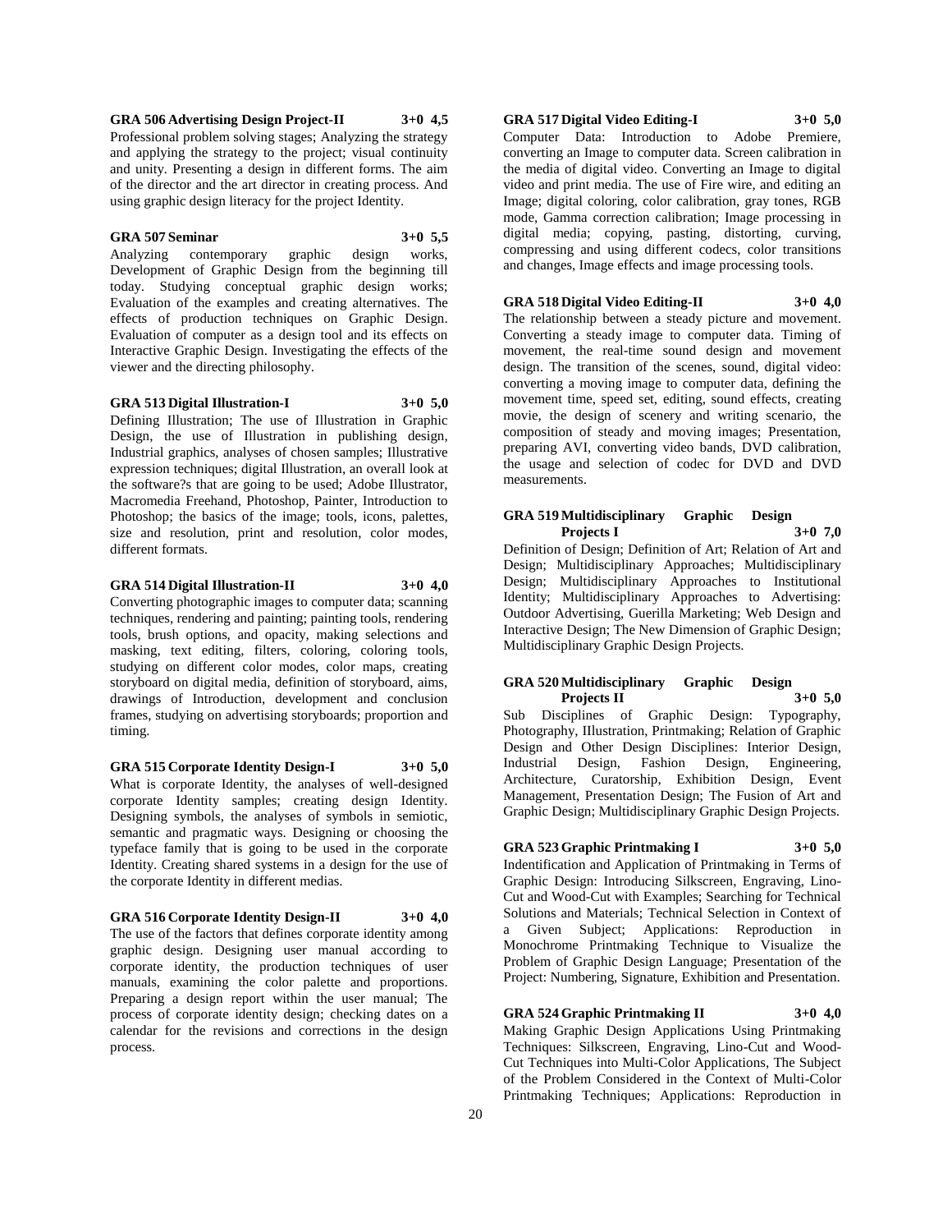**GRA 506 Advertising Design Project-II 3+0 4,5**

Professional problem solving stages; Analyzing the strategy and applying the strategy to the project; visual continuity and unity. Presenting a design in different forms. The aim of the director and the art director in creating process. And using graphic design literacy for the project Identity.

**GRA 507 Seminar 3+0 5,5**

Analyzing contemporary graphic design works, Development of Graphic Design from the beginning till today. Studying conceptual graphic design works; Evaluation of the examples and creating alternatives. The effects of production techniques on Graphic Design. Evaluation of computer as a design tool and its effects on Interactive Graphic Design. Investigating the effects of the viewer and the directing philosophy.

**GRA 513 Digital Illustration-I 3+0 5,0**

Defining Illustration; The use of Illustration in Graphic Design, the use of Illustration in publishing design, Industrial graphics, analyses of chosen samples; Illustrative expression techniques; digital Illustration, an overall look at the software?s that are going to be used; Adobe Illustrator, Macromedia Freehand, Photoshop, Painter, Introduction to Photoshop; the basics of the image; tools, icons, palettes, size and resolution, print and resolution, color modes, different formats.

**GRA 514 Digital Illustration-II 3+0 4,0**

Converting photographic images to computer data; scanning techniques, rendering and painting; painting tools, rendering tools, brush options, and opacity, making selections and masking, text editing, filters, coloring, coloring tools, studying on different color modes, color maps, creating storyboard on digital media, definition of storyboard, aims, drawings of Introduction, development and conclusion frames, studying on advertising storyboards; proportion and timing.

**GRA 515 Corporate Identity Design-I 3+0 5,0**

What is corporate Identity, the analyses of well-designed corporate Identity samples; creating design Identity. Designing symbols, the analyses of symbols in semiotic, semantic and pragmatic ways. Designing or choosing the typeface family that is going to be used in the corporate Identity. Creating shared systems in a design for the use of the corporate Identity in different medias.

**GRA 516 Corporate Identity Design-II 3+0 4,0**

The use of the factors that defines corporate identity among graphic design. Designing user manual according to corporate identity, the production techniques of user manuals, examining the color palette and proportions. Preparing a design report within the user manual; The process of corporate identity design; checking dates on a calendar for the revisions and corrections in the design process.

**GRA 517 Digital Video Editing-I 3+0 5,0**

Computer Data: Introduction to Adobe Premiere, converting an Image to computer data. Screen calibration in the media of digital video. Converting an Image to digital video and print media. The use of Fire wire, and editing an Image; digital coloring, color calibration, gray tones, RGB mode, Gamma correction calibration; Image processing in digital media; copying, pasting, distorting, curving, compressing and using different codecs, color transitions and changes, Image effects and image processing tools.

**GRA 518 Digital Video Editing-II 3+0 4,0**

The relationship between a steady picture and movement. Converting a steady image to computer data. Timing of movement, the real-time sound design and movement design. The transition of the scenes, sound, digital video: converting a moving image to computer data, defining the movement time, speed set, editing, sound effects, creating movie, the design of scenery and writing scenario, the composition of steady and moving images; Presentation, preparing AVI, converting video bands, DVD calibration, the usage and selection of codec for DVD and DVD measurements.

**GRA 519 Multidisciplinary Graphic Design Projects I 3+0 7,0**

Definition of Design; Definition of Art; Relation of Art and Design; Multidisciplinary Approaches; Multidisciplinary Design; Multidisciplinary Approaches to Institutional Identity; Multidisciplinary Approaches to Advertising: Outdoor Advertising, Guerilla Marketing; Web Design and Interactive Design; The New Dimension of Graphic Design; Multidisciplinary Graphic Design Projects.

**GRA 520 Multidisciplinary Graphic Design Projects II 3+0 5,0**

Sub Disciplines of Graphic Design: Typography, Photography, Illustration, Printmaking; Relation of Graphic Design and Other Design Disciplines: Interior Design, Industrial Design, Fashion Design, Engineering, Architecture, Curatorship, Exhibition Design, Event Management, Presentation Design; The Fusion of Art and Graphic Design; Multidisciplinary Graphic Design Projects.

**GRA 523 Graphic Printmaking I 3+0 5,0**

Indentification and Application of Printmaking in Terms of Graphic Design: Introducing Silkscreen, Engraving, Lino-Cut and Wood-Cut with Examples; Searching for Technical Solutions and Materials; Technical Selection in Context of a Given Subject; Applications: Reproduction in Monochrome Printmaking Technique to Visualize the Problem of Graphic Design Language; Presentation of the Project: Numbering, Signature, Exhibition and Presentation.

**GRA 524 Graphic Printmaking II 3+0 4,0**

Making Graphic Design Applications Using Printmaking Techniques: Silkscreen, Engraving, Lino-Cut and Wood-Cut Techniques into Multi-Color Applications, The Subject of the Problem Considered in the Context of Multi-Color Printmaking Techniques; Applications: Reproduction in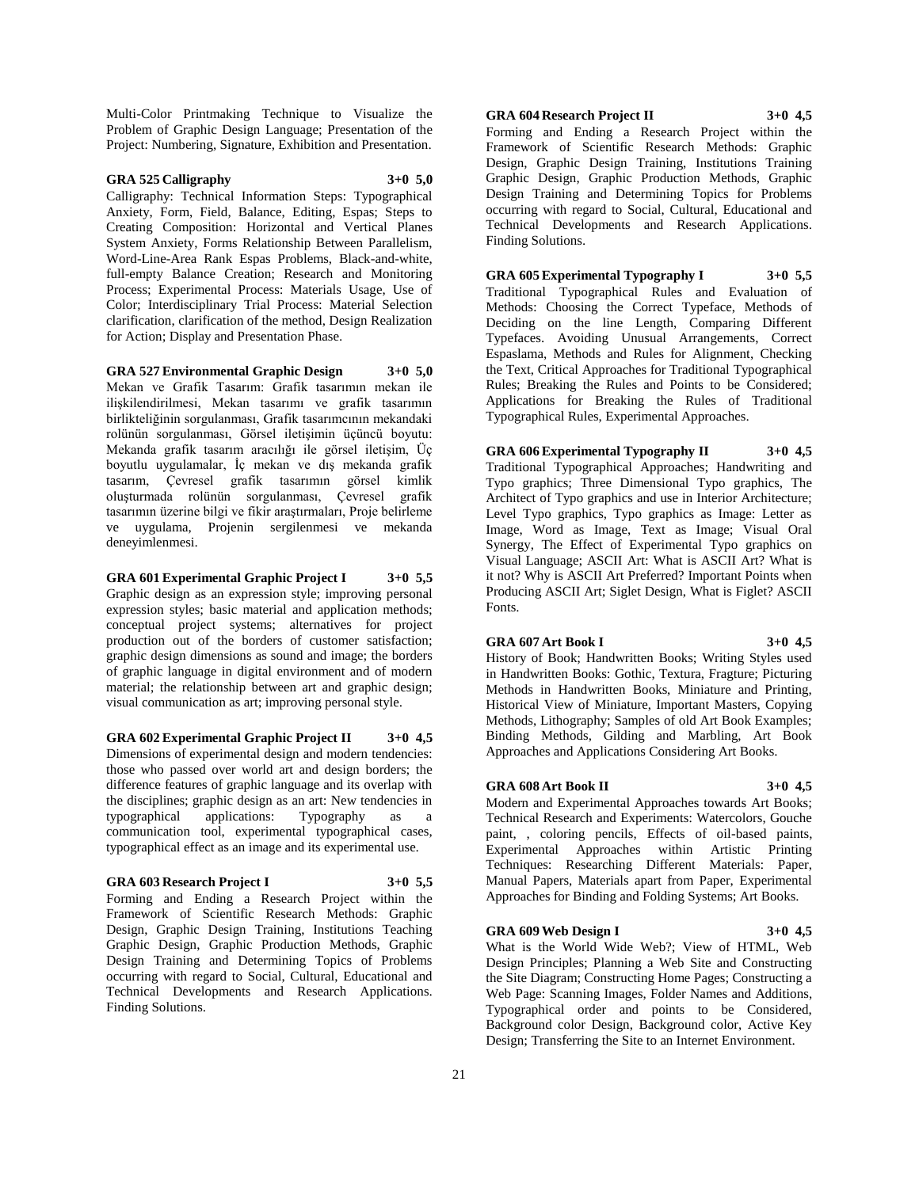Multi-Color Printmaking Technique to Visualize the Problem of Graphic Design Language; Presentation of the Project: Numbering, Signature, Exhibition and Presentation.

**GRA 525 Calligraphy 3+0 5,0**

Calligraphy: Technical Information Steps: Typographical Anxiety, Form, Field, Balance, Editing, Espas; Steps to Creating Composition: Horizontal and Vertical Planes System Anxiety, Forms Relationship Between Parallelism, Word-Line-Area Rank Espas Problems, Black-and-white, full-empty Balance Creation; Research and Monitoring Process; Experimental Process: Materials Usage, Use of Color; Interdisciplinary Trial Process: Material Selection clarification, clarification of the method, Design Realization for Action; Display and Presentation Phase.

**GRA 527 Environmental Graphic Design 3+0 5,0**

Mekan ve Grafik Tasarım: Grafik tasarımın mekan ile ilişkilendirilmesi, Mekan tasarımı ve grafik tasarımın birlikteliğinin sorgulanması, Grafik tasarımcının mekandaki rolünün sorgulanması, Görsel iletişimin üçüncü boyutu: Mekanda grafik tasarım aracılığı ile görsel iletişim, Üç boyutlu uygulamalar, İç mekan ve dış mekanda grafik tasarım, Çevresel grafik tasarımın görsel kimlik oluşturmada rolünün sorgulanması, Çevresel grafik tasarımın üzerine bilgi ve fikir araştırmaları, Proje belirleme ve uygulama, Projenin sergilenmesi ve mekanda deneyimlenmesi.

**GRA 601 Experimental Graphic Project I 3+0 5,5**

Graphic design as an expression style; improving personal expression styles; basic material and application methods; conceptual project systems; alternatives for project production out of the borders of customer satisfaction; graphic design dimensions as sound and image; the borders of graphic language in digital environment and of modern material; the relationship between art and graphic design; visual communication as art; improving personal style.

**GRA 602 Experimental Graphic Project II 3+0 4,5**

Dimensions of experimental design and modern tendencies: those who passed over world art and design borders; the difference features of graphic language and its overlap with the disciplines; graphic design as an art: New tendencies in typographical applications: Typography as a communication tool, experimental typographical cases, typographical effect as an image and its experimental use.

**GRA 603 Research Project I 3+0 5,5**

Forming and Ending a Research Project within the Framework of Scientific Research Methods: Graphic Design, Graphic Design Training, Institutions Teaching Graphic Design, Graphic Production Methods, Graphic Design Training and Determining Topics of Problems occurring with regard to Social, Cultural, Educational and Technical Developments and Research Applications. Finding Solutions.

**GRA 604 Research Project II 3+0 4,5**

Forming and Ending a Research Project within the Framework of Scientific Research Methods: Graphic Design, Graphic Design Training, Institutions Training Graphic Design, Graphic Production Methods, Graphic Design Training and Determining Topics for Problems occurring with regard to Social, Cultural, Educational and Technical Developments and Research Applications. Finding Solutions.

**GRA 605 Experimental Typography I 3+0 5,5**

Traditional Typographical Rules and Evaluation of Methods: Choosing the Correct Typeface, Methods of Deciding on the line Length, Comparing Different Typefaces. Avoiding Unusual Arrangements, Correct Espaslama, Methods and Rules for Alignment, Checking the Text, Critical Approaches for Traditional Typographical Rules; Breaking the Rules and Points to be Considered; Applications for Breaking the Rules of Traditional Typographical Rules, Experimental Approaches.

**GRA 606 Experimental Typography II 3+0 4,5**

Traditional Typographical Approaches; Handwriting and Typo graphics; Three Dimensional Typo graphics, The Architect of Typo graphics and use in Interior Architecture; Level Typo graphics, Typo graphics as Image: Letter as Image, Word as Image, Text as Image; Visual Oral Synergy, The Effect of Experimental Typo graphics on Visual Language; ASCII Art: What is ASCII Art? What is it not? Why is ASCII Art Preferred? Important Points when Producing ASCII Art; Siglet Design, What is Figlet? ASCII Fonts.

**GRA 607 Art Book I 3+0 4,5**

History of Book; Handwritten Books; Writing Styles used in Handwritten Books: Gothic, Textura, Fragture; Picturing Methods in Handwritten Books, Miniature and Printing, Historical View of Miniature, Important Masters, Copying Methods, Lithography; Samples of old Art Book Examples; Binding Methods, Gilding and Marbling, Art Book Approaches and Applications Considering Art Books.

**GRA 608 Art Book II 3+0 4,5**

Modern and Experimental Approaches towards Art Books; Technical Research and Experiments: Watercolors, Gouche paint, , coloring pencils, Effects of oil-based paints, Experimental Approaches within Artistic Printing Techniques: Researching Different Materials: Paper, Manual Papers, Materials apart from Paper, Experimental Approaches for Binding and Folding Systems; Art Books.

**GRA 609 Web Design I 3+0 4,5**

What is the World Wide Web?; View of HTML, Web Design Principles; Planning a Web Site and Constructing the Site Diagram; Constructing Home Pages; Constructing a Web Page: Scanning Images, Folder Names and Additions, Typographical order and points to be Considered, Background color Design, Background color, Active Key Design; Transferring the Site to an Internet Environment.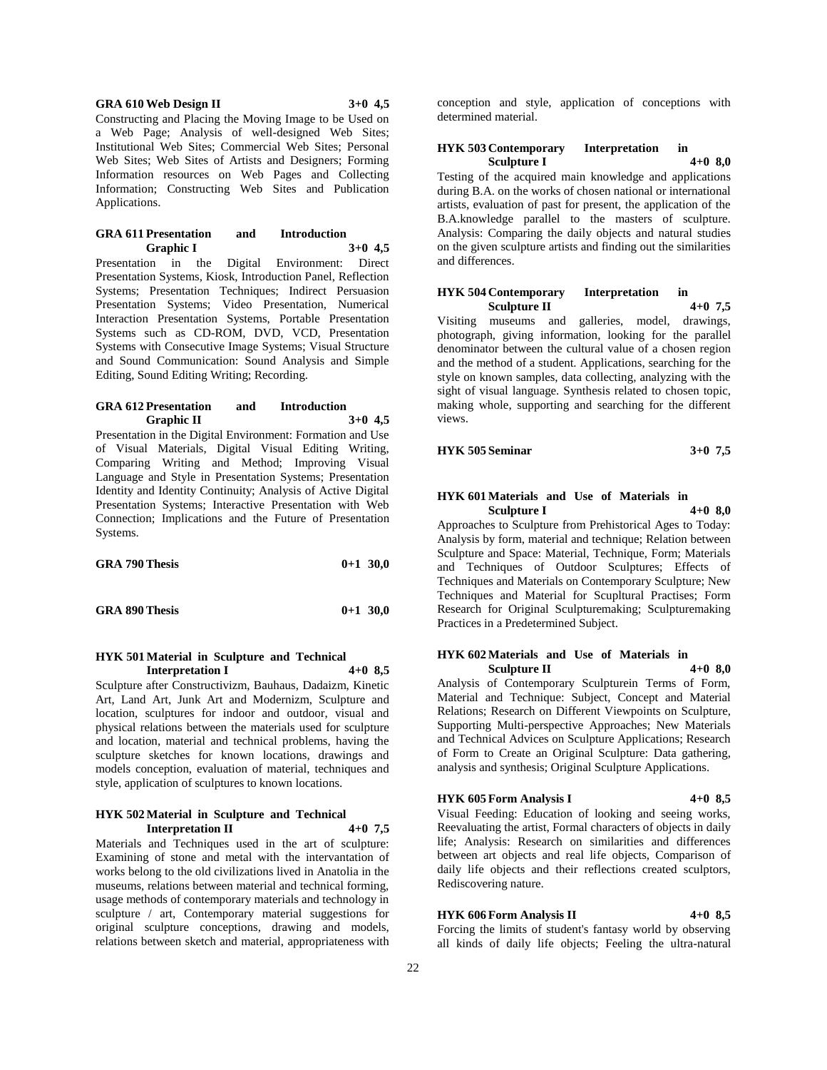**GRA 610 Web Design II 3+0 4,5**

Constructing and Placing the Moving Image to be Used on a Web Page; Analysis of well-designed Web Sites; Institutional Web Sites; Commercial Web Sites; Personal Web Sites; Web Sites of Artists and Designers; Forming Information resources on Web Pages and Collecting Information; Constructing Web Sites and Publication Applications.

**GRA 611 Presentation and Introduction Graphic I 3+0 4,5**

Presentation in the Digital Environment: Direct Presentation Systems, Kiosk, Introduction Panel, Reflection Systems; Presentation Techniques; Indirect Persuasion Presentation Systems; Video Presentation, Numerical Interaction Presentation Systems, Portable Presentation Systems such as CD-ROM, DVD, VCD, Presentation Systems with Consecutive Image Systems; Visual Structure and Sound Communication: Sound Analysis and Simple Editing, Sound Editing Writing; Recording.

**GRA 612 Presentation and Introduction Graphic II 3+0 4,5**

Presentation in the Digital Environment: Formation and Use of Visual Materials, Digital Visual Editing Writing, Comparing Writing and Method; Improving Visual Language and Style in Presentation Systems; Presentation Identity and Identity Continuity; Analysis of Active Digital Presentation Systems; Interactive Presentation with Web Connection; Implications and the Future of Presentation Systems.

**GRA 790 Thesis 0+1 30,0**

**GRA 890 Thesis 0+1 30,0**

**HYK 501 Material in Sculpture and Technical Interpretation I 4+0 8,5**

Sculpture after Constructivizm, Bauhaus, Dadaizm, Kinetic Art, Land Art, Junk Art and Modernizm, Sculpture and location, sculptures for indoor and outdoor, visual and physical relations between the materials used for sculpture and location, material and technical problems, having the sculpture sketches for known locations, drawings and models conception, evaluation of material, techniques and style, application of sculptures to known locations.

**HYK 502 Material in Sculpture and Technical Interpretation II 4+0 7,5**

Materials and Techniques used in the art of sculpture: Examining of stone and metal with the intervantation of works belong to the old civilizations lived in Anatolia in the museums, relations between material and technical forming, usage methods of contemporary materials and technology in sculpture / art, Contemporary material suggestions for original sculpture conceptions, drawing and models, relations between sketch and material, appropriateness with conception and style, application of conceptions with determined material.

**HYK 503 Contemporary Interpretation in Sculpture I 4+0 8,0**

Testing of the acquired main knowledge and applications during B.A. on the works of chosen national or international artists, evaluation of past for present, the application of the B.A.knowledge parallel to the masters of sculpture. Analysis: Comparing the daily objects and natural studies on the given sculpture artists and finding out the similarities and differences.

**HYK 504 Contemporary Interpretation in Sculpture II 4+0 7,5**

Visiting museums and galleries, model, drawings, photograph, giving information, looking for the parallel denominator between the cultural value of a chosen region and the method of a student. Applications, searching for the style on known samples, data collecting, analyzing with the sight of visual language. Synthesis related to chosen topic, making whole, supporting and searching for the different views.

**HYK 505 Seminar 3+0 7,5**

**HYK 601 Materials and Use of Materials in Sculpture I 4+0 8,0**

Approaches to Sculpture from Prehistorical Ages to Today: Analysis by form, material and technique; Relation between Sculpture and Space: Material, Technique, Form; Materials and Techniques of Outdoor Sculptures; Effects of Techniques and Materials on Contemporary Sculpture; New Techniques and Material for Scupltural Practises; Form Research for Original Sculpturemaking; Sculpturemaking Practices in a Predetermined Subject.

**HYK 602 Materials and Use of Materials in Sculpture II 4+0 8,0**

Analysis of Contemporary Sculpturein Terms of Form, Material and Technique: Subject, Concept and Material Relations; Research on Different Viewpoints on Sculpture, Supporting Multi-perspective Approaches; New Materials and Technical Advices on Sculpture Applications; Research of Form to Create an Original Sculpture: Data gathering, analysis and synthesis; Original Sculpture Applications.

**HYK 605 Form Analysis I 4+0 8,5**

Visual Feeding: Education of looking and seeing works, Reevaluating the artist, Formal characters of objects in daily life; Analysis: Research on similarities and differences between art objects and real life objects, Comparison of daily life objects and their reflections created sculptors, Rediscovering nature.

**HYK 606 Form Analysis II 4+0 8,5**

Forcing the limits of student's fantasy world by observing all kinds of daily life objects; Feeling the ultra-natural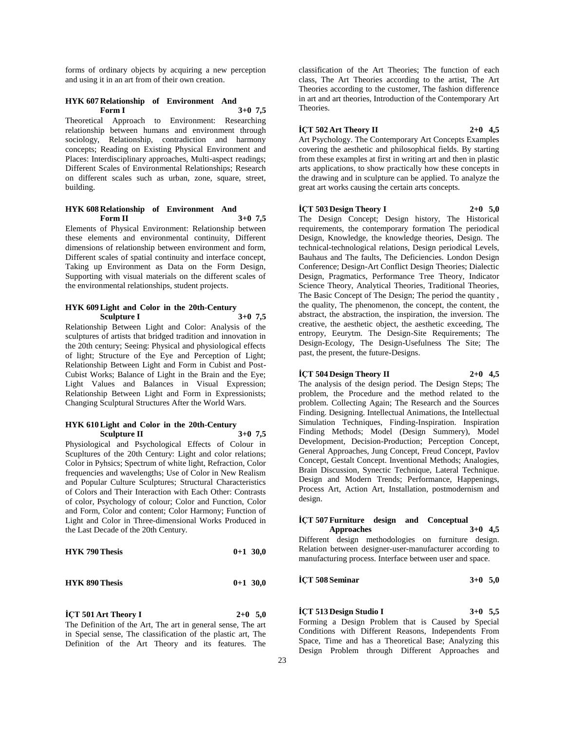forms of ordinary objects by acquiring a new perception and using it in an art from of their own creation.

### HYK 607 Relationship of Environment And Form I 3+0 7,5

Theoretical Approach to Environment: Researching relationship between humans and environment through sociology, Relationship, contradiction and harmony concepts; Reading on Existing Physical Environment and Places: Interdisciplinary approaches, Multi-aspect readings; Different Scales of Environmental Relationships; Research on different scales such as urban, zone, square, street, building.

### HYK 608 Relationship of Environment And Form II 3+0 7,5

Elements of Physical Environment: Relationship between these elements and environmental continuity, Different dimensions of relationship between environment and form, Different scales of spatial continuity and interface concept, Taking up Environment as Data on the Form Design, Supporting with visual materials on the different scales of the environmental relationships, student projects.

### HYK 609 Light and Color in the 20th-Century Sculpture I 3+0 7,5

Relationship Between Light and Color: Analysis of the sculptures of artists that bridged tradition and innovation in the 20th century; Seeing: Physical and physiological effects of light; Structure of the Eye and Perception of Light; Relationship Between Light and Form in Cubist and Post-Cubist Works; Balance of Light in the Brain and the Eye; Light Values and Balances in Visual Expression; Relationship Between Light and Form in Expressionists; Changing Sculptural Structures After the World Wars.

### HYK 610 Light and Color in the 20th-Century Sculpture II 3+0 7,5

Physiological and Psychological Effects of Colour in Scupltures of the 20th Century: Light and color relations; Color in Pyhsics; Spectrum of white light, Refraction, Color frequencies and wavelengths; Use of Color in New Realism and Popular Culture Sculptures; Structural Characteristics of Colors and Their Interaction with Each Other: Contrasts of color, Psychology of colour; Color and Function, Color and Form, Color and content; Color Harmony; Function of Light and Color in Three-dimensional Works Produced in the Last Decade of the 20th Century.

### HYK 790 Thesis 0+1 30,0

### HYK 890 Thesis 0+1 30,0

### İÇT 501 Art Theory I 2+0 5,0

The Definition of the Art, The art in general sense, The art in Special sense, The classification of the plastic art, The Definition of the Art Theory and its features. The classification of the Art Theories; The function of each class, The Art Theories according to the artist, The Art Theories according to the customer, The fashion difference in art and art theories, Introduction of the Contemporary Art Theories.

### İÇT 502 Art Theory II 2+0 4,5

Art Psychology. The Contemporary Art Concepts Examples covering the aesthetic and philosophical fields. By starting from these examples at first in writing art and then in plastic arts applications, to show practically how these concepts in the drawing and in sculpture can be applied. To analyze the great art works causing the certain arts concepts.

### İÇT 503 Design Theory I 2+0 5,0

The Design Concept; Design history, The Historical requirements, the contemporary formation The periodical Design, Knowledge, the knowledge theories, Design. The technical-technological relations, Design periodical Levels, Bauhaus and The faults, The Deficiencies. London Design Conference; Design-Art Conflict Design Theories; Dialectic Design, Pragmatics, Performance Tree Theory, Indicator Science Theory, Analytical Theories, Traditional Theories, The Basic Concept of The Design; The period the quantity , the quality, The phenomenon, the concept, the content, the abstract, the abstraction, the inspiration, the inversion. The creative, the aesthetic object, the aesthetic exceeding, The entropy, Eeurytm. The Design-Site Requirements; The Design-Ecology, The Design-Usefulness The Site; The past, the present, the future-Designs.

### İÇT 504 Design Theory II 2+0 4,5

The analysis of the design period. The Design Steps; The problem, the Procedure and the method related to the problem. Collecting Again; The Research and the Sources Finding. Designing. Intellectual Animations, the Intellectual Simulation Techniques, Finding-Inspiration. Inspiration Finding Methods; Model (Design Summery), Model Development, Decision-Production; Perception Concept, General Approaches, Jung Concept, Freud Concept, Pavlov Concept, Gestalt Concept. Inventional Methods; Analogies, Brain Discussion, Synectic Technique, Lateral Technique. Design and Modern Trends; Performance, Happenings, Process Art, Action Art, Installation, postmodernism and design.

### İÇT 507 Furniture design and Conceptual Approaches 3+0 4,5

Different design methodologies on furniture design. Relation between designer-user-manufacturer according to manufacturing process. Interface between user and space.

### İÇT 508 Seminar 3+0 5,0

### İÇT 513 Design Studio I 3+0 5,5

Forming a Design Problem that is Caused by Special Conditions with Different Reasons, Independents From Space, Time and has a Theoretical Base; Analyzing this Design Problem through Different Approaches and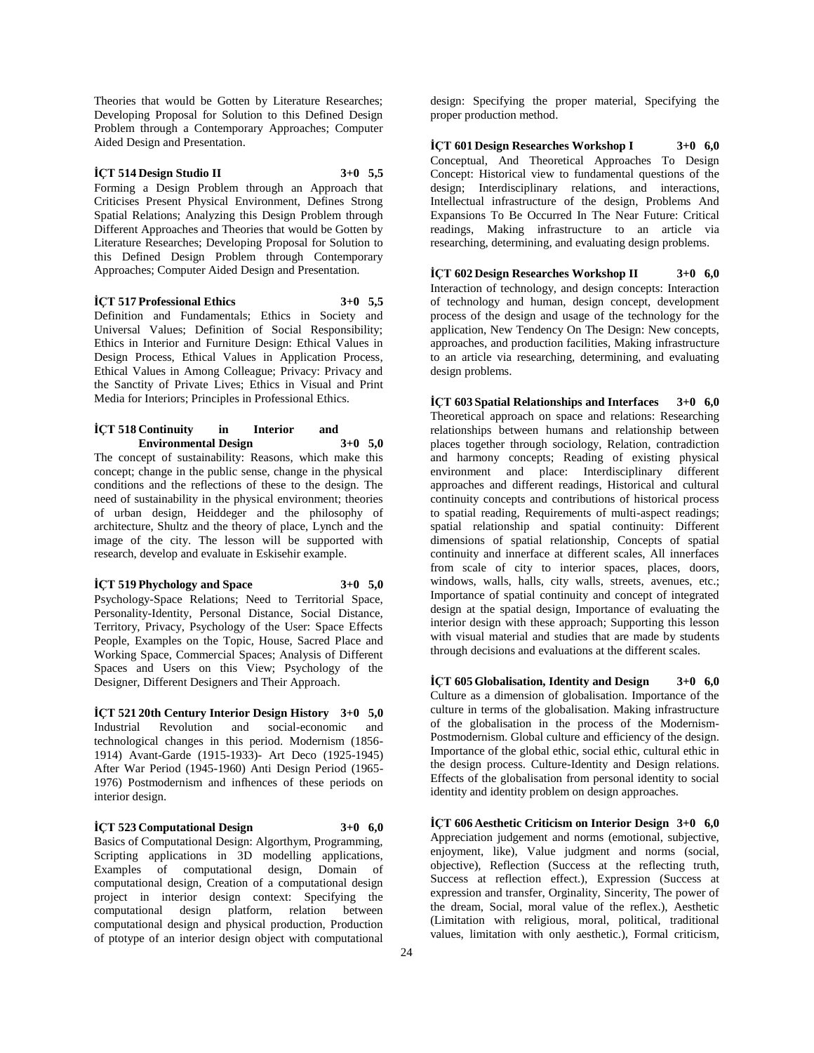Theories that would be Gotten by Literature Researches; Developing Proposal for Solution to this Defined Design Problem through a Contemporary Approaches; Computer Aided Design and Presentation.

**İÇT 514 Design Studio II 3+0 5,5**
Forming a Design Problem through an Approach that Criticises Present Physical Environment, Defines Strong Spatial Relations; Analyzing this Design Problem through Different Approaches and Theories that would be Gotten by Literature Researches; Developing Proposal for Solution to this Defined Design Problem through Contemporary Approaches; Computer Aided Design and Presentation.

**İÇT 517 Professional Ethics 3+0 5,5**
Definition and Fundamentals; Ethics in Society and Universal Values; Definition of Social Responsibility; Ethics in Interior and Furniture Design: Ethical Values in Design Process, Ethical Values in Application Process, Ethical Values in Among Colleague; Privacy: Privacy and the Sanctity of Private Lives; Ethics in Visual and Print Media for Interiors; Principles in Professional Ethics.

**İÇT 518 Continuity in Interior and Environmental Design 3+0 5,0**
The concept of sustainability: Reasons, which make this concept; change in the public sense, change in the physical conditions and the reflections of these to the design. The need of sustainability in the physical environment; theories of urban design, Heiddeger and the philosophy of architecture, Shultz and the theory of place, Lynch and the image of the city. The lesson will be supported with research, develop and evaluate in Eskisehir example.

**İÇT 519 Phychology and Space 3+0 5,0**
Psychology-Space Relations; Need to Territorial Space, Personality-Identity, Personal Distance, Social Distance, Territory, Privacy, Psychology of the User: Space Effects People, Examples on the Topic, House, Sacred Place and Working Space, Commercial Spaces; Analysis of Different Spaces and Users on this View; Psychology of the Designer, Different Designers and Their Approach.

**İÇT 521 20th Century Interior Design History 3+0 5,0**
Industrial Revolution and social-economic and technological changes in this period. Modernism (1856-1914) Avant-Garde (1915-1933)- Art Deco (1925-1945) After War Period (1945-1960) Anti Design Period (1965-1976) Postmodernism and infhences of these periods on interior design.

**İÇT 523 Computational Design 3+0 6,0**
Basics of Computational Design: Algorthym, Programming, Scripting applications in 3D modelling applications, Examples of computational design, Domain of computational design, Creation of a computational design project in interior design context: Specifying the computational design platform, relation between computational design and physical production, Production of ptotype of an interior design object with computational design: Specifying the proper material, Specifying the proper production method.

**İÇT 601 Design Researches Workshop I 3+0 6,0**
Conceptual, And Theoretical Approaches To Design Concept: Historical view to fundamental questions of the design; Interdisciplinary relations, and interactions, Intellectual infrastructure of the design, Problems And Expansions To Be Occurred In The Near Future: Critical readings, Making infrastructure to an article via researching, determining, and evaluating design problems.

**İÇT 602 Design Researches Workshop II 3+0 6,0**
Interaction of technology, and design concepts: Interaction of technology and human, design concept, development process of the design and usage of the technology for the application, New Tendency On The Design: New concepts, approaches, and production facilities, Making infrastructure to an article via researching, determining, and evaluating design problems.

**İÇT 603 Spatial Relationships and Interfaces 3+0 6,0**
Theoretical approach on space and relations: Researching relationships between humans and relationship between places together through sociology, Relation, contradiction and harmony concepts; Reading of existing physical environment and place: Interdisciplinary different approaches and different readings, Historical and cultural continuity concepts and contributions of historical process to spatial reading, Requirements of multi-aspect readings; spatial relationship and spatial continuity: Different dimensions of spatial relationship, Concepts of spatial continuity and innerface at different scales, All innerfaces from scale of city to interior spaces, places, doors, windows, walls, halls, city walls, streets, avenues, etc.; Importance of spatial continuity and concept of integrated design at the spatial design, Importance of evaluating the interior design with these approach; Supporting this lesson with visual material and studies that are made by students through decisions and evaluations at the different scales.

**İÇT 605 Globalisation, Identity and Design 3+0 6,0**
Culture as a dimension of globalisation. Importance of the culture in terms of the globalisation. Making infrastructure of the globalisation in the process of the Modernism-Postmodernism. Global culture and efficiency of the design. Importance of the global ethic, social ethic, cultural ethic in the design process. Culture-Identity and Design relations. Effects of the globalisation from personal identity to social identity and identity problem on design approaches.

**İÇT 606 Aesthetic Criticism on Interior Design 3+0 6,0**
Appreciation judgement and norms (emotional, subjective, enjoyment, like), Value judgment and norms (social, objective), Reflection (Success at the reflecting truth, Success at reflection effect.), Expression (Success at expression and transfer, Orginality, Sincerity, The power of the dream, Social, moral value of the reflex.), Aesthetic (Limitation with religious, moral, political, traditional values, limitation with only aesthetic.), Formal criticism,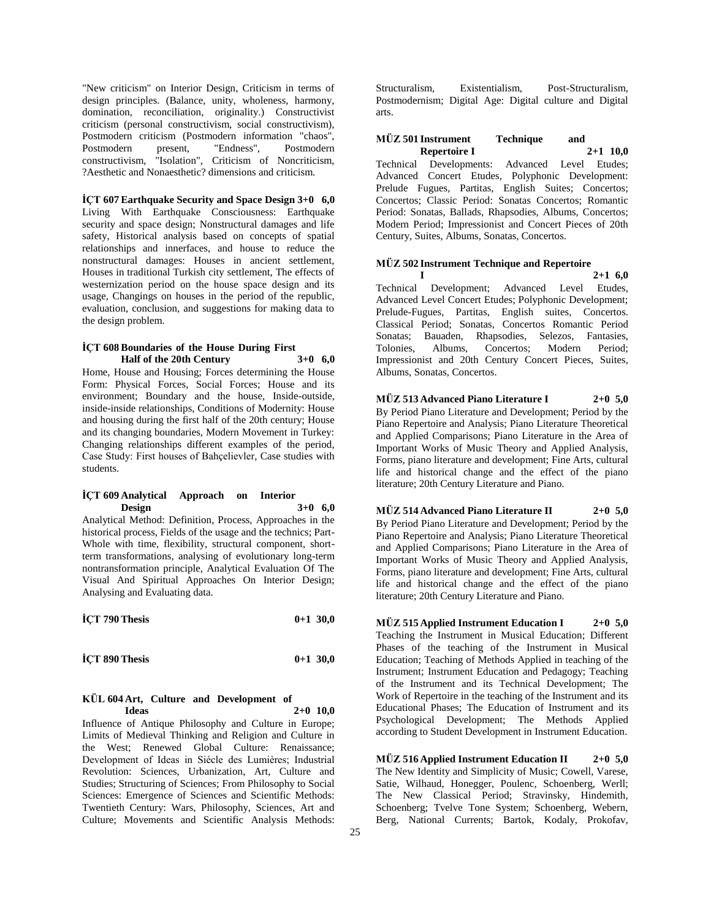"New criticism" on Interior Design, Criticism in terms of design principles. (Balance, unity, wholeness, harmony, domination, reconciliation, originality.) Constructivist criticism (personal constructivism, social constructivism), Postmodern criticism (Postmodern information "chaos", Postmodern present, "Endness", Postmodern constructivism, "Isolation", Criticism of Noncriticism, ?Aesthetic and Nonaesthetic? dimensions and criticism.

**İÇT 607 Earthquake Security and Space Design 3+0 6,0**
Living With Earthquake Consciousness: Earthquake security and space design; Nonstructural damages and life safety, Historical analysis based on concepts of spatial relationships and innerfaces, and house to reduce the nonstructural damages: Houses in ancient settlement, Houses in traditional Turkish city settlement, The effects of westernization period on the house space design and its usage, Changings on houses in the period of the republic, evaluation, conclusion, and suggestions for making data to the design problem.

**İÇT 608 Boundaries of the House During First Half of the 20th Century 3+0 6,0**
Home, House and Housing; Forces determining the House Form: Physical Forces, Social Forces; House and its environment; Boundary and the house, Inside-outside, inside-inside relationships, Conditions of Modernity: House and housing during the first half of the 20th century; House and its changing boundaries, Modern Movement in Turkey: Changing relationships different examples of the period, Case Study: First houses of Bahçelievler, Case studies with students.

**İÇT 609 Analytical Approach on Interior Design 3+0 6,0**
Analytical Method: Definition, Process, Approaches in the historical process, Fields of the usage and the technics; Part-Whole with time, flexibility, structural component, short-term transformations, analysing of evolutionary long-term nontransformation principle, Analytical Evaluation Of The Visual And Spiritual Approaches On Interior Design; Analysing and Evaluating data.

**İÇT 790 Thesis 0+1 30,0**

**İÇT 890 Thesis 0+1 30,0**

**KÜL 604 Art, Culture and Development of Ideas 2+0 10,0**
Influence of Antique Philosophy and Culture in Europe; Limits of Medieval Thinking and Religion and Culture in the West; Renewed Global Culture: Renaissance; Development of Ideas in Siécle des Lumières; Industrial Revolution: Sciences, Urbanization, Art, Culture and Studies; Structuring of Sciences; From Philosophy to Social Sciences: Emergence of Sciences and Scientific Methods: Twentieth Century: Wars, Philosophy, Sciences, Art and Culture; Movements and Scientific Analysis Methods: Structuralism, Existentialism, Post-Structuralism, Postmodernism; Digital Age: Digital culture and Digital arts.

**MÜZ 501 Instrument Technique and Repertoire I 2+1 10,0**
Technical Developments: Advanced Level Etudes; Advanced Concert Etudes, Polyphonic Development: Prelude Fugues, Partitas, English Suites; Concertos; Concertos; Classic Period: Sonatas Concertos; Romantic Period: Sonatas, Ballads, Rhapsodies, Albums, Concertos; Modern Period; Impressionist and Concert Pieces of 20th Century, Suites, Albums, Sonatas, Concertos.

**MÜZ 502 Instrument Technique and Repertoire I 2+1 6,0**
Technical Development; Advanced Level Etudes, Advanced Level Concert Etudes; Polyphonic Development; Prelude-Fugues, Partitas, English suites, Concertos. Classical Period; Sonatas, Concertos Romantic Period Sonatas; Bauaden, Rhapsodies, Selezos, Fantasies, Tolonies, Albums, Concertos; Modern Period; Impressionist and 20th Century Concert Pieces, Suites, Albums, Sonatas, Concertos.

**MÜZ 513 Advanced Piano Literature I 2+0 5,0**
By Period Piano Literature and Development; Period by the Piano Repertoire and Analysis; Piano Literature Theoretical and Applied Comparisons; Piano Literature in the Area of Important Works of Music Theory and Applied Analysis, Forms, piano literature and development; Fine Arts, cultural life and historical change and the effect of the piano literature; 20th Century Literature and Piano.

**MÜZ 514 Advanced Piano Literature II 2+0 5,0**
By Period Piano Literature and Development; Period by the Piano Repertoire and Analysis; Piano Literature Theoretical and Applied Comparisons; Piano Literature in the Area of Important Works of Music Theory and Applied Analysis, Forms, piano literature and development; Fine Arts, cultural life and historical change and the effect of the piano literature; 20th Century Literature and Piano.

**MÜZ 515 Applied Instrument Education I 2+0 5,0**
Teaching the Instrument in Musical Education; Different Phases of the teaching of the Instrument in Musical Education; Teaching of Methods Applied in teaching of the Instrument; Instrument Education and Pedagogy; Teaching of the Instrument and its Technical Development; The Work of Repertoire in the teaching of the Instrument and its Educational Phases; The Education of Instrument and its Psychological Development; The Methods Applied according to Student Development in Instrument Education.

**MÜZ 516 Applied Instrument Education II 2+0 5,0**
The New Identity and Simplicity of Music; Cowell, Varese, Satie, Wilhaud, Honegger, Poulenc, Schoenberg, Werll; The New Classical Period; Stravinsky, Hindemith, Schoenberg; Tvelve Tone System; Schoenberg, Webern, Berg, National Currents; Bartok, Kodaly, Prokofav,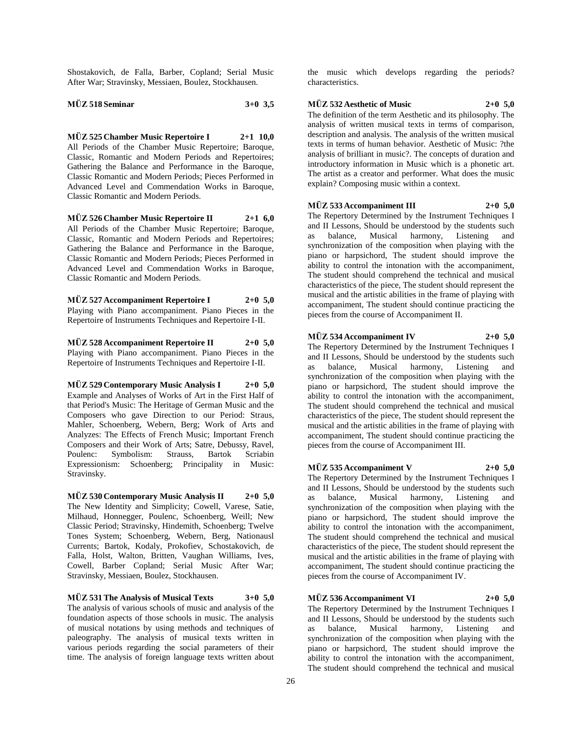Shostakovich, de Falla, Barber, Copland; Serial Music After War; Stravinsky, Messiaen, Boulez, Stockhausen.

**MÜZ 518 Seminar 3+0 3,5**

**MÜZ 525 Chamber Music Repertoire I 2+1 10,0**

All Periods of the Chamber Music Repertoire; Baroque, Classic, Romantic and Modern Periods and Repertoires; Gathering the Balance and Performance in the Baroque, Classic Romantic and Modern Periods; Pieces Performed in Advanced Level and Commendation Works in Baroque, Classic Romantic and Modern Periods.

**MÜZ 526 Chamber Music Repertoire II 2+1 6,0**

All Periods of the Chamber Music Repertoire; Baroque, Classic, Romantic and Modern Periods and Repertoires; Gathering the Balance and Performance in the Baroque, Classic Romantic and Modern Periods; Pieces Performed in Advanced Level and Commendation Works in Baroque, Classic Romantic and Modern Periods.

**MÜZ 527 Accompaniment Repertoire I 2+0 5,0**

Playing with Piano accompaniment. Piano Pieces in the Repertoire of Instruments Techniques and Repertoire I-II.

**MÜZ 528 Accompaniment Repertoire II 2+0 5,0**

Playing with Piano accompaniment. Piano Pieces in the Repertoire of Instruments Techniques and Repertoire I-II.

**MÜZ 529 Contemporary Music Analysis I 2+0 5,0**

Example and Analyses of Works of Art in the First Half of that Period's Music: The Heritage of German Music and the Composers who gave Direction to our Period: Straus, Mahler, Schoenberg, Webern, Berg; Work of Arts and Analyzes: The Effects of French Music; Important French Composers and their Work of Arts; Satre, Debussy, Ravel, Poulenc: Symbolism: Strauss, Bartok Scriabin Expressionism: Schoenberg; Principality in Music: Stravinsky.

**MÜZ 530 Contemporary Music Analysis II 2+0 5,0**

The New Identity and Simplicity; Cowell, Varese, Satie, Milhaud, Honnegger, Poulenc, Schoenberg, Weill; New Classic Period; Stravinsky, Hindemith, Schoenberg; Twelve Tones System; Schoenberg, Webern, Berg, Nationausl Currents; Bartok, Kodaly, Prokofiev, Schostakovich, de Falla, Holst, Walton, Britten, Vaughan Williams, Ives, Cowell, Barber Copland; Serial Music After War; Stravinsky, Messiaen, Boulez, Stockhausen.

**MÜZ 531 The Analysis of Musical Texts 3+0 5,0**

The analysis of various schools of music and analysis of the foundation aspects of those schools in music. The analysis of musical notations by using methods and techniques of paleography. The analysis of musical texts written in various periods regarding the social parameters of their time. The analysis of foreign language texts written about the music which develops regarding the periods? characteristics.

**MÜZ 532 Aesthetic of Music 2+0 5,0**

The definition of the term Aesthetic and its philosophy. The analysis of written musical texts in terms of comparison, description and analysis. The analysis of the written musical texts in terms of human behavior. Aesthetic of Music: ?the analysis of brilliant in music?. The concepts of duration and introductory information in Music which is a phonetic art. The artist as a creator and performer. What does the music explain? Composing music within a context.

**MÜZ 533 Accompaniment III 2+0 5,0**

The Repertory Determined by the Instrument Techniques I and II Lessons, Should be understood by the students such as balance, Musical harmony, Listening and synchronization of the composition when playing with the piano or harpsichord, The student should improve the ability to control the intonation with the accompaniment, The student should comprehend the technical and musical characteristics of the piece, The student should represent the musical and the artistic abilities in the frame of playing with accompaniment, The student should continue practicing the pieces from the course of Accompaniment II.

**MÜZ 534 Accompaniment IV 2+0 5,0**

The Repertory Determined by the Instrument Techniques I and II Lessons, Should be understood by the students such as balance, Musical harmony, Listening and synchronization of the composition when playing with the piano or harpsichord, The student should improve the ability to control the intonation with the accompaniment, The student should comprehend the technical and musical characteristics of the piece, The student should represent the musical and the artistic abilities in the frame of playing with accompaniment, The student should continue practicing the pieces from the course of Accompaniment III.

**MÜZ 535 Accompaniment V 2+0 5,0**

The Repertory Determined by the Instrument Techniques I and II Lessons, Should be understood by the students such as balance, Musical harmony, Listening and synchronization of the composition when playing with the piano or harpsichord, The student should improve the ability to control the intonation with the accompaniment, The student should comprehend the technical and musical characteristics of the piece, The student should represent the musical and the artistic abilities in the frame of playing with accompaniment, The student should continue practicing the pieces from the course of Accompaniment IV.

**MÜZ 536 Accompaniment VI 2+0 5,0**

The Repertory Determined by the Instrument Techniques I and II Lessons, Should be understood by the students such as balance, Musical harmony, Listening and synchronization of the composition when playing with the piano or harpsichord, The student should improve the ability to control the intonation with the accompaniment, The student should comprehend the technical and musical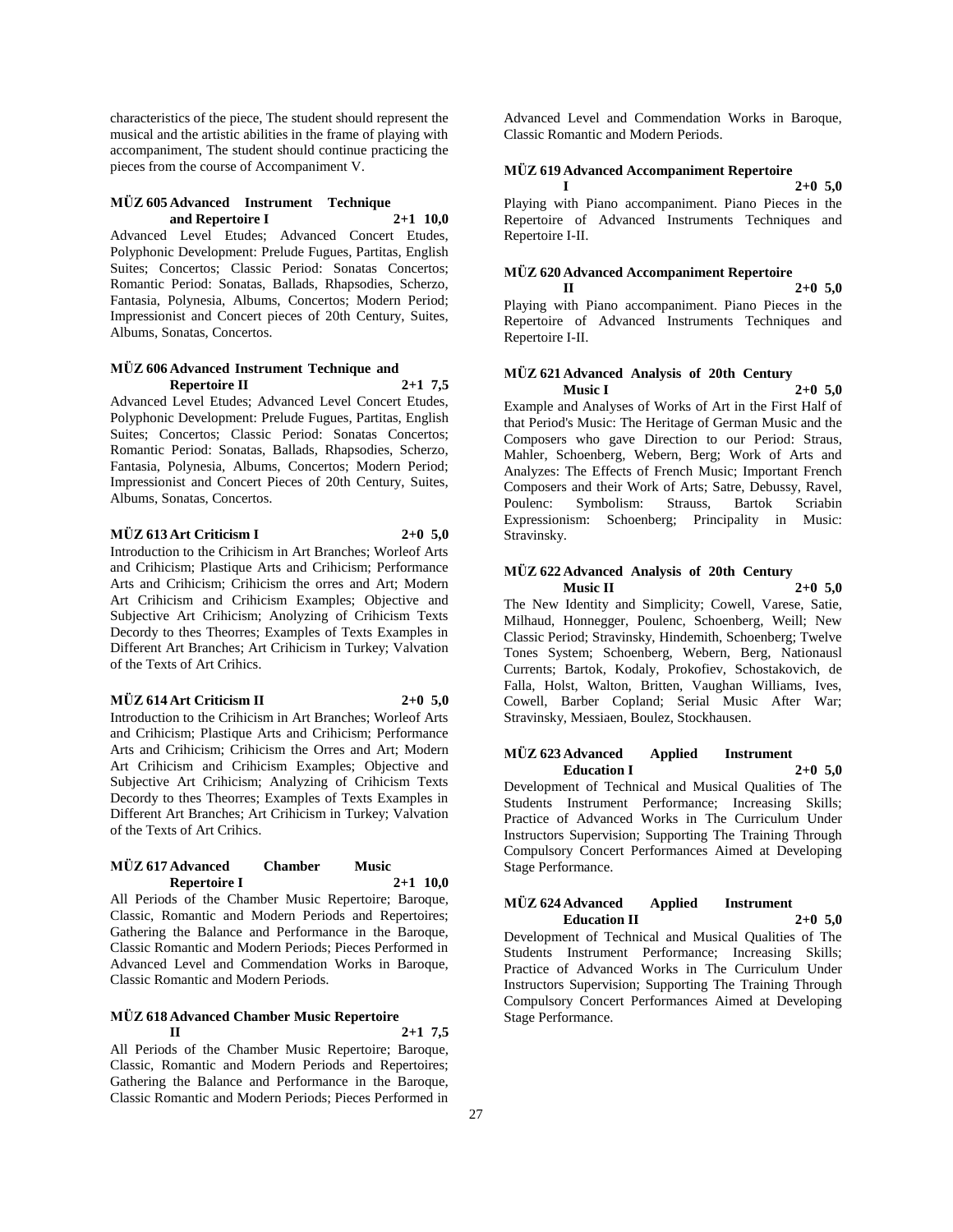characteristics of the piece, The student should represent the musical and the artistic abilities in the frame of playing with accompaniment, The student should continue practicing the pieces from the course of Accompaniment V.

**MÜZ 605 Advanced Instrument Technique and Repertoire I 2+1 10,0**

Advanced Level Etudes; Advanced Concert Etudes, Polyphonic Development: Prelude Fugues, Partitas, English Suites; Concertos; Classic Period: Sonatas Concertos; Romantic Period: Sonatas, Ballads, Rhapsodies, Scherzo, Fantasia, Polynesia, Albums, Concertos; Modern Period; Impressionist and Concert pieces of 20th Century, Suites, Albums, Sonatas, Concertos.

**MÜZ 606 Advanced Instrument Technique and Repertoire II 2+1 7,5**

Advanced Level Etudes; Advanced Level Concert Etudes, Polyphonic Development: Prelude Fugues, Partitas, English Suites; Concertos; Classic Period: Sonatas Concertos; Romantic Period: Sonatas, Ballads, Rhapsodies, Scherzo, Fantasia, Polynesia, Albums, Concertos; Modern Period; Impressionist and Concert Pieces of 20th Century, Suites, Albums, Sonatas, Concertos.

**MÜZ 613 Art Criticism I 2+0 5,0**

Introduction to the Crihicism in Art Branches; Worleof Arts and Crihicism; Plastique Arts and Crihicism; Performance Arts and Crihicism; Crihicism the orres and Art; Modern Art Crihicism and Crihicism Examples; Objective and Subjective Art Crihicism; Anolyzing of Crihicism Texts Decordy to thes Theorres; Examples of Texts Examples in Different Art Branches; Art Crihicism in Turkey; Valvation of the Texts of Art Crihics.

**MÜZ 614 Art Criticism II 2+0 5,0**

Introduction to the Crihicism in Art Branches; Worleof Arts and Crihicism; Plastique Arts and Crihicism; Performance Arts and Crihicism; Crihicism the Orres and Art; Modern Art Crihicism and Crihicism Examples; Objective and Subjective Art Crihicism; Analyzing of Crihicism Texts Decordy to thes Theorres; Examples of Texts Examples in Different Art Branches; Art Crihicism in Turkey; Valvation of the Texts of Art Crihics.

**MÜZ 617 Advanced Chamber Music Repertoire I 2+1 10,0**

All Periods of the Chamber Music Repertoire; Baroque, Classic, Romantic and Modern Periods and Repertoires; Gathering the Balance and Performance in the Baroque, Classic Romantic and Modern Periods; Pieces Performed in Advanced Level and Commendation Works in Baroque, Classic Romantic and Modern Periods.

**MÜZ 618 Advanced Chamber Music Repertoire II 2+1 7,5**

All Periods of the Chamber Music Repertoire; Baroque, Classic, Romantic and Modern Periods and Repertoires; Gathering the Balance and Performance in the Baroque, Classic Romantic and Modern Periods; Pieces Performed in Advanced Level and Commendation Works in Baroque, Classic Romantic and Modern Periods.

**MÜZ 619 Advanced Accompaniment Repertoire I 2+0 5,0**

Playing with Piano accompaniment. Piano Pieces in the Repertoire of Advanced Instruments Techniques and Repertoire I-II.

**MÜZ 620 Advanced Accompaniment Repertoire II 2+0 5,0**

Playing with Piano accompaniment. Piano Pieces in the Repertoire of Advanced Instruments Techniques and Repertoire I-II.

**MÜZ 621 Advanced Analysis of 20th Century Music I 2+0 5,0**

Example and Analyses of Works of Art in the First Half of that Period's Music: The Heritage of German Music and the Composers who gave Direction to our Period: Straus, Mahler, Schoenberg, Webern, Berg; Work of Arts and Analyzes: The Effects of French Music; Important French Composers and their Work of Arts; Satre, Debussy, Ravel, Poulenc: Symbolism: Strauss, Bartok Scriabin Expressionism: Schoenberg; Principality in Music: Stravinsky.

**MÜZ 622 Advanced Analysis of 20th Century Music II 2+0 5,0**

The New Identity and Simplicity; Cowell, Varese, Satie, Milhaud, Honnegger, Poulenc, Schoenberg, Weill; New Classic Period; Stravinsky, Hindemith, Schoenberg; Twelve Tones System; Schoenberg, Webern, Berg, Nationausl Currents; Bartok, Kodaly, Prokofiev, Schostakovich, de Falla, Holst, Walton, Britten, Vaughan Williams, Ives, Cowell, Barber Copland; Serial Music After War; Stravinsky, Messiaen, Boulez, Stockhausen.

**MÜZ 623 Advanced Applied Instrument Education I 2+0 5,0**

Development of Technical and Musical Qualities of The Students Instrument Performance; Increasing Skills; Practice of Advanced Works in The Curriculum Under Instructors Supervision; Supporting The Training Through Compulsory Concert Performances Aimed at Developing Stage Performance.

**MÜZ 624 Advanced Applied Instrument Education II 2+0 5,0**

Development of Technical and Musical Qualities of The Students Instrument Performance; Increasing Skills; Practice of Advanced Works in The Curriculum Under Instructors Supervision; Supporting The Training Through Compulsory Concert Performances Aimed at Developing Stage Performance.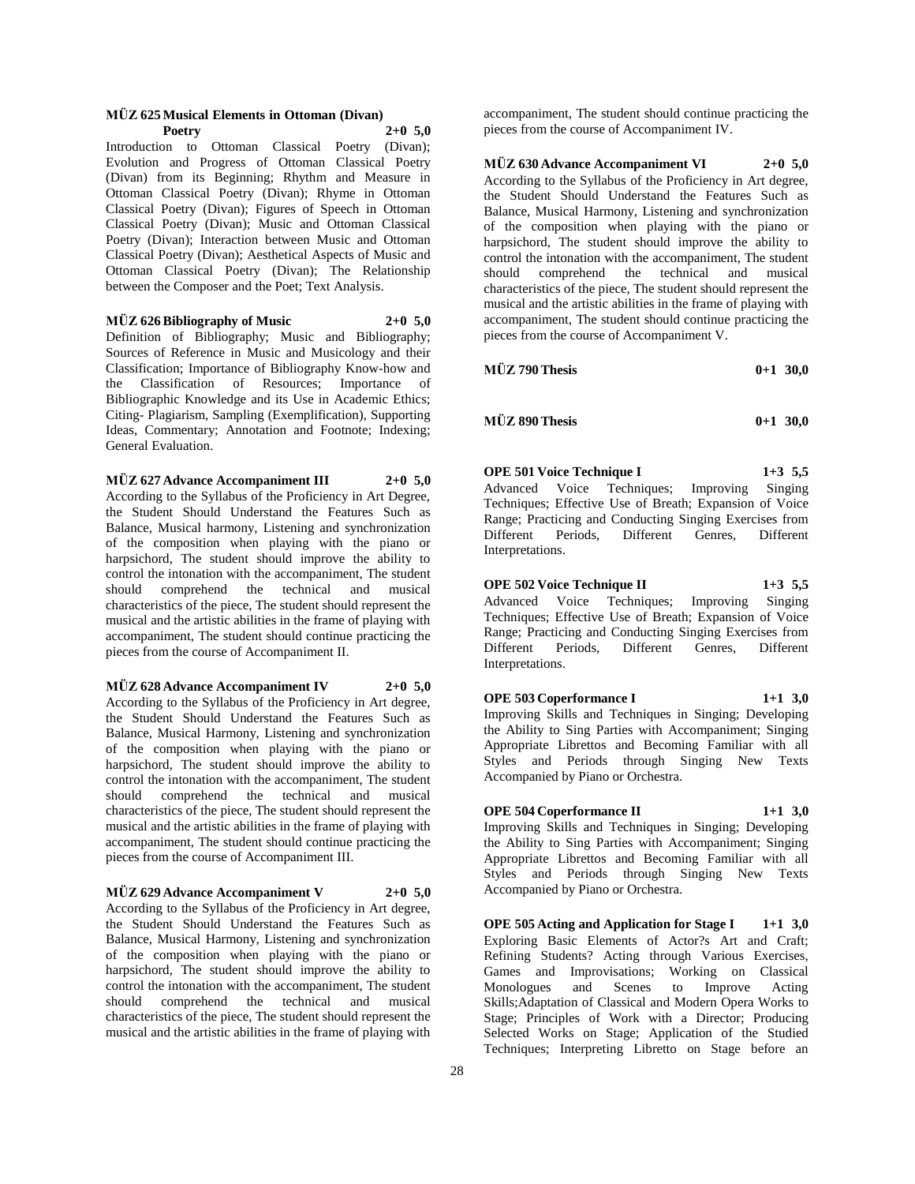**MÜZ 625 Musical Elements in Ottoman (Divan) Poetry 2+0 5,0**

Introduction to Ottoman Classical Poetry (Divan); Evolution and Progress of Ottoman Classical Poetry (Divan) from its Beginning; Rhythm and Measure in Ottoman Classical Poetry (Divan); Rhyme in Ottoman Classical Poetry (Divan); Figures of Speech in Ottoman Classical Poetry (Divan); Music and Ottoman Classical Poetry (Divan); Interaction between Music and Ottoman Classical Poetry (Divan); Aesthetical Aspects of Music and Ottoman Classical Poetry (Divan); The Relationship between the Composer and the Poet; Text Analysis.

**MÜZ 626 Bibliography of Music 2+0 5,0**

Definition of Bibliography; Music and Bibliography; Sources of Reference in Music and Musicology and their Classification; Importance of Bibliography Know-how and the Classification of Resources; Importance of Bibliographic Knowledge and its Use in Academic Ethics; Citing- Plagiarism, Sampling (Exemplification), Supporting Ideas, Commentary; Annotation and Footnote; Indexing; General Evaluation.

**MÜZ 627 Advance Accompaniment III 2+0 5,0**

According to the Syllabus of the Proficiency in Art Degree, the Student Should Understand the Features Such as Balance, Musical harmony, Listening and synchronization of the composition when playing with the piano or harpsichord, The student should improve the ability to control the intonation with the accompaniment, The student should comprehend the technical and musical characteristics of the piece, The student should represent the musical and the artistic abilities in the frame of playing with accompaniment, The student should continue practicing the pieces from the course of Accompaniment II.

**MÜZ 628 Advance Accompaniment IV 2+0 5,0**

According to the Syllabus of the Proficiency in Art degree, the Student Should Understand the Features Such as Balance, Musical Harmony, Listening and synchronization of the composition when playing with the piano or harpsichord, The student should improve the ability to control the intonation with the accompaniment, The student should comprehend the technical and musical characteristics of the piece, The student should represent the musical and the artistic abilities in the frame of playing with accompaniment, The student should continue practicing the pieces from the course of Accompaniment III.

**MÜZ 629 Advance Accompaniment V 2+0 5,0**

According to the Syllabus of the Proficiency in Art degree, the Student Should Understand the Features Such as Balance, Musical Harmony, Listening and synchronization of the composition when playing with the piano or harpsichord, The student should improve the ability to control the intonation with the accompaniment, The student should comprehend the technical and musical characteristics of the piece, The student should represent the musical and the artistic abilities in the frame of playing with accompaniment, The student should continue practicing the pieces from the course of Accompaniment IV.

**MÜZ 630 Advance Accompaniment VI 2+0 5,0**

According to the Syllabus of the Proficiency in Art degree, the Student Should Understand the Features Such as Balance, Musical Harmony, Listening and synchronization of the composition when playing with the piano or harpsichord, The student should improve the ability to control the intonation with the accompaniment, The student should comprehend the technical and musical characteristics of the piece, The student should represent the musical and the artistic abilities in the frame of playing with accompaniment, The student should continue practicing the pieces from the course of Accompaniment V.

**MÜZ 790 Thesis 0+1 30,0**

**MÜZ 890 Thesis 0+1 30,0**

**OPE 501 Voice Technique I 1+3 5,5**

Advanced Voice Techniques; Improving Singing Techniques; Effective Use of Breath; Expansion of Voice Range; Practicing and Conducting Singing Exercises from Different Periods, Different Genres, Different Interpretations.

**OPE 502 Voice Technique II 1+3 5,5**

Advanced Voice Techniques; Improving Singing Techniques; Effective Use of Breath; Expansion of Voice Range; Practicing and Conducting Singing Exercises from Different Periods, Different Genres, Different Interpretations.

**OPE 503 Coperformance I 1+1 3,0**

Improving Skills and Techniques in Singing; Developing the Ability to Sing Parties with Accompaniment; Singing Appropriate Librettos and Becoming Familiar with all Styles and Periods through Singing New Texts Accompanied by Piano or Orchestra.

**OPE 504 Coperformance II 1+1 3,0**

Improving Skills and Techniques in Singing; Developing the Ability to Sing Parties with Accompaniment; Singing Appropriate Librettos and Becoming Familiar with all Styles and Periods through Singing New Texts Accompanied by Piano or Orchestra.

**OPE 505 Acting and Application for Stage I 1+1 3,0**

Exploring Basic Elements of Actor?s Art and Craft; Refining Students? Acting through Various Exercises, Games and Improvisations; Working on Classical Monologues and Scenes to Improve Acting Skills;Adaptation of Classical and Modern Opera Works to Stage; Principles of Work with a Director; Producing Selected Works on Stage; Application of the Studied Techniques; Interpreting Libretto on Stage before an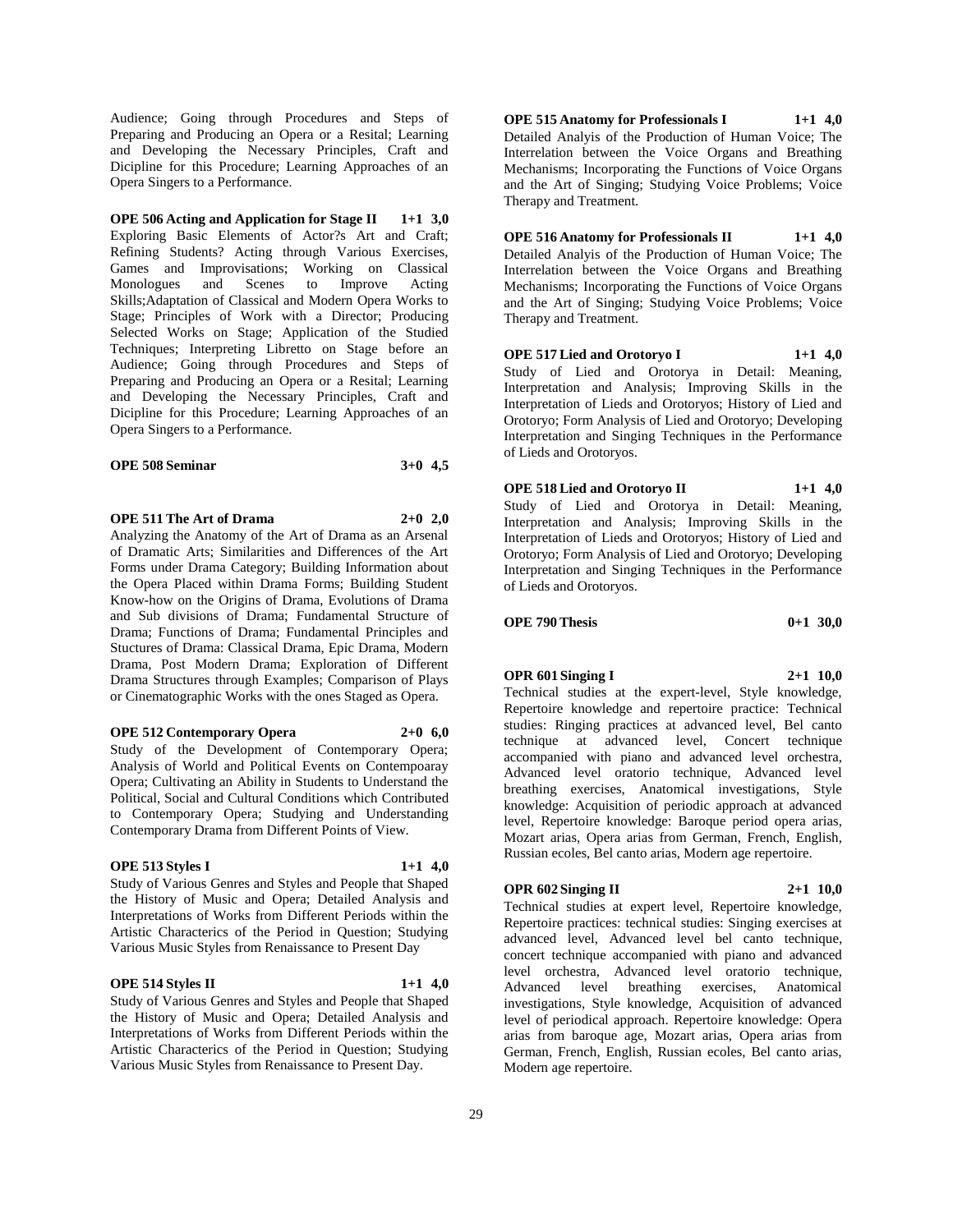Audience; Going through Procedures and Steps of Preparing and Producing an Opera or a Resital; Learning and Developing the Necessary Principles, Craft and Dicipline for this Procedure; Learning Approaches of an Opera Singers to a Performance.

**OPE 506 Acting and Application for Stage II 1+1 3,0**
Exploring Basic Elements of Actor?s Art and Craft; Refining Students? Acting through Various Exercises, Games and Improvisations; Working on Classical Monologues and Scenes to Improve Acting Skills;Adaptation of Classical and Modern Opera Works to Stage; Principles of Work with a Director; Producing Selected Works on Stage; Application of the Studied Techniques; Interpreting Libretto on Stage before an Audience; Going through Procedures and Steps of Preparing and Producing an Opera or a Resital; Learning and Developing the Necessary Principles, Craft and Dicipline for this Procedure; Learning Approaches of an Opera Singers to a Performance.

**OPE 508 Seminar 3+0 4,5**

**OPE 511 The Art of Drama 2+0 2,0**
Analyzing the Anatomy of the Art of Drama as an Arsenal of Dramatic Arts; Similarities and Differences of the Art Forms under Drama Category; Building Information about the Opera Placed within Drama Forms; Building Student Know-how on the Origins of Drama, Evolutions of Drama and Sub divisions of Drama; Fundamental Structure of Drama; Functions of Drama; Fundamental Principles and Stuctures of Drama: Classical Drama, Epic Drama, Modern Drama, Post Modern Drama; Exploration of Different Drama Structures through Examples; Comparison of Plays or Cinematographic Works with the ones Staged as Opera.

**OPE 512 Contemporary Opera 2+0 6,0**
Study of the Development of Contemporary Opera; Analysis of World and Political Events on Contempoaray Opera; Cultivating an Ability in Students to Understand the Political, Social and Cultural Conditions which Contributed to Contemporary Opera; Studying and Understanding Contemporary Drama from Different Points of View.

**OPE 513 Styles I 1+1 4,0**
Study of Various Genres and Styles and People that Shaped the History of Music and Opera; Detailed Analysis and Interpretations of Works from Different Periods within the Artistic Characterics of the Period in Question; Studying Various Music Styles from Renaissance to Present Day

**OPE 514 Styles II 1+1 4,0**
Study of Various Genres and Styles and People that Shaped the History of Music and Opera; Detailed Analysis and Interpretations of Works from Different Periods within the Artistic Characterics of the Period in Question; Studying Various Music Styles from Renaissance to Present Day.

**OPE 515 Anatomy for Professionals I 1+1 4,0**
Detailed Analyis of the Production of Human Voice; The Interrelation between the Voice Organs and Breathing Mechanisms; Incorporating the Functions of Voice Organs and the Art of Singing; Studying Voice Problems; Voice Therapy and Treatment.

**OPE 516 Anatomy for Professionals II 1+1 4,0**
Detailed Analyis of the Production of Human Voice; The Interrelation between the Voice Organs and Breathing Mechanisms; Incorporating the Functions of Voice Organs and the Art of Singing; Studying Voice Problems; Voice Therapy and Treatment.

**OPE 517 Lied and Orororyo I 1+1 4,0**
Study of Lied and Orotorya in Detail: Meaning, Interpretation and Analysis; Improving Skills in the Interpretation of Lieds and Orotoryos; History of Lied and Orotoryo; Form Analysis of Lied and Orotoryo; Developing Interpretation and Singing Techniques in the Performance of Lieds and Orotoryos.

**OPE 518 Lied and Orotoryo II 1+1 4,0**
Study of Lied and Orotorya in Detail: Meaning, Interpretation and Analysis; Improving Skills in the Interpretation of Lieds and Orotoryos; History of Lied and Orotoryo; Form Analysis of Lied and Orotoryo; Developing Interpretation and Singing Techniques in the Performance of Lieds and Orotoryos.

**OPE 790 Thesis 0+1 30,0**

**OPR 601 Singing I 2+1 10,0**
Technical studies at the expert-level, Style knowledge, Repertoire knowledge and repertoire practice: Technical studies: Ringing practices at advanced level, Bel canto technique at advanced level, Concert technique accompanied with piano and advanced level orchestra, Advanced level oratorio technique, Advanced level breathing exercises, Anatomical investigations, Style knowledge: Acquisition of periodic approach at advanced level, Repertoire knowledge: Baroque period opera arias, Mozart arias, Opera arias from German, French, English, Russian ecoles, Bel canto arias, Modern age repertoire.

**OPR 602 Singing II 2+1 10,0**
Technical studies at expert level, Repertoire knowledge, Repertoire practices: technical studies: Singing exercises at advanced level, Advanced level bel canto technique, concert technique accompanied with piano and advanced level orchestra, Advanced level oratorio technique, Advanced level breathing exercises, Anatomical investigations, Style knowledge, Acquisition of advanced level of periodical approach. Repertoire knowledge: Opera arias from baroque age, Mozart arias, Opera arias from German, French, English, Russian ecoles, Bel canto arias, Modern age repertoire.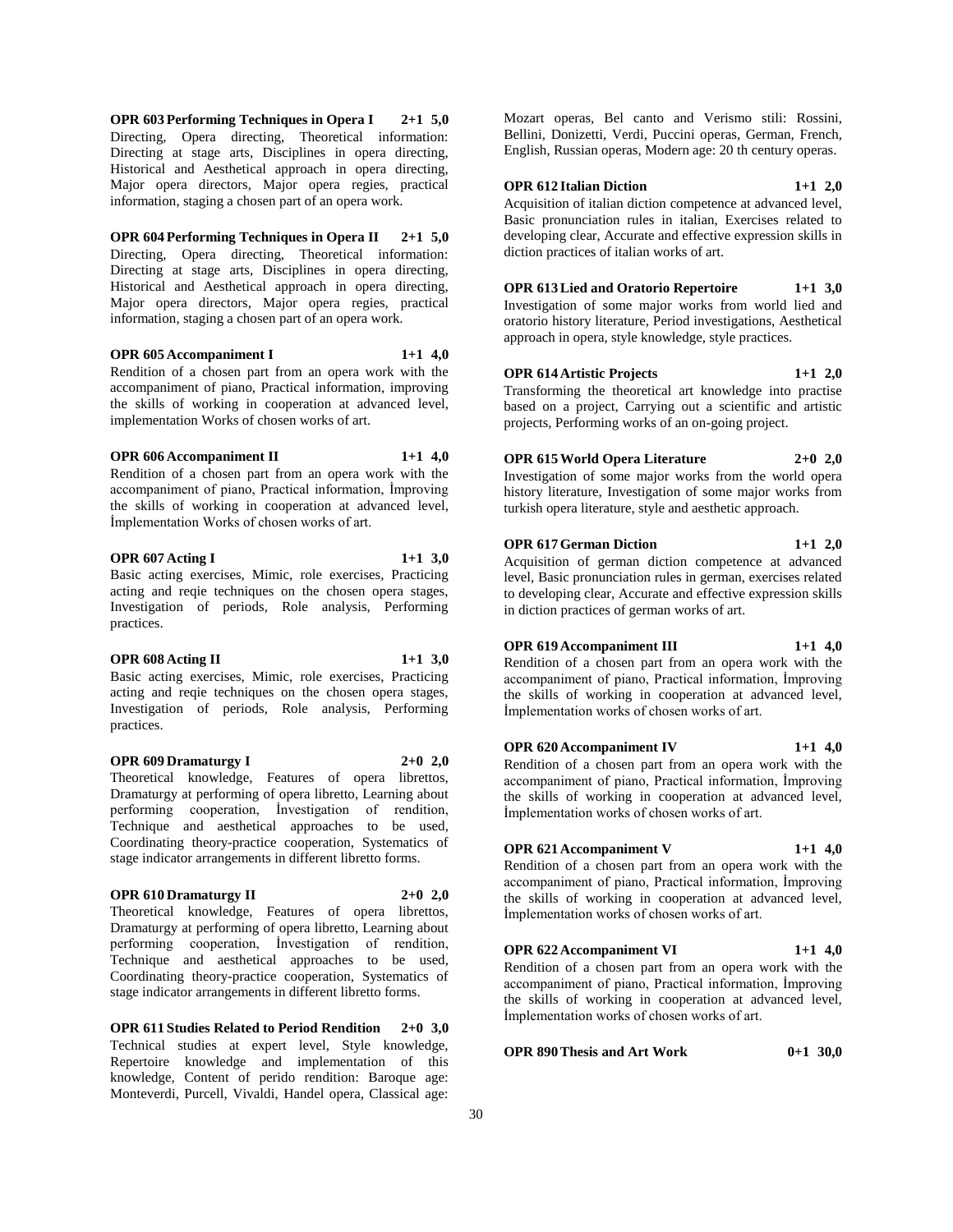**OPR 603 Performing Techniques in Opera I 2+1 5,0**
Directing, Opera directing, Theoretical information: Directing at stage arts, Disciplines in opera directing, Historical and Aesthetical approach in opera directing, Major opera directors, Major opera regies, practical information, staging a chosen part of an opera work.

**OPR 604 Performing Techniques in Opera II 2+1 5,0**
Directing, Opera directing, Theoretical information: Directing at stage arts, Disciplines in opera directing, Historical and Aesthetical approach in opera directing, Major opera directors, Major opera regies, practical information, staging a chosen part of an opera work.

**OPR 605 Accompaniment I 1+1 4,0**
Rendition of a chosen part from an opera work with the accompaniment of piano, Practical information, improving the skills of working in cooperation at advanced level, implementation Works of chosen works of art.

**OPR 606 Accompaniment II 1+1 4,0**
Rendition of a chosen part from an opera work with the accompaniment of piano, Practical information, İmproving the skills of working in cooperation at advanced level, İmplementation Works of chosen works of art.

**OPR 607 Acting I 1+1 3,0**
Basic acting exercises, Mimic, role exercises, Practicing acting and reqie techniques on the chosen opera stages, Investigation of periods, Role analysis, Performing practices.

**OPR 608 Acting II 1+1 3,0**
Basic acting exercises, Mimic, role exercises, Practicing acting and reqie techniques on the chosen opera stages, Investigation of periods, Role analysis, Performing practices.

**OPR 609 Dramaturgy I 2+0 2,0**
Theoretical knowledge, Features of opera librettos, Dramaturgy at performing of opera libretto, Learning about performing cooperation, İnvestigation of rendition, Technique and aesthetical approaches to be used, Coordinating theory-practice cooperation, Systematics of stage indicator arrangements in different libretto forms.

**OPR 610 Dramaturgy II 2+0 2,0**
Theoretical knowledge, Features of opera librettos, Dramaturgy at performing of opera libretto, Learning about performing cooperation, İnvestigation of rendition, Technique and aesthetical approaches to be used, Coordinating theory-practice cooperation, Systematics of stage indicator arrangements in different libretto forms.

**OPR 611 Studies Related to Period Rendition 2+0 3,0**
Technical studies at expert level, Style knowledge, Repertoire knowledge and implementation of this knowledge, Content of perido rendition: Baroque age: Monteverdi, Purcell, Vivaldi, Handel opera, Classical age: Mozart operas, Bel canto and Verismo stili: Rossini, Bellini, Donizetti, Verdi, Puccini operas, German, French, English, Russian operas, Modern age: 20 th century operas.

**OPR 612 Italian Diction 1+1 2,0**
Acquisition of italian diction competence at advanced level, Basic pronunciation rules in italian, Exercises related to developing clear, Accurate and effective expression skills in diction practices of italian works of art.

**OPR 613 Lied and Oratorio Repertoire 1+1 3,0**
Investigation of some major works from world lied and oratorio history literature, Period investigations, Aesthetical approach in opera, style knowledge, style practices.

**OPR 614 Artistic Projects 1+1 2,0**
Transforming the theoretical art knowledge into practise based on a project, Carrying out a scientific and artistic projects, Performing works of an on-going project.

**OPR 615 World Opera Literature 2+0 2,0**
Investigation of some major works from the world opera history literature, Investigation of some major works from turkish opera literature, style and aesthetic approach.

**OPR 617 German Diction 1+1 2,0**
Acquisition of german diction competence at advanced level, Basic pronunciation rules in german, exercises related to developing clear, Accurate and effective expression skills in diction practices of german works of art.

**OPR 619 Accompaniment III 1+1 4,0**
Rendition of a chosen part from an opera work with the accompaniment of piano, Practical information, İmproving the skills of working in cooperation at advanced level, İmplementation works of chosen works of art.

**OPR 620 Accompaniment IV 1+1 4,0**
Rendition of a chosen part from an opera work with the accompaniment of piano, Practical information, İmproving the skills of working in cooperation at advanced level, İmplementation works of chosen works of art.

**OPR 621 Accompaniment V 1+1 4,0**
Rendition of a chosen part from an opera work with the accompaniment of piano, Practical information, İmproving the skills of working in cooperation at advanced level, İmplementation works of chosen works of art.

**OPR 622 Accompaniment VI 1+1 4,0**
Rendition of a chosen part from an opera work with the accompaniment of piano, Practical information, İmproving the skills of working in cooperation at advanced level, İmplementation works of chosen works of art.

**OPR 890 Thesis and Art Work 0+1 30,0**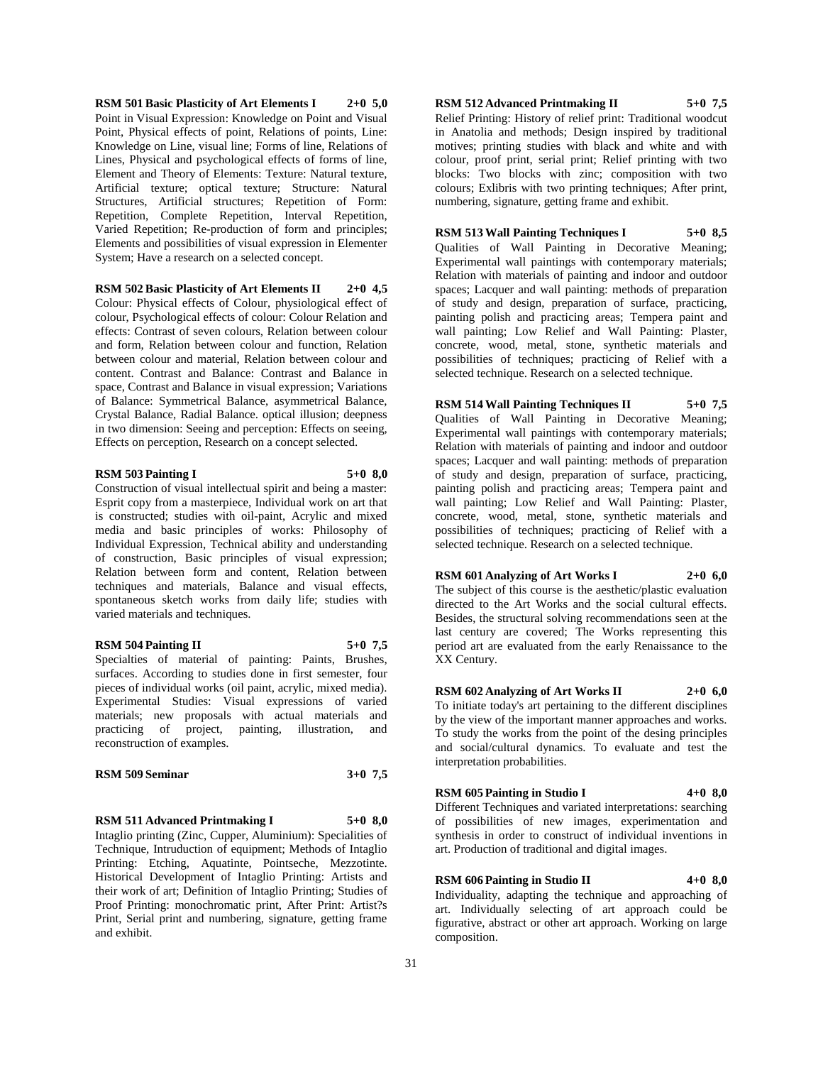**RSM 501 Basic Plasticity of Art Elements I 2+0 5,0**
Point in Visual Expression: Knowledge on Point and Visual Point, Physical effects of point, Relations of points, Line: Knowledge on Line, visual line; Forms of line, Relations of Lines, Physical and psychological effects of forms of line, Element and Theory of Elements: Texture: Natural texture, Artificial texture; optical texture; Structure: Natural Structures, Artificial structures; Repetition of Form: Repetition, Complete Repetition, Interval Repetition, Varied Repetition; Re-production of form and principles; Elements and possibilities of visual expression in Elementer System; Have a research on a selected concept.

**RSM 502 Basic Plasticity of Art Elements II 2+0 4,5**
Colour: Physical effects of Colour, physiological effect of colour, Psychological effects of colour: Colour Relation and effects: Contrast of seven colours, Relation between colour and form, Relation between colour and function, Relation between colour and material, Relation between colour and content. Contrast and Balance: Contrast and Balance in space, Contrast and Balance in visual expression; Variations of Balance: Symmetrical Balance, asymmetrical Balance, Crystal Balance, Radial Balance. optical illusion; deepness in two dimension: Seeing and perception: Effects on seeing, Effects on perception, Research on a concept selected.

**RSM 503 Painting I 5+0 8,0**
Construction of visual intellectual spirit and being a master: Esprit copy from a masterpiece, Individual work on art that is constructed; studies with oil-paint, Acrylic and mixed media and basic principles of works: Philosophy of Individual Expression, Technical ability and understanding of construction, Basic principles of visual expression; Relation between form and content, Relation between techniques and materials, Balance and visual effects, spontaneous sketch works from daily life; studies with varied materials and techniques.

**RSM 504 Painting II 5+0 7,5**
Specialties of material of painting: Paints, Brushes, surfaces. According to studies done in first semester, four pieces of individual works (oil paint, acrylic, mixed media). Experimental Studies: Visual expressions of varied materials; new proposals with actual materials and practicing of project, painting, illustration, and reconstruction of examples.

**RSM 509 Seminar 3+0 7,5**

**RSM 511 Advanced Printmaking I 5+0 8,0**
Intaglio printing (Zinc, Cupper, Aluminium): Specialities of Technique, Intruduction of equipment; Methods of Intaglio Printing: Etching, Aquatinte, Pointseche, Mezzotinte. Historical Development of Intaglio Printing: Artists and their work of art; Definition of Intaglio Printing; Studies of Proof Printing: monochromatic print, After Print: Artist?s Print, Serial print and numbering, signature, getting frame and exhibit.

**RSM 512 Advanced Printmaking II 5+0 7,5**
Relief Printing: History of relief print: Traditional woodcut in Anatolia and methods; Design inspired by traditional motives; printing studies with black and white and with colour, proof print, serial print; Relief printing with two blocks: Two blocks with zinc; composition with two colours; Exlibris with two printing techniques; After print, numbering, signature, getting frame and exhibit.

**RSM 513 Wall Painting Techniques I 5+0 8,5**
Qualities of Wall Painting in Decorative Meaning; Experimental wall paintings with contemporary materials; Relation with materials of painting and indoor and outdoor spaces; Lacquer and wall painting: methods of preparation of study and design, preparation of surface, practicing, painting polish and practicing areas; Tempera paint and wall painting; Low Relief and Wall Painting: Plaster, concrete, wood, metal, stone, synthetic materials and possibilities of techniques; practicing of Relief with a selected technique. Research on a selected technique.

**RSM 514 Wall Painting Techniques II 5+0 7,5**
Qualities of Wall Painting in Decorative Meaning; Experimental wall paintings with contemporary materials; Relation with materials of painting and indoor and outdoor spaces; Lacquer and wall painting: methods of preparation of study and design, preparation of surface, practicing, painting polish and practicing areas; Tempera paint and wall painting; Low Relief and Wall Painting: Plaster, concrete, wood, metal, stone, synthetic materials and possibilities of techniques; practicing of Relief with a selected technique. Research on a selected technique.

**RSM 601 Analyzing of Art Works I 2+0 6,0**
The subject of this course is the aesthetic/plastic evaluation directed to the Art Works and the social cultural effects. Besides, the structural solving recommendations seen at the last century are covered; The Works representing this period art are evaluated from the early Renaissance to the XX Century.

**RSM 602 Analyzing of Art Works II 2+0 6,0**
To initiate today's art pertaining to the different disciplines by the view of the important manner approaches and works. To study the works from the point of the desing principles and social/cultural dynamics. To evaluate and test the interpretation probabilities.

**RSM 605 Painting in Studio I 4+0 8,0**
Different Techniques and variated interpretations: searching of possibilities of new images, experimentation and synthesis in order to construct of individual inventions in art. Production of traditional and digital images.

**RSM 606 Painting in Studio II 4+0 8,0**
Individuality, adapting the technique and approaching of art. Individually selecting of art approach could be figurative, abstract or other art approach. Working on large composition.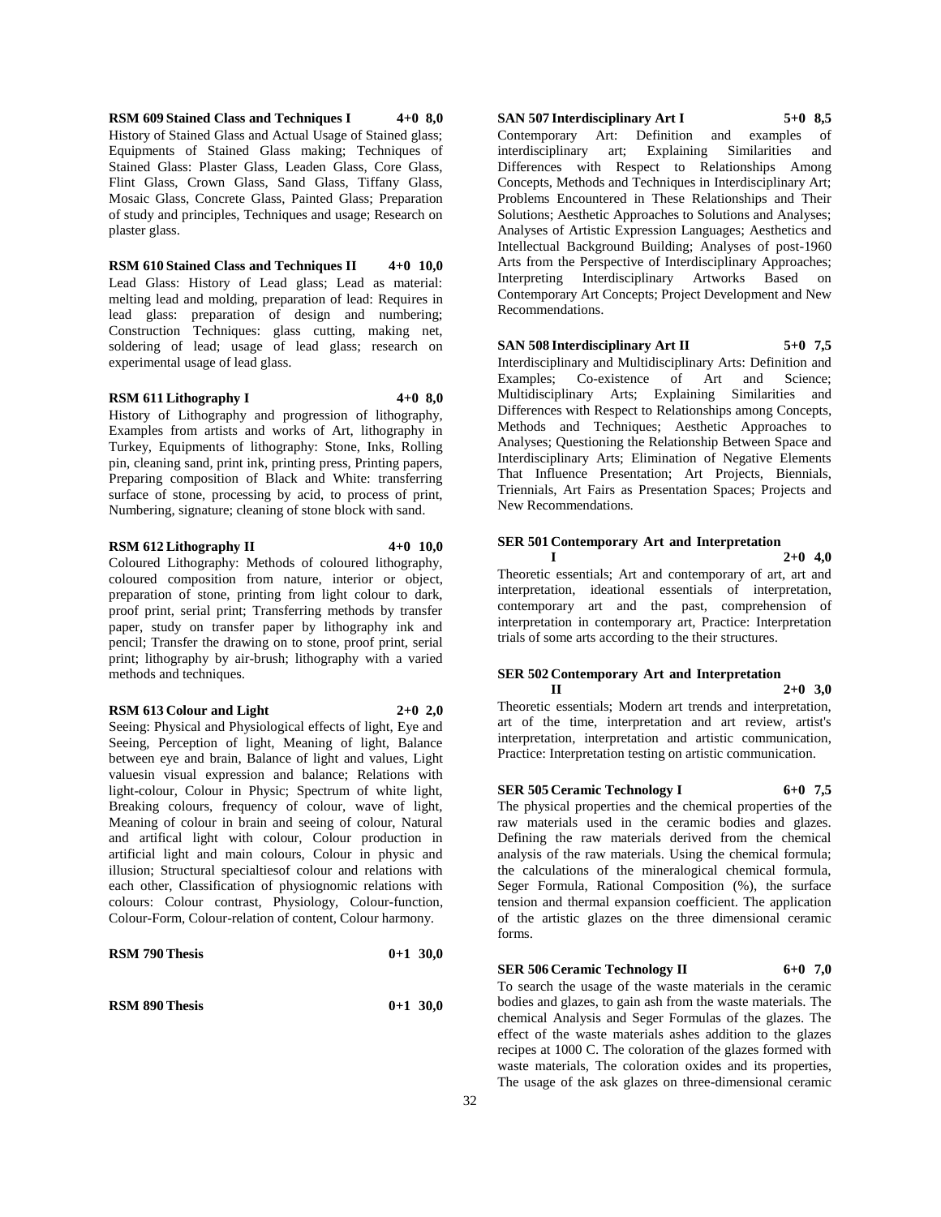**RSM 609 Stained Class and Techniques I 4+0 8,0**

History of Stained Glass and Actual Usage of Stained glass; Equipments of Stained Glass making; Techniques of Stained Glass: Plaster Glass, Leaden Glass, Core Glass, Flint Glass, Crown Glass, Sand Glass, Tiffany Glass, Mosaic Glass, Concrete Glass, Painted Glass; Preparation of study and principles, Techniques and usage; Research on plaster glass.

**RSM 610 Stained Class and Techniques II 4+0 10,0**

Lead Glass: History of Lead glass; Lead as material: melting lead and molding, preparation of lead: Requires in lead glass: preparation of design and numbering; Construction Techniques: glass cutting, making net, soldering of lead; usage of lead glass; research on experimental usage of lead glass.

**RSM 611 Lithography I 4+0 8,0**

History of Lithography and progression of lithography, Examples from artists and works of Art, lithography in Turkey, Equipments of lithography: Stone, Inks, Rolling pin, cleaning sand, print ink, printing press, Printing papers, Preparing composition of Black and White: transferring surface of stone, processing by acid, to process of print, Numbering, signature; cleaning of stone block with sand.

**RSM 612 Lithography II 4+0 10,0**

Coloured Lithography: Methods of coloured lithography, coloured composition from nature, interior or object, preparation of stone, printing from light colour to dark, proof print, serial print; Transferring methods by transfer paper, study on transfer paper by lithography ink and pencil; Transfer the drawing on to stone, proof print, serial print; lithography by air-brush; lithography with a varied methods and techniques.

**RSM 613 Colour and Light 2+0 2,0**

Seeing: Physical and Physiological effects of light, Eye and Seeing, Perception of light, Meaning of light, Balance between eye and brain, Balance of light and values, Light valuesin visual expression and balance; Relations with light-colour, Colour in Physic; Spectrum of white light, Breaking colours, frequency of colour, wave of light, Meaning of colour in brain and seeing of colour, Natural and artifical light with colour, Colour production in artificial light and main colours, Colour in physic and illusion; Structural specialtiesof colour and relations with each other, Classification of physiognomic relations with colours: Colour contrast, Physiology, Colour-function, Colour-Form, Colour-relation of content, Colour harmony.

**RSM 790 Thesis 0+1 30,0**

**RSM 890 Thesis 0+1 30,0**

**SAN 507 Interdisciplinary Art I 5+0 8,5**

Contemporary Art: Definition and examples of interdisciplinary art; Explaining Similarities and Differences with Respect to Relationships Among Concepts, Methods and Techniques in Interdisciplinary Art; Problems Encountered in These Relationships and Their Solutions; Aesthetic Approaches to Solutions and Analyses; Analyses of Artistic Expression Languages; Aesthetics and Intellectual Background Building; Analyses of post-1960 Arts from the Perspective of Interdisciplinary Approaches; Interpreting Interdisciplinary Artworks Based on Contemporary Art Concepts; Project Development and New Recommendations.

**SAN 508 Interdisciplinary Art II 5+0 7,5**

Interdisciplinary and Multidisciplinary Arts: Definition and Examples; Co-existence of Art and Science; Multidisciplinary Arts; Explaining Similarities and Differences with Respect to Relationships among Concepts, Methods and Techniques; Aesthetic Approaches to Analyses; Questioning the Relationship Between Space and Interdisciplinary Arts; Elimination of Negative Elements That Influence Presentation; Art Projects, Biennials, Triennials, Art Fairs as Presentation Spaces; Projects and New Recommendations.

**SER 501 Contemporary Art and Interpretation I 2+0 4,0**

Theoretic essentials; Art and contemporary of art, art and interpretation, ideational essentials of interpretation, contemporary art and the past, comprehension of interpretation in contemporary art, Practice: Interpretation trials of some arts according to the their structures.

**SER 502 Contemporary Art and Interpretation II 2+0 3,0**

Theoretic essentials; Modern art trends and interpretation, art of the time, interpretation and art review, artist's interpretation, interpretation and artistic communication, Practice: Interpretation testing on artistic communication.

**SER 505 Ceramic Technology I 6+0 7,5**

The physical properties and the chemical properties of the raw materials used in the ceramic bodies and glazes. Defining the raw materials derived from the chemical analysis of the raw materials. Using the chemical formula; the calculations of the mineralogical chemical formula, Seger Formula, Rational Composition (%), the surface tension and thermal expansion coefficient. The application of the artistic glazes on the three dimensional ceramic forms.

**SER 506 Ceramic Technology II 6+0 7,0**

To search the usage of the waste materials in the ceramic bodies and glazes, to gain ash from the waste materials. The chemical Analysis and Seger Formulas of the glazes. The effect of the waste materials ashes addition to the glazes recipes at 1000 C. The coloration of the glazes formed with waste materials, The coloration oxides and its properties, The usage of the ask glazes on three-dimensional ceramic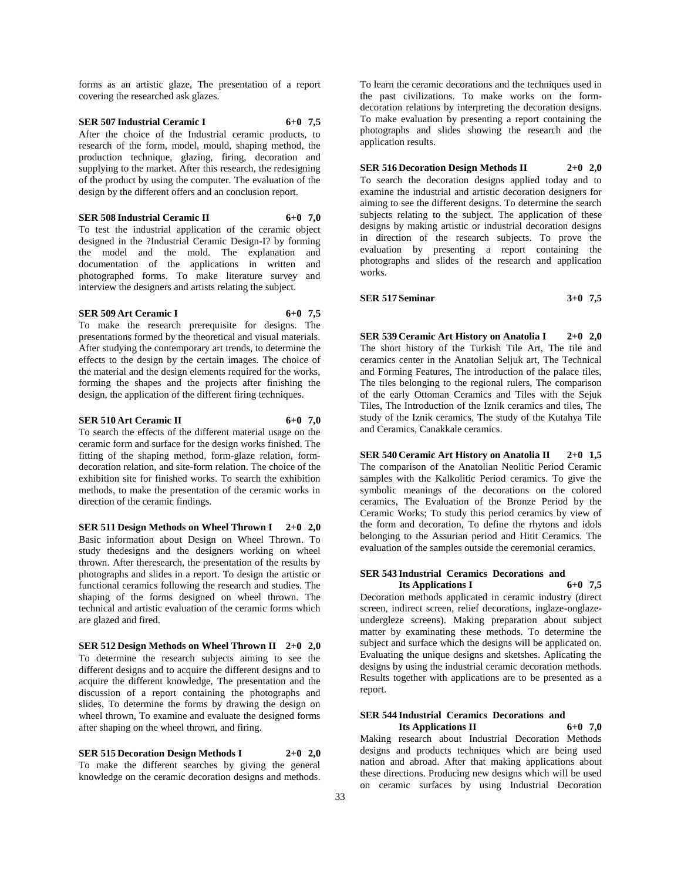forms as an artistic glaze, The presentation of a report covering the researched ask glazes.

**SER 507 Industrial Ceramic I 6+0 7,5**

After the choice of the Industrial ceramic products, to research of the form, model, mould, shaping method, the production technique, glazing, firing, decoration and supplying to the market. After this research, the redesigning of the product by using the computer. The evaluation of the design by the different offers and an conclusion report.

**SER 508 Industrial Ceramic II 6+0 7,0**

To test the industrial application of the ceramic object designed in the ?Industrial Ceramic Design-I? by forming the model and the mold. The explanation and documentation of the applications in written and photographed forms. To make literature survey and interview the designers and artists relating the subject.

**SER 509 Art Ceramic I 6+0 7,5**

To make the research prerequisite for designs. The presentations formed by the theoretical and visual materials. After studying the contemporary art trends, to determine the effects to the design by the certain images. The choice of the material and the design elements required for the works, forming the shapes and the projects after finishing the design, the application of the different firing techniques.

**SER 510 Art Ceramic II 6+0 7,0**

To search the effects of the different material usage on the ceramic form and surface for the design works finished. The fitting of the shaping method, form-glaze relation, form-decoration relation, and site-form relation. The choice of the exhibition site for finished works. To search the exhibition methods, to make the presentation of the ceramic works in direction of the ceramic findings.

**SER 511 Design Methods on Wheel Thrown I 2+0 2,0**

Basic information about Design on Wheel Thrown. To study thedesigns and the designers working on wheel thrown. After theresearch, the presentation of the results by photographs and slides in a report. To design the artistic or functional ceramics following the research and studies. The shaping of the forms designed on wheel thrown. The technical and artistic evaluation of the ceramic forms which are glazed and fired.

**SER 512 Design Methods on Wheel Thrown II 2+0 2,0**

To determine the research subjects aiming to see the different designs and to acquire the different designs and to acquire the different knowledge, The presentation and the discussion of a report containing the photographs and slides, To determine the forms by drawing the design on wheel thrown, To examine and evaluate the designed forms after shaping on the wheel thrown, and firing.

**SER 515 Decoration Design Methods I 2+0 2,0**

To make the different searches by giving the general knowledge on the ceramic decoration designs and methods. To learn the ceramic decorations and the techniques used in the past civilizations. To make works on the form-decoration relations by interpreting the decoration designs. To make evaluation by presenting a report containing the photographs and slides showing the research and the application results.

**SER 516 Decoration Design Methods II 2+0 2,0**

To search the decoration designs applied today and to examine the industrial and artistic decoration designers for aiming to see the different designs. To determine the search subjects relating to the subject. The application of these designs by making artistic or industrial decoration designs in direction of the research subjects. To prove the evaluation by presenting a report containing the photographs and slides of the research and application works.

**SER 517 Seminar 3+0 7,5**

**SER 539 Ceramic Art History on Anatolia I 2+0 2,0**

The short history of the Turkish Tile Art, The tile and ceramics center in the Anatolian Seljuk art, The Technical and Forming Features, The introduction of the palace tiles, The tiles belonging to the regional rulers, The comparison of the early Ottoman Ceramics and Tiles with the Sejuk Tiles, The Introduction of the Iznik ceramics and tiles, The study of the Iznik ceramics, The study of the Kutahya Tile and Ceramics, Canakkale ceramics.

**SER 540 Ceramic Art History on Anatolia II 2+0 1,5**

The comparison of the Anatolian Neolitic Period Ceramic samples with the Kalkolitic Period ceramics. To give the symbolic meanings of the decorations on the colored ceramics, The Evaluation of the Bronze Period by the Ceramic Works; To study this period ceramics by view of the form and decoration, To define the rhytons and idols belonging to the Assurian period and Hitit Ceramics. The evaluation of the samples outside the ceremonial ceramics.

**SER 543 Industrial Ceramics Decorations and Its Applications I 6+0 7,5**

Decoration methods applicated in ceramic industry (direct screen, indirect screen, relief decorations, inglaze-onglaze-undergleze screens). Making preparation about subject matter by examinating these methods. To determine the subject and surface which the designs will be applicated on. Evaluating the unique designs and sketshes. Aplicating the designs by using the industrial ceramic decoration methods. Results together with applications are to be presented as a report.

**SER 544 Industrial Ceramics Decorations and Its Applications II 6+0 7,0**

Making research about Industrial Decoration Methods designs and products techniques which are being used nation and abroad. After that making applications about these directions. Producing new designs which will be used on ceramic surfaces by using Industrial Decoration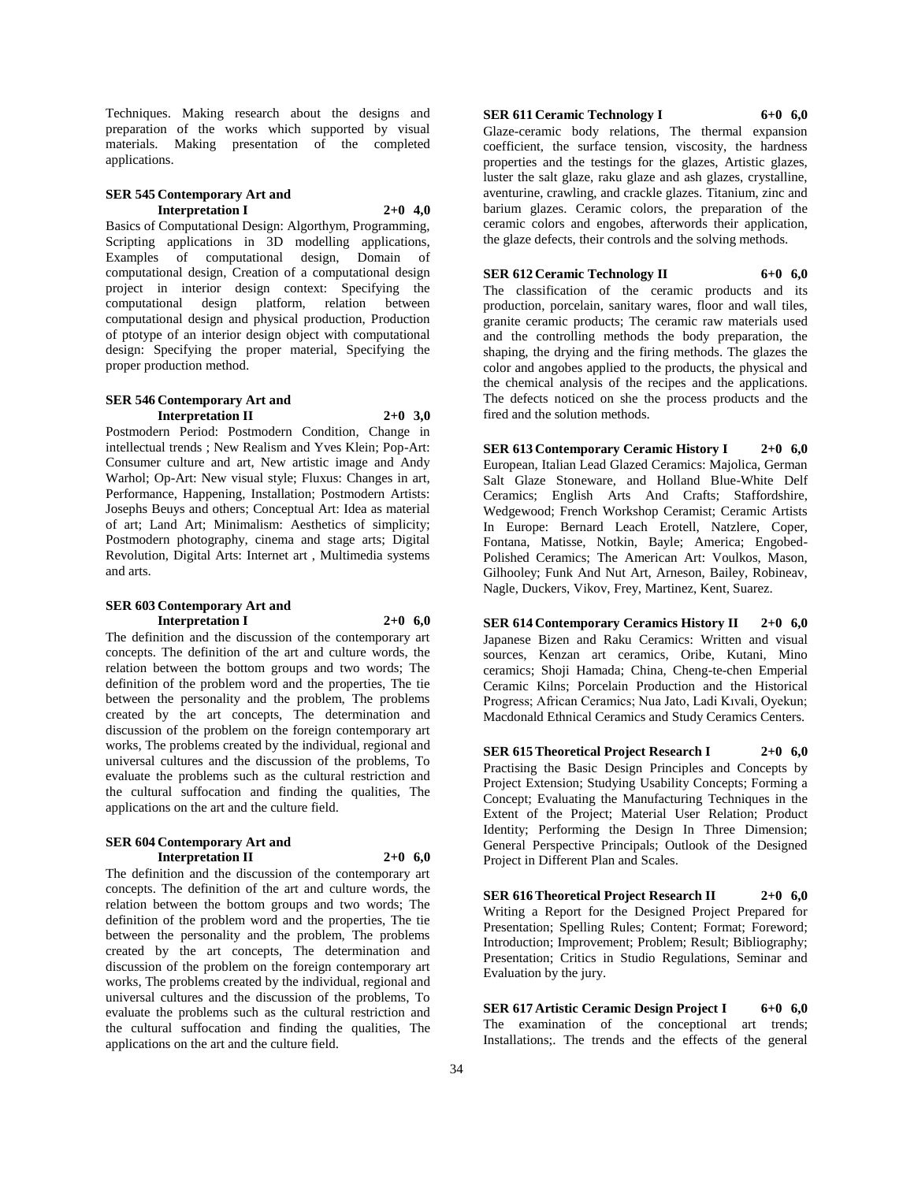Techniques. Making research about the designs and preparation of the works which supported by visual materials. Making presentation of the completed applications.

**SER 545 Contemporary Art and Interpretation I 2+0 4,0**

Basics of Computational Design: Algorthym, Programming, Scripting applications in 3D modelling applications, Examples of computational design, Domain of computational design, Creation of a computational design project in interior design context: Specifying the computational design platform, relation between computational design and physical production, Production of ptotype of an interior design object with computational design: Specifying the proper material, Specifying the proper production method.

**SER 546 Contemporary Art and Interpretation II 2+0 3,0**

Postmodern Period: Postmodern Condition, Change in intellectual trends ; New Realism and Yves Klein; Pop-Art: Consumer culture and art, New artistic image and Andy Warhol; Op-Art: New visual style; Fluxus: Changes in art, Performance, Happening, Installation; Postmodern Artists: Josephs Beuys and others; Conceptual Art: Idea as material of art; Land Art; Minimalism: Aesthetics of simplicity; Postmodern photography, cinema and stage arts; Digital Revolution, Digital Arts: Internet art , Multimedia systems and arts.

**SER 603 Contemporary Art and Interpretation I 2+0 6,0**

The definition and the discussion of the contemporary art concepts. The definition of the art and culture words, the relation between the bottom groups and two words; The definition of the problem word and the properties, The tie between the personality and the problem, The problems created by the art concepts, The determination and discussion of the problem on the foreign contemporary art works, The problems created by the individual, regional and universal cultures and the discussion of the problems, To evaluate the problems such as the cultural restriction and the cultural suffocation and finding the qualities, The applications on the art and the culture field.

**SER 604 Contemporary Art and Interpretation II 2+0 6,0**

The definition and the discussion of the contemporary art concepts. The definition of the art and culture words, the relation between the bottom groups and two words; The definition of the problem word and the properties, The tie between the personality and the problem, The problems created by the art concepts, The determination and discussion of the problem on the foreign contemporary art works, The problems created by the individual, regional and universal cultures and the discussion of the problems, To evaluate the problems such as the cultural restriction and the cultural suffocation and finding the qualities, The applications on the art and the culture field.

**SER 611 Ceramic Technology I 6+0 6,0**

Glaze-ceramic body relations, The thermal expansion coefficient, the surface tension, viscosity, the hardness properties and the testings for the glazes, Artistic glazes, luster the salt glaze, raku glaze and ash glazes, crystalline, aventurine, crawling, and crackle glazes. Titanium, zinc and barium glazes. Ceramic colors, the preparation of the ceramic colors and engobes, afterwords their application, the glaze defects, their controls and the solving methods.

**SER 612 Ceramic Technology II 6+0 6,0**

The classification of the ceramic products and its production, porcelain, sanitary wares, floor and wall tiles, granite ceramic products; The ceramic raw materials used and the controlling methods the body preparation, the shaping, the drying and the firing methods. The glazes the color and angobes applied to the products, the physical and the chemical analysis of the recipes and the applications. The defects noticed on she the process products and the fired and the solution methods.

**SER 613 Contemporary Ceramic History I 2+0 6,0**

European, Italian Lead Glazed Ceramics: Majolica, German Salt Glaze Stoneware, and Holland Blue-White Delf Ceramics; English Arts And Crafts; Staffordshire, Wedgewood; French Workshop Ceramist; Ceramic Artists In Europe: Bernard Leach Erotell, Natzlere, Coper, Fontana, Matisse, Notkin, Bayle; America; Engobed-Polished Ceramics; The American Art: Voulkos, Mason, Gilhooley; Funk And Nut Art, Arneson, Bailey, Robineav, Nagle, Duckers, Vikov, Frey, Martinez, Kent, Suarez.

**SER 614 Contemporary Ceramics History II 2+0 6,0**

Japanese Bizen and Raku Ceramics: Written and visual sources, Kenzan art ceramics, Oribe, Kutani, Mino ceramics; Shoji Hamada; China, Cheng-te-chen Emperial Ceramic Kilns; Porcelain Production and the Historical Progress; African Ceramics; Nua Jato, Ladi Kıvali, Oyekun; Macdonald Ethnical Ceramics and Study Ceramics Centers.

**SER 615 Theoretical Project Research I 2+0 6,0**

Practising the Basic Design Principles and Concepts by Project Extension; Studying Usability Concepts; Forming a Concept; Evaluating the Manufacturing Techniques in the Extent of the Project; Material User Relation; Product Identity; Performing the Design In Three Dimension; General Perspective Principals; Outlook of the Designed Project in Different Plan and Scales.

**SER 616 Theoretical Project Research II 2+0 6,0**

Writing a Report for the Designed Project Prepared for Presentation; Spelling Rules; Content; Format; Foreword; Introduction; Improvement; Problem; Result; Bibliography; Presentation; Critics in Studio Regulations, Seminar and Evaluation by the jury.

**SER 617 Artistic Ceramic Design Project I 6+0 6,0**

The examination of the conceptional art trends; Installations;. The trends and the effects of the general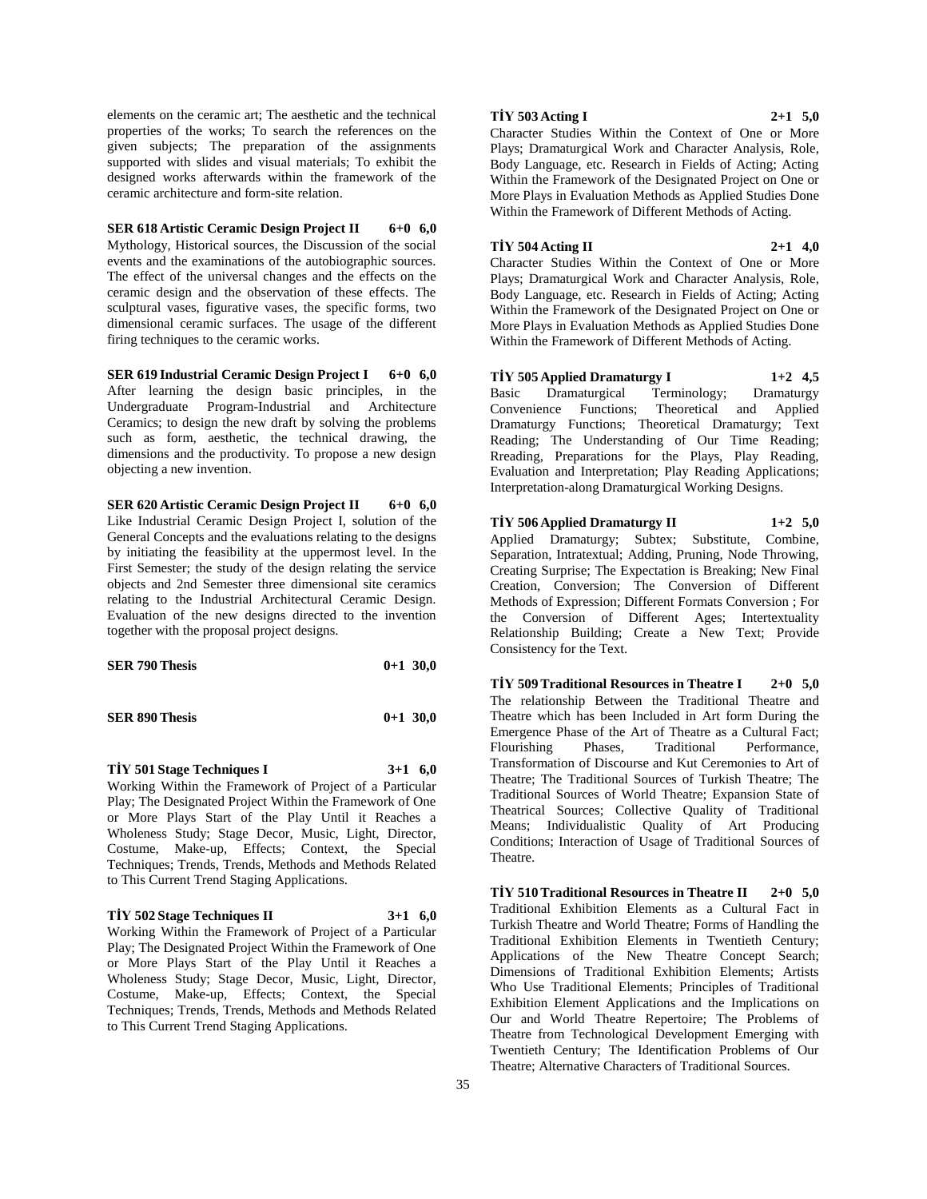elements on the ceramic art; The aesthetic and the technical properties of the works; To search the references on the given subjects; The preparation of the assignments supported with slides and visual materials; To exhibit the designed works afterwards within the framework of the ceramic architecture and form-site relation.

**SER 618 Artistic Ceramic Design Project II 6+0 6,0**
Mythology, Historical sources, the Discussion of the social events and the examinations of the autobiographic sources. The effect of the universal changes and the effects on the ceramic design and the observation of these effects. The sculptural vases, figurative vases, the specific forms, two dimensional ceramic surfaces. The usage of the different firing techniques to the ceramic works.

**SER 619 Industrial Ceramic Design Project I 6+0 6,0**
After learning the design basic principles, in the Undergraduate Program-Industrial and Architecture Ceramics; to design the new draft by solving the problems such as form, aesthetic, the technical drawing, the dimensions and the productivity. To propose a new design objecting a new invention.

**SER 620 Artistic Ceramic Design Project II 6+0 6,0**
Like Industrial Ceramic Design Project I, solution of the General Concepts and the evaluations relating to the designs by initiating the feasibility at the uppermost level. In the First Semester; the study of the design relating the service objects and 2nd Semester three dimensional site ceramics relating to the Industrial Architectural Ceramic Design. Evaluation of the new designs directed to the invention together with the proposal project designs.

**SER 790 Thesis 0+1 30,0**

**SER 890 Thesis 0+1 30,0**

**TİY 501 Stage Techniques I 3+1 6,0**
Working Within the Framework of Project of a Particular Play; The Designated Project Within the Framework of One or More Plays Start of the Play Until it Reaches a Wholeness Study; Stage Decor, Music, Light, Director, Costume, Make-up, Effects; Context, the Special Techniques; Trends, Trends, Methods and Methods Related to This Current Trend Staging Applications.

**TİY 502 Stage Techniques II 3+1 6,0**
Working Within the Framework of Project of a Particular Play; The Designated Project Within the Framework of One or More Plays Start of the Play Until it Reaches a Wholeness Study; Stage Decor, Music, Light, Director, Costume, Make-up, Effects; Context, the Special Techniques; Trends, Trends, Methods and Methods Related to This Current Trend Staging Applications.

**TİY 503 Acting I 2+1 5,0**
Character Studies Within the Context of One or More Plays; Dramaturgical Work and Character Analysis, Role, Body Language, etc. Research in Fields of Acting; Acting Within the Framework of the Designated Project on One or More Plays in Evaluation Methods as Applied Studies Done Within the Framework of Different Methods of Acting.

**TİY 504 Acting II 2+1 4,0**
Character Studies Within the Context of One or More Plays; Dramaturgical Work and Character Analysis, Role, Body Language, etc. Research in Fields of Acting; Acting Within the Framework of the Designated Project on One or More Plays in Evaluation Methods as Applied Studies Done Within the Framework of Different Methods of Acting.

**TİY 505 Applied Dramaturgy I 1+2 4,5**
Basic Dramaturgical Terminology; Dramaturgy Convenience Functions; Theoretical and Applied Dramaturgy Functions; Theoretical Dramaturgy; Text Reading; The Understanding of Our Time Reading; Rreading, Preparations for the Plays, Play Reading, Evaluation and Interpretation; Play Reading Applications; Interpretation-along Dramaturgical Working Designs.

**TİY 506 Applied Dramaturgy II 1+2 5,0**
Applied Dramaturgy; Subtex; Substitute, Combine, Separation, Intratextual; Adding, Pruning, Node Throwing, Creating Surprise; The Expectation is Breaking; New Final Creation, Conversion; The Conversion of Different Methods of Expression; Different Formats Conversion ; For the Conversion of Different Ages; Intertextuality Relationship Building; Create a New Text; Provide Consistency for the Text.

**TİY 509 Traditional Resources in Theatre I 2+0 5,0**
The relationship Between the Traditional Theatre and Theatre which has been Included in Art form During the Emergence Phase of the Art of Theatre as a Cultural Fact; Flourishing Phases, Traditional Performance, Transformation of Discourse and Kut Ceremonies to Art of Theatre; The Traditional Sources of Turkish Theatre; The Traditional Sources of World Theatre; Expansion State of Theatrical Sources; Collective Quality of Traditional Means; Individualistic Quality of Art Producing Conditions; Interaction of Usage of Traditional Sources of Theatre.

**TİY 510 Traditional Resources in Theatre II 2+0 5,0**
Traditional Exhibition Elements as a Cultural Fact in Turkish Theatre and World Theatre; Forms of Handling the Traditional Exhibition Elements in Twentieth Century; Applications of the New Theatre Concept Search; Dimensions of Traditional Exhibition Elements; Artists Who Use Traditional Elements; Principles of Traditional Exhibition Element Applications and the Implications on Our and World Theatre Repertoire; The Problems of Theatre from Technological Development Emerging with Twentieth Century; The Identification Problems of Our Theatre; Alternative Characters of Traditional Sources.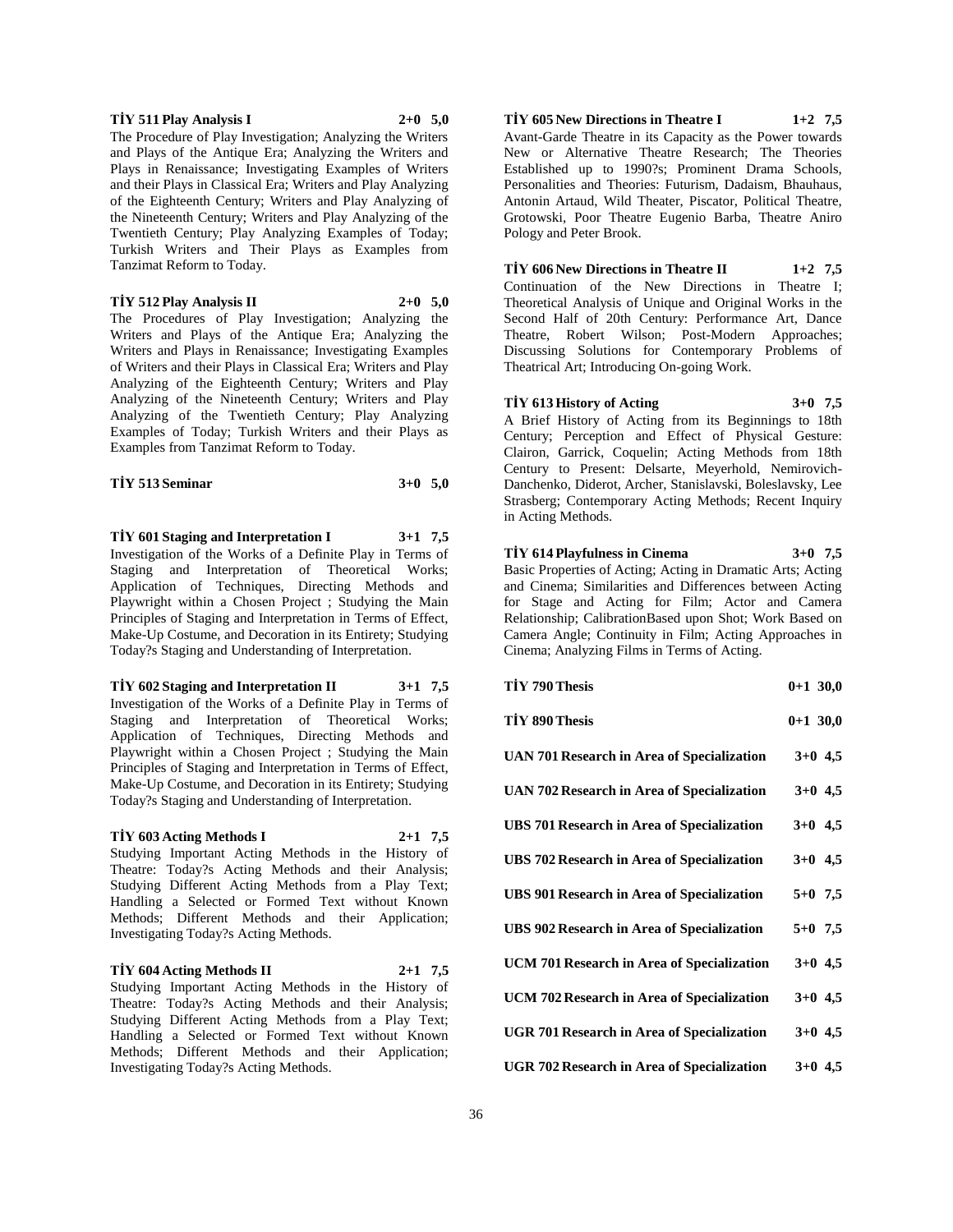**TİY 511 Play Analysis I** **2+0 5,0**

The Procedure of Play Investigation; Analyzing the Writers and Plays of the Antique Era; Analyzing the Writers and Plays in Renaissance; Investigating Examples of Writers and their Plays in Classical Era; Writers and Play Analyzing of the Eighteenth Century; Writers and Play Analyzing of the Nineteenth Century; Writers and Play Analyzing of the Twentieth Century; Play Analyzing Examples of Today; Turkish Writers and Their Plays as Examples from Tanzimat Reform to Today.

**TİY 512 Play Analysis II** **2+0 5,0**

The Procedures of Play Investigation; Analyzing the Writers and Plays of the Antique Era; Analyzing the Writers and Plays in Renaissance; Investigating Examples of Writers and their Plays in Classical Era; Writers and Play Analyzing of the Eighteenth Century; Writers and Play Analyzing of the Nineteenth Century; Writers and Play Analyzing of the Twentieth Century; Play Analyzing Examples of Today; Turkish Writers and their Plays as Examples from Tanzimat Reform to Today.

**TİY 513 Seminar** **3+0 5,0**

**TİY 601 Staging and Interpretation I** **3+1 7,5**

Investigation of the Works of a Definite Play in Terms of Staging and Interpretation of Theoretical Works; Application of Techniques, Directing Methods and Playwright within a Chosen Project ; Studying the Main Principles of Staging and Interpretation in Terms of Effect, Make-Up Costume, and Decoration in its Entirety; Studying Today?s Staging and Understanding of Interpretation.

**TİY 602 Staging and Interpretation II** **3+1 7,5**

Investigation of the Works of a Definite Play in Terms of Staging and Interpretation of Theoretical Works; Application of Techniques, Directing Methods and Playwright within a Chosen Project ; Studying the Main Principles of Staging and Interpretation in Terms of Effect, Make-Up Costume, and Decoration in its Entirety; Studying Today?s Staging and Understanding of Interpretation.

**TİY 603 Acting Methods I** **2+1 7,5**

Studying Important Acting Methods in the History of Theatre: Today?s Acting Methods and their Analysis; Studying Different Acting Methods from a Play Text; Handling a Selected or Formed Text without Known Methods; Different Methods and their Application; Investigating Today?s Acting Methods.

**TİY 604 Acting Methods II** **2+1 7,5**

Studying Important Acting Methods in the History of Theatre: Today?s Acting Methods and their Analysis; Studying Different Acting Methods from a Play Text; Handling a Selected or Formed Text without Known Methods; Different Methods and their Application; Investigating Today?s Acting Methods.

**TİY 605 New Directions in Theatre I** **1+2 7,5**

Avant-Garde Theatre in its Capacity as the Power towards New or Alternative Theatre Research; The Theories Established up to 1990?s; Prominent Drama Schools, Personalities and Theories: Futurism, Dadaism, Bhauhaus, Antonin Artaud, Wild Theater, Piscator, Political Theatre, Grotowski, Poor Theatre Eugenio Barba, Theatre Aniro Pology and Peter Brook.

**TİY 606 New Directions in Theatre II** **1+2 7,5**

Continuation of the New Directions in Theatre I; Theoretical Analysis of Unique and Original Works in the Second Half of 20th Century: Performance Art, Dance Theatre, Robert Wilson; Post-Modern Approaches; Discussing Solutions for Contemporary Problems of Theatrical Art; Introducing On-going Work.

**TİY 613 History of Acting** **3+0 7,5**

A Brief History of Acting from its Beginnings to 18th Century; Perception and Effect of Physical Gesture: Clairon, Garrick, Coquelin; Acting Methods from 18th Century to Present: Delsarte, Meyerhold, Nemirovich-Danchenko, Diderot, Archer, Stanislavski, Boleslavsky, Lee Strasberg; Contemporary Acting Methods; Recent Inquiry in Acting Methods.

**TİY 614 Playfulness in Cinema** **3+0 7,5**

Basic Properties of Acting; Acting in Dramatic Arts; Acting and Cinema; Similarities and Differences between Acting for Stage and Acting for Film; Actor and Camera Relationship; CalibrationBased upon Shot; Work Based on Camera Angle; Continuity in Film; Acting Approaches in Cinema; Analyzing Films in Terms of Acting.

**TİY 790 Thesis** **0+1 30,0**

**TİY 890 Thesis** **0+1 30,0**

**UAN 701 Research in Area of Specialization** **3+0 4,5**

**UAN 702 Research in Area of Specialization** **3+0 4,5**

**UBS 701 Research in Area of Specialization** **3+0 4,5**

**UBS 702 Research in Area of Specialization** **3+0 4,5**

**UBS 901 Research in Area of Specialization** **5+0 7,5**

**UBS 902 Research in Area of Specialization** **5+0 7,5**

**UCM 701 Research in Area of Specialization** **3+0 4,5**

**UCM 702 Research in Area of Specialization** **3+0 4,5**

**UGR 701 Research in Area of Specialization** **3+0 4,5**

**UGR 702 Research in Area of Specialization** **3+0 4,5**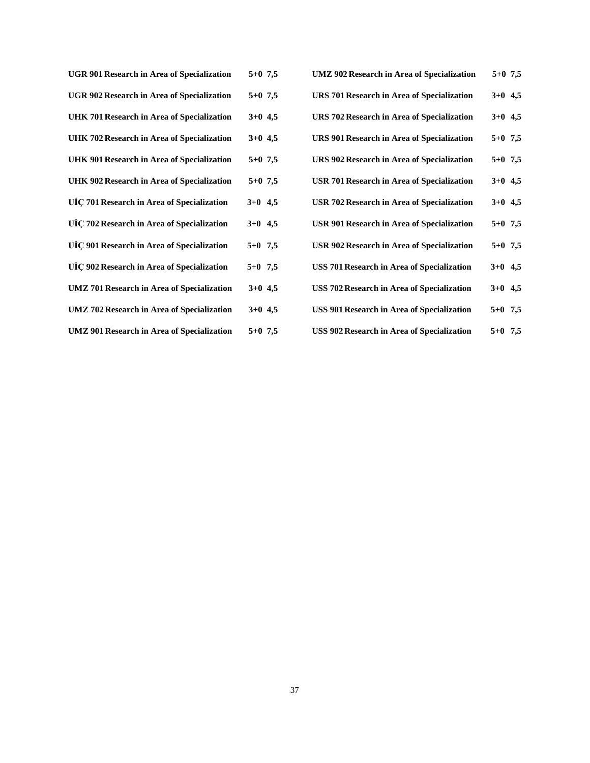**UGR 901 Research in Area of Specialization 5+0 7,5**

**UGR 902 Research in Area of Specialization 5+0 7,5**

**UHK 701 Research in Area of Specialization 3+0 4,5**

**UHK 702 Research in Area of Specialization 3+0 4,5**

**UHK 901 Research in Area of Specialization 5+0 7,5**

**UHK 902 Research in Area of Specialization 5+0 7,5**

**UİÇ 701 Research in Area of Specialization 3+0 4,5**

**UİÇ 702 Research in Area of Specialization 3+0 4,5**

**UİÇ 901 Research in Area of Specialization 5+0 7,5**

**UİÇ 902 Research in Area of Specialization 5+0 7,5**

**UMZ 701 Research in Area of Specialization 3+0 4,5**

**UMZ 702 Research in Area of Specialization 3+0 4,5**

**UMZ 901 Research in Area of Specialization 5+0 7,5**

**UMZ 902 Research in Area of Specialization 5+0 7,5**

**URS 701 Research in Area of Specialization 3+0 4,5**

**URS 702 Research in Area of Specialization 3+0 4,5**

**URS 901 Research in Area of Specialization 5+0 7,5**

**URS 902 Research in Area of Specialization 5+0 7,5**

**USR 701 Research in Area of Specialization 3+0 4,5**

**USR 702 Research in Area of Specialization 3+0 4,5**

**USR 901 Research in Area of Specialization 5+0 7,5**

**USR 902 Research in Area of Specialization 5+0 7,5**

**USS 701 Research in Area of Specialization 3+0 4,5**

**USS 702 Research in Area of Specialization 3+0 4,5**

**USS 901 Research in Area of Specialization 5+0 7,5**

**USS 902 Research in Area of Specialization 5+0 7,5**